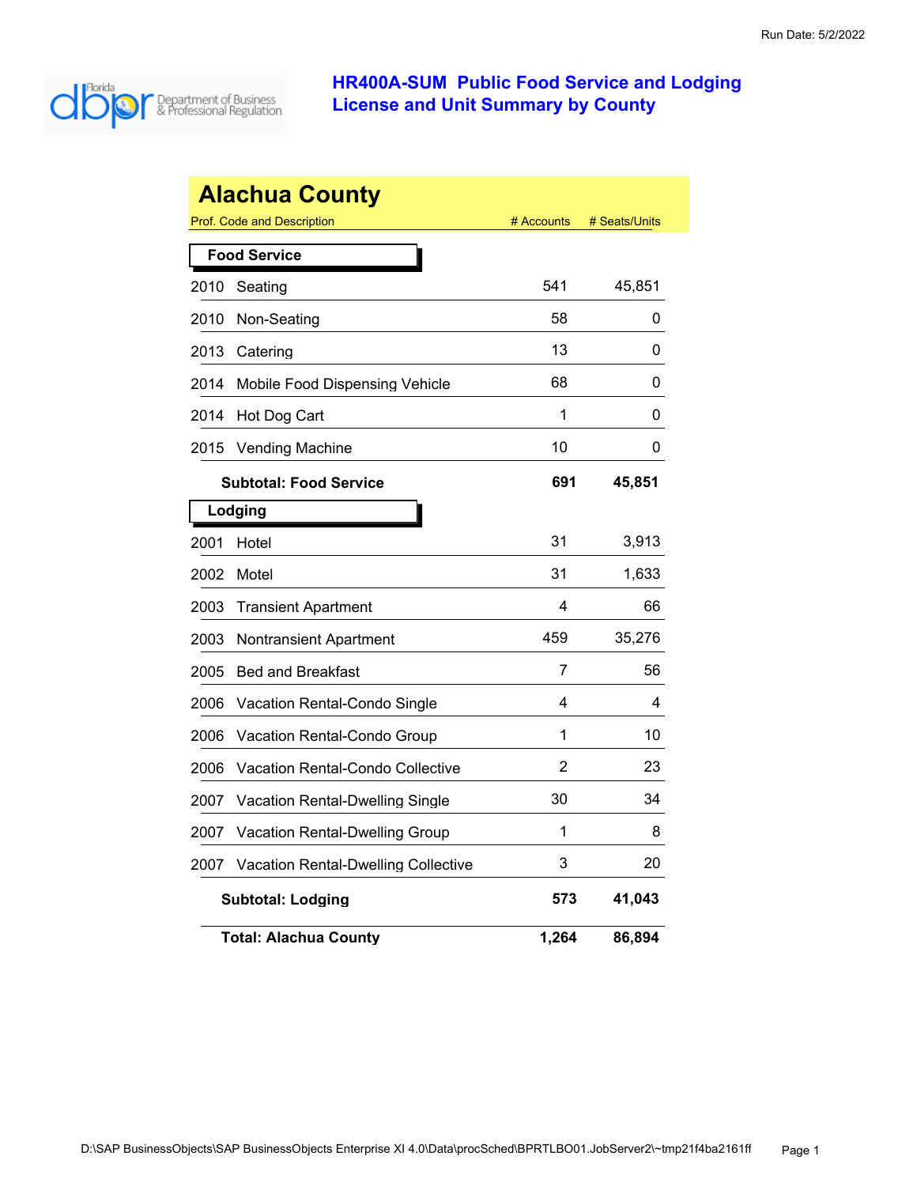# HR400A-SUM Public Food Service and Lodging License and Unit Summary by County

Run Date: 5/2/2022

Florida Department of Business & Professional Regulation

## Alachua County

| Prof. Code and Description | # Accounts | # Seats/Units |
|---|---|---|
| **Food Service** | | |
| 2010 Seating | 541 | 45,851 |
| 2010 Non-Seating | 58 | 0 |
| 2013 Catering | 13 | 0 |
| 2014 Mobile Food Dispensing Vehicle | 68 | 0 |
| 2014 Hot Dog Cart | 1 | 0 |
| 2015 Vending Machine | 10 | 0 |
| **Subtotal: Food Service** | **691** | **45,851** |
| **Lodging** | | |
| 2001 Hotel | 31 | 3,913 |
| 2002 Motel | 31 | 1,633 |
| 2003 Transient Apartment | 4 | 66 |
| 2003 Nontransient Apartment | 459 | 35,276 |
| 2005 Bed and Breakfast | 7 | 56 |
| 2006 Vacation Rental-Condo Single | 4 | 4 |
| 2006 Vacation Rental-Condo Group | 1 | 10 |
| 2006 Vacation Rental-Condo Collective | 2 | 23 |
| 2007 Vacation Rental-Dwelling Single | 30 | 34 |
| 2007 Vacation Rental-Dwelling Group | 1 | 8 |
| 2007 Vacation Rental-Dwelling Collective | 3 | 20 |
| **Subtotal: Lodging** | **573** | **41,043** |
| **Total: Alachua County** | **1,264** | **86,894** |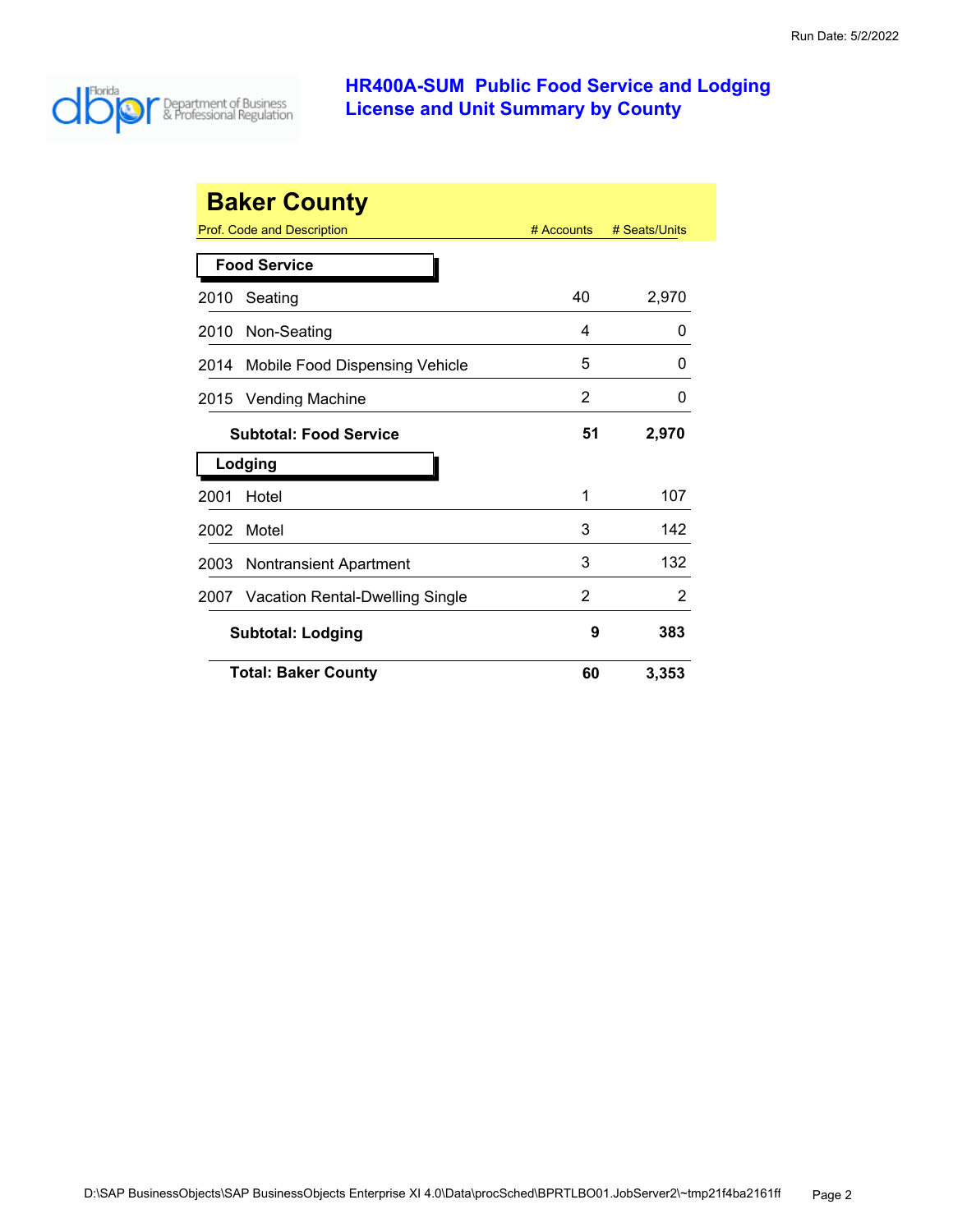# HR400A-SUM Public Food Service and Lodging License and Unit Summary by County

## Baker County

| Prof. Code and Description | # Accounts | # Seats/Units |
|---|---|---|
| **Food Service** | | |
| 2010 Seating | 40 | 2,970 |
| 2010 Non-Seating | 4 | 0 |
| 2014 Mobile Food Dispensing Vehicle | 5 | 0 |
| 2015 Vending Machine | 2 | 0 |
| **Subtotal: Food Service** | **51** | **2,970** |
| **Lodging** | | |
| 2001 Hotel | 1 | 107 |
| 2002 Motel | 3 | 142 |
| 2003 Nontransient Apartment | 3 | 132 |
| 2007 Vacation Rental-Dwelling Single | 2 | 2 |
| **Subtotal: Lodging** | **9** | **383** |
| **Total: Baker County** | **60** | **3,353** |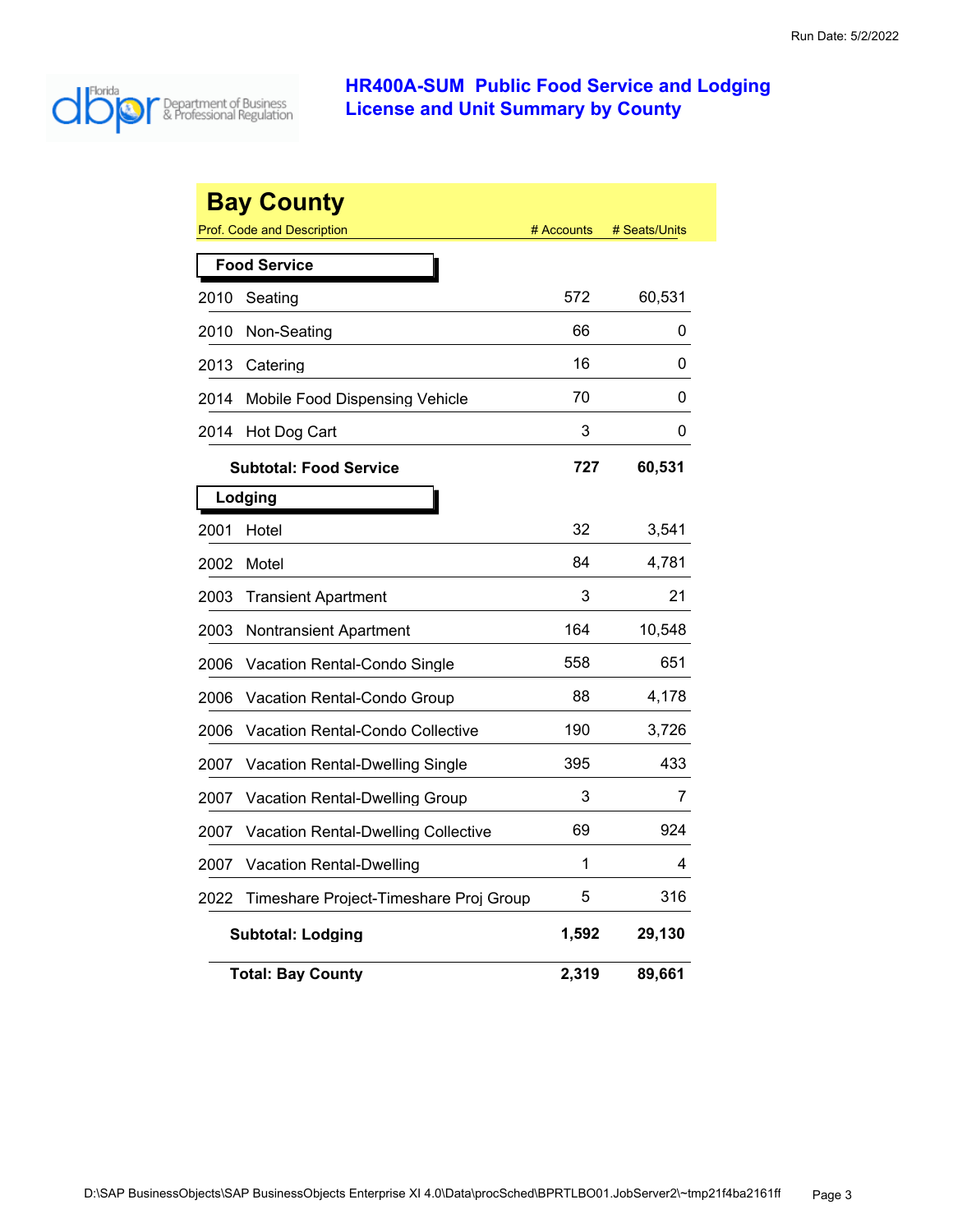Run Date: 5/2/2022

# HR400A-SUM Public Food Service and Lodging License and Unit Summary by County

## Bay County

| Prof. Code and Description | | # Accounts | # Seats/Units |
|---|---|---|---|
| **Food Service** | | | |
| 2010 | Seating | 572 | 60,531 |
| 2010 | Non-Seating | 66 | 0 |
| 2013 | Catering | 16 | 0 |
| 2014 | Mobile Food Dispensing Vehicle | 70 | 0 |
| 2014 | Hot Dog Cart | 3 | 0 |
| | **Subtotal: Food Service** | **727** | **60,531** |
| **Lodging** | | | |
| 2001 | Hotel | 32 | 3,541 |
| 2002 | Motel | 84 | 4,781 |
| 2003 | Transient Apartment | 3 | 21 |
| 2003 | Nontransient Apartment | 164 | 10,548 |
| 2006 | Vacation Rental-Condo Single | 558 | 651 |
| 2006 | Vacation Rental-Condo Group | 88 | 4,178 |
| 2006 | Vacation Rental-Condo Collective | 190 | 3,726 |
| 2007 | Vacation Rental-Dwelling Single | 395 | 433 |
| 2007 | Vacation Rental-Dwelling Group | 3 | 7 |
| 2007 | Vacation Rental-Dwelling Collective | 69 | 924 |
| 2007 | Vacation Rental-Dwelling | 1 | 4 |
| 2022 | Timeshare Project-Timeshare Proj Group | 5 | 316 |
| | **Subtotal: Lodging** | **1,592** | **29,130** |
| | **Total: Bay County** | **2,319** | **89,661** |

D:\SAP BusinessObjects\SAP BusinessObjects Enterprise XI 4.0\Data\procSched\BPRTLBO01.JobServer2\~tmp21f4ba2161ff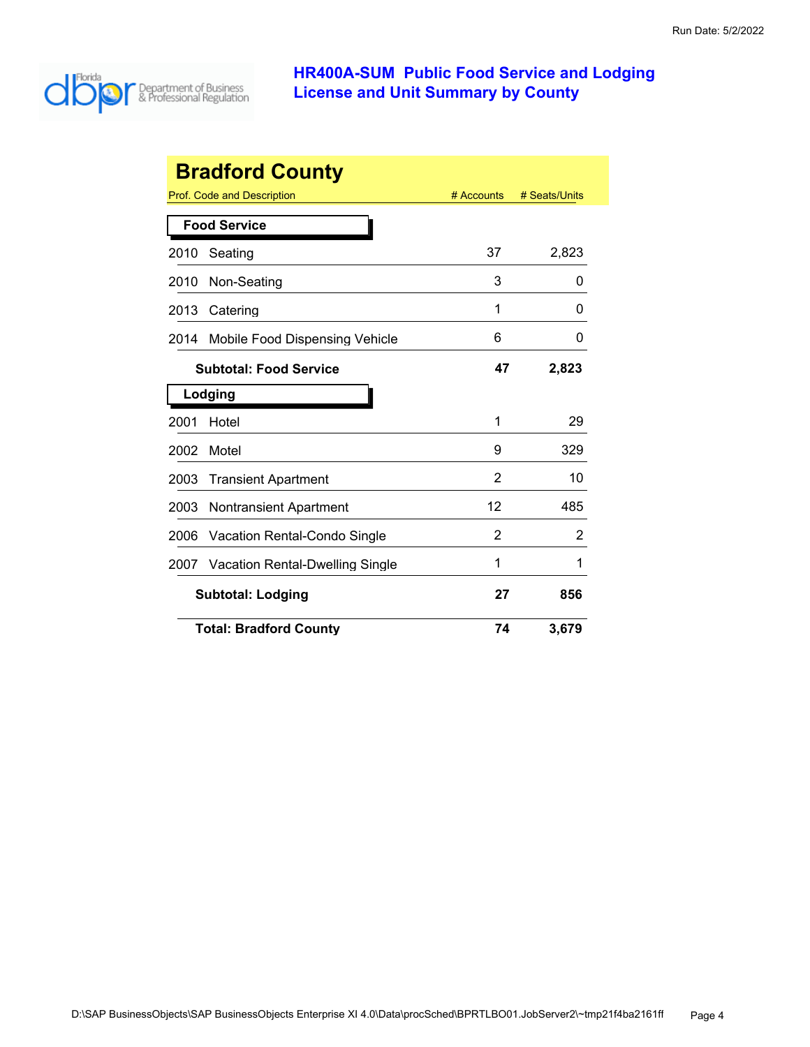Run Date: 5/2/2022

# HR400A-SUM Public Food Service and Lodging License and Unit Summary by County

## Bradford County

| Prof. Code and Description | # Accounts | # Seats/Units |
|---|---|---|
| **Food Service** | | |
| 2010 Seating | 37 | 2,823 |
| 2010 Non-Seating | 3 | 0 |
| 2013 Catering | 1 | 0 |
| 2014 Mobile Food Dispensing Vehicle | 6 | 0 |
| **Subtotal: Food Service** | **47** | **2,823** |
| **Lodging** | | |
| 2001 Hotel | 1 | 29 |
| 2002 Motel | 9 | 329 |
| 2003 Transient Apartment | 2 | 10 |
| 2003 Nontransient Apartment | 12 | 485 |
| 2006 Vacation Rental-Condo Single | 2 | 2 |
| 2007 Vacation Rental-Dwelling Single | 1 | 1 |
| **Subtotal: Lodging** | **27** | **856** |
| **Total: Bradford County** | **74** | **3,679** |

D:\SAP BusinessObjects\SAP BusinessObjects Enterprise XI 4.0\Data\procSched\BPRTLBO01.JobServer2\~tmp21f4ba2161ff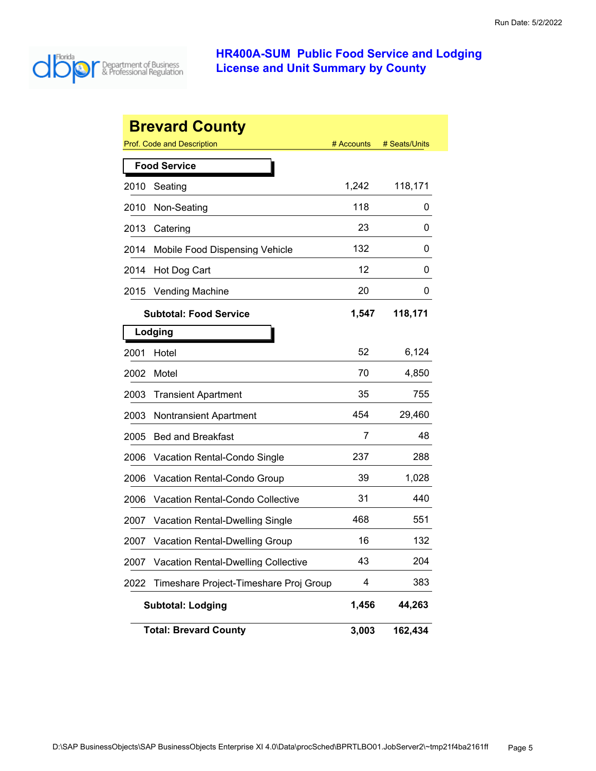# HR400A-SUM Public Food Service and Lodging License and Unit Summary by County

## Brevard County

| Prof. Code and Description | | # Accounts | # Seats/Units |
|---|---|---|---|
| **Food Service** | | | |
| 2010 | Seating | 1,242 | 118,171 |
| 2010 | Non-Seating | 118 | 0 |
| 2013 | Catering | 23 | 0 |
| 2014 | Mobile Food Dispensing Vehicle | 132 | 0 |
| 2014 | Hot Dog Cart | 12 | 0 |
| 2015 | Vending Machine | 20 | 0 |
| | **Subtotal: Food Service** | **1,547** | **118,171** |
| **Lodging** | | | |
| 2001 | Hotel | 52 | 6,124 |
| 2002 | Motel | 70 | 4,850 |
| 2003 | Transient Apartment | 35 | 755 |
| 2003 | Nontransient Apartment | 454 | 29,460 |
| 2005 | Bed and Breakfast | 7 | 48 |
| 2006 | Vacation Rental-Condo Single | 237 | 288 |
| 2006 | Vacation Rental-Condo Group | 39 | 1,028 |
| 2006 | Vacation Rental-Condo Collective | 31 | 440 |
| 2007 | Vacation Rental-Dwelling Single | 468 | 551 |
| 2007 | Vacation Rental-Dwelling Group | 16 | 132 |
| 2007 | Vacation Rental-Dwelling Collective | 43 | 204 |
| 2022 | Timeshare Project-Timeshare Proj Group | 4 | 383 |
| | **Subtotal: Lodging** | **1,456** | **44,263** |
| | **Total: Brevard County** | **3,003** | **162,434** |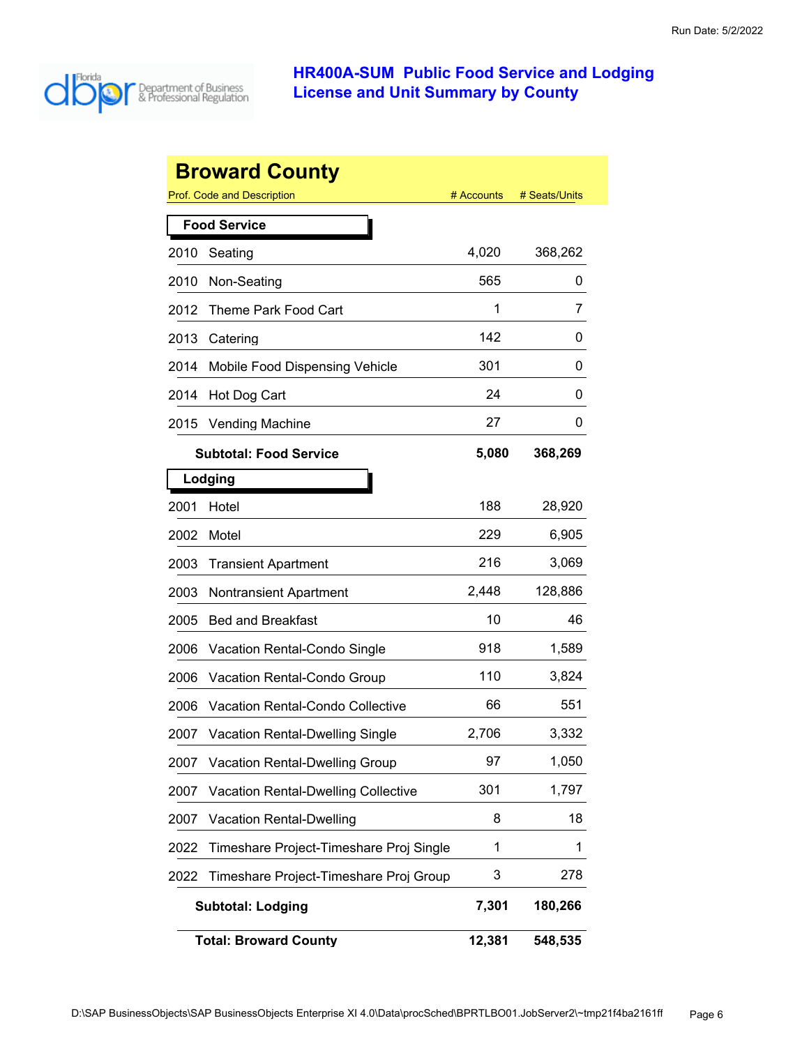# HR400A-SUM Public Food Service and Lodging License and Unit Summary by County

## Broward County

| Prof. Code and Description | | # Accounts | # Seats/Units |
|---|---|---|---|
| **Food Service** | | | |
| 2010 | Seating | 4,020 | 368,262 |
| 2010 | Non-Seating | 565 | 0 |
| 2012 | Theme Park Food Cart | 1 | 7 |
| 2013 | Catering | 142 | 0 |
| 2014 | Mobile Food Dispensing Vehicle | 301 | 0 |
| 2014 | Hot Dog Cart | 24 | 0 |
| 2015 | Vending Machine | 27 | 0 |
| | **Subtotal: Food Service** | **5,080** | **368,269** |
| **Lodging** | | | |
| 2001 | Hotel | 188 | 28,920 |
| 2002 | Motel | 229 | 6,905 |
| 2003 | Transient Apartment | 216 | 3,069 |
| 2003 | Nontransient Apartment | 2,448 | 128,886 |
| 2005 | Bed and Breakfast | 10 | 46 |
| 2006 | Vacation Rental-Condo Single | 918 | 1,589 |
| 2006 | Vacation Rental-Condo Group | 110 | 3,824 |
| 2006 | Vacation Rental-Condo Collective | 66 | 551 |
| 2007 | Vacation Rental-Dwelling Single | 2,706 | 3,332 |
| 2007 | Vacation Rental-Dwelling Group | 97 | 1,050 |
| 2007 | Vacation Rental-Dwelling Collective | 301 | 1,797 |
| 2007 | Vacation Rental-Dwelling | 8 | 18 |
| 2022 | Timeshare Project-Timeshare Proj Single | 1 | 1 |
| 2022 | Timeshare Project-Timeshare Proj Group | 3 | 278 |
| | **Subtotal: Lodging** | **7,301** | **180,266** |
| | **Total: Broward County** | **12,381** | **548,535** |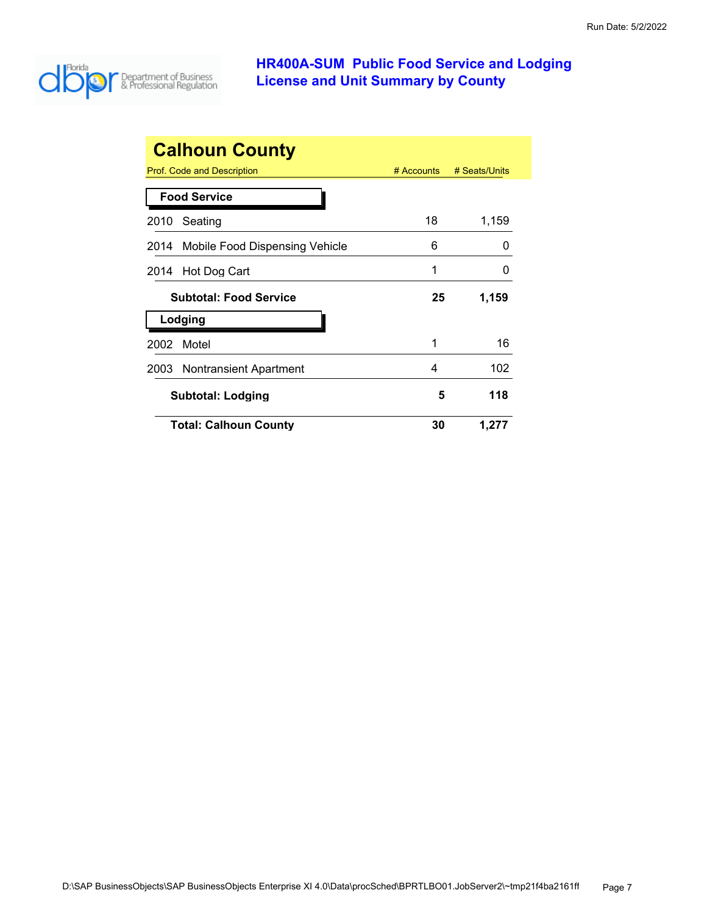# HR400A-SUM Public Food Service and Lodging License and Unit Summary by County

Run Date: 5/2/2022

## Calhoun County

| Prof. Code and Description | # Accounts | # Seats/Units |
| --- | --- | --- |
| **Food Service** | | |
| 2010 Seating | 18 | 1,159 |
| 2014 Mobile Food Dispensing Vehicle | 6 | 0 |
| 2014 Hot Dog Cart | 1 | 0 |
| **Subtotal: Food Service** | **25** | **1,159** |
| **Lodging** | | |
| 2002 Motel | 1 | 16 |
| 2003 Nontransient Apartment | 4 | 102 |
| **Subtotal: Lodging** | **5** | **118** |
| **Total: Calhoun County** | **30** | **1,277** |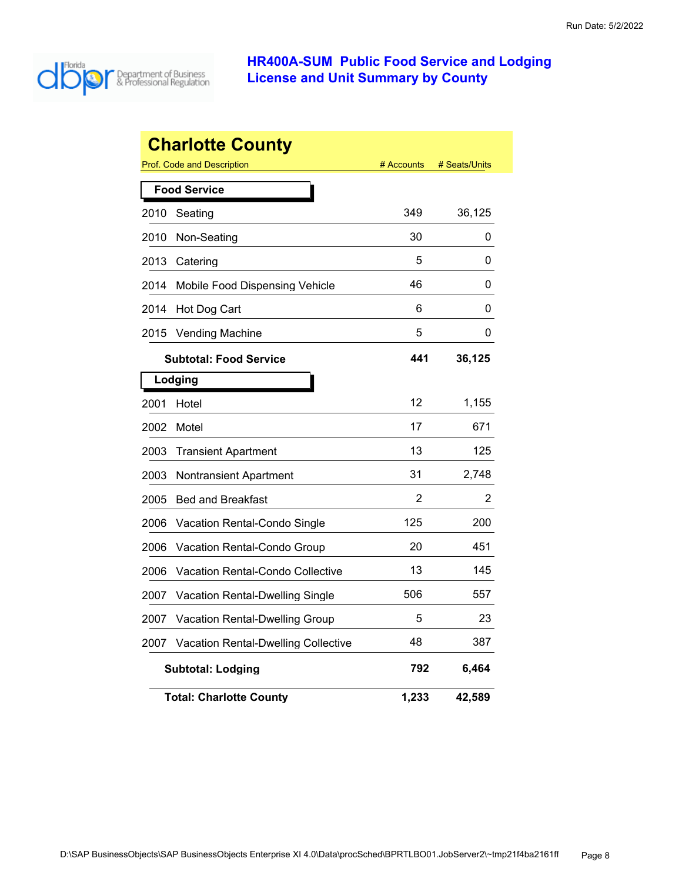# HR400A-SUM Public Food Service and Lodging License and Unit Summary by County

## Charlotte County

| Prof. Code and Description | # Accounts | # Seats/Units |
|---|---|---|
| **Food Service** | | |
| 2010 Seating | 349 | 36,125 |
| 2010 Non-Seating | 30 | 0 |
| 2013 Catering | 5 | 0 |
| 2014 Mobile Food Dispensing Vehicle | 46 | 0 |
| 2014 Hot Dog Cart | 6 | 0 |
| 2015 Vending Machine | 5 | 0 |
| **Subtotal: Food Service** | **441** | **36,125** |
| **Lodging** | | |
| 2001 Hotel | 12 | 1,155 |
| 2002 Motel | 17 | 671 |
| 2003 Transient Apartment | 13 | 125 |
| 2003 Nontransient Apartment | 31 | 2,748 |
| 2005 Bed and Breakfast | 2 | 2 |
| 2006 Vacation Rental-Condo Single | 125 | 200 |
| 2006 Vacation Rental-Condo Group | 20 | 451 |
| 2006 Vacation Rental-Condo Collective | 13 | 145 |
| 2007 Vacation Rental-Dwelling Single | 506 | 557 |
| 2007 Vacation Rental-Dwelling Group | 5 | 23 |
| 2007 Vacation Rental-Dwelling Collective | 48 | 387 |
| **Subtotal: Lodging** | **792** | **6,464** |
| **Total: Charlotte County** | **1,233** | **42,589** |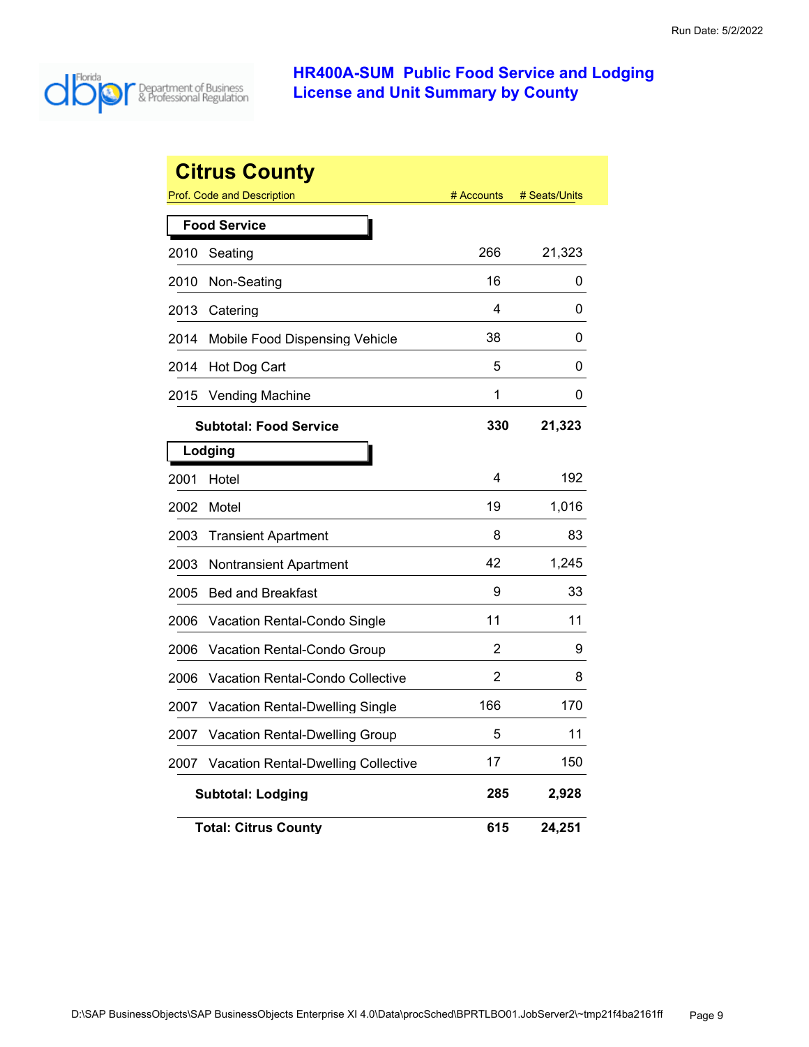# HR400A-SUM Public Food Service and Lodging License and Unit Summary by County

## Citrus County

| Prof. Code and Description | # Accounts | # Seats/Units |
|---|---|---|
| **Food Service** | | |
| 2010 Seating | 266 | 21,323 |
| 2010 Non-Seating | 16 | 0 |
| 2013 Catering | 4 | 0 |
| 2014 Mobile Food Dispensing Vehicle | 38 | 0 |
| 2014 Hot Dog Cart | 5 | 0 |
| 2015 Vending Machine | 1 | 0 |
| **Subtotal: Food Service** | **330** | **21,323** |
| **Lodging** | | |
| 2001 Hotel | 4 | 192 |
| 2002 Motel | 19 | 1,016 |
| 2003 Transient Apartment | 8 | 83 |
| 2003 Nontransient Apartment | 42 | 1,245 |
| 2005 Bed and Breakfast | 9 | 33 |
| 2006 Vacation Rental-Condo Single | 11 | 11 |
| 2006 Vacation Rental-Condo Group | 2 | 9 |
| 2006 Vacation Rental-Condo Collective | 2 | 8 |
| 2007 Vacation Rental-Dwelling Single | 166 | 170 |
| 2007 Vacation Rental-Dwelling Group | 5 | 11 |
| 2007 Vacation Rental-Dwelling Collective | 17 | 150 |
| **Subtotal: Lodging** | **285** | **2,928** |
| **Total: Citrus County** | **615** | **24,251** |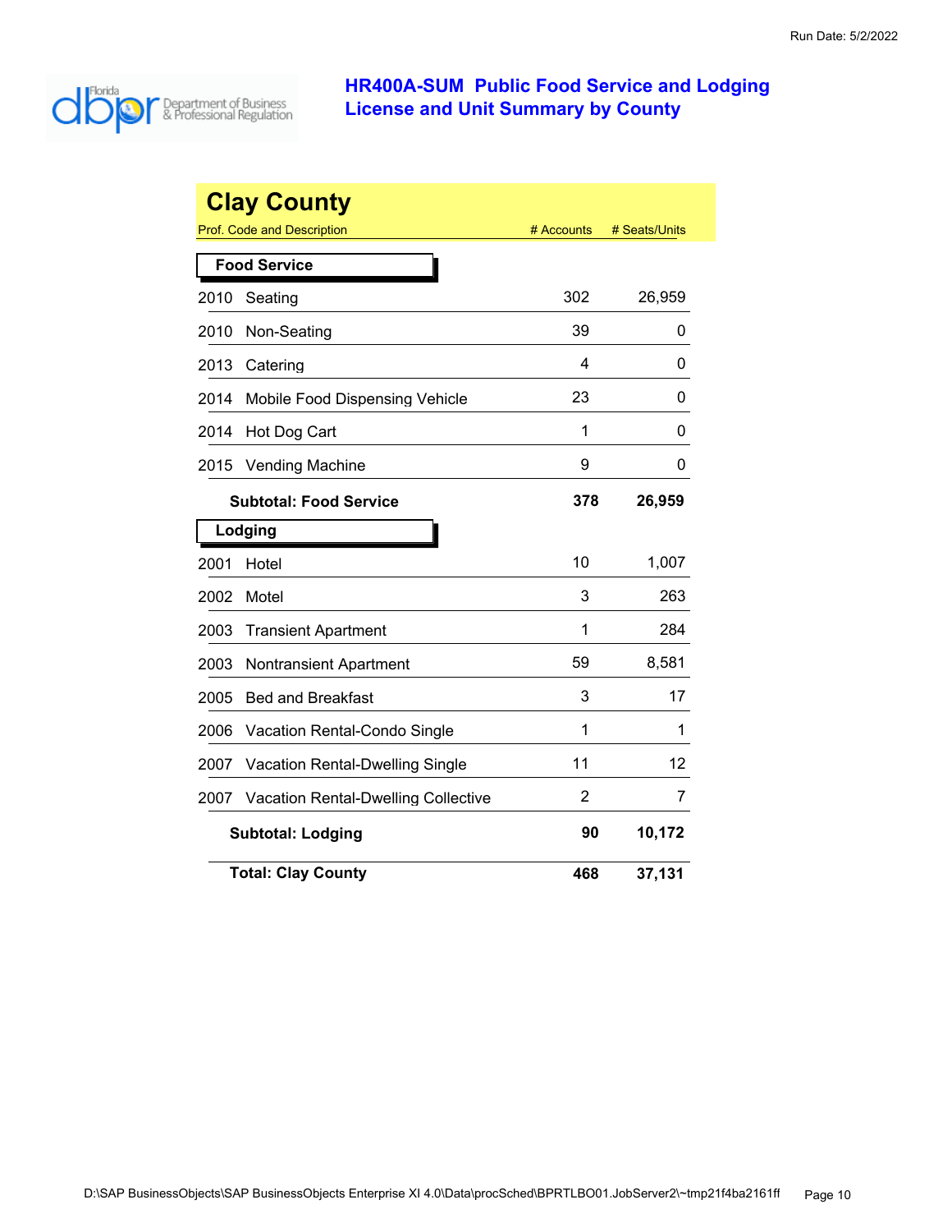# HR400A-SUM Public Food Service and Lodging License and Unit Summary by County

## Clay County

| Prof. Code and Description | # Accounts | # Seats/Units |
|---|---|---|
| **Food Service** | | |
| 2010 Seating | 302 | 26,959 |
| 2010 Non-Seating | 39 | 0 |
| 2013 Catering | 4 | 0 |
| 2014 Mobile Food Dispensing Vehicle | 23 | 0 |
| 2014 Hot Dog Cart | 1 | 0 |
| 2015 Vending Machine | 9 | 0 |
| **Subtotal: Food Service** | **378** | **26,959** |
| **Lodging** | | |
| 2001 Hotel | 10 | 1,007 |
| 2002 Motel | 3 | 263 |
| 2003 Transient Apartment | 1 | 284 |
| 2003 Nontransient Apartment | 59 | 8,581 |
| 2005 Bed and Breakfast | 3 | 17 |
| 2006 Vacation Rental-Condo Single | 1 | 1 |
| 2007 Vacation Rental-Dwelling Single | 11 | 12 |
| 2007 Vacation Rental-Dwelling Collective | 2 | 7 |
| **Subtotal: Lodging** | **90** | **10,172** |
| **Total: Clay County** | **468** | **37,131** |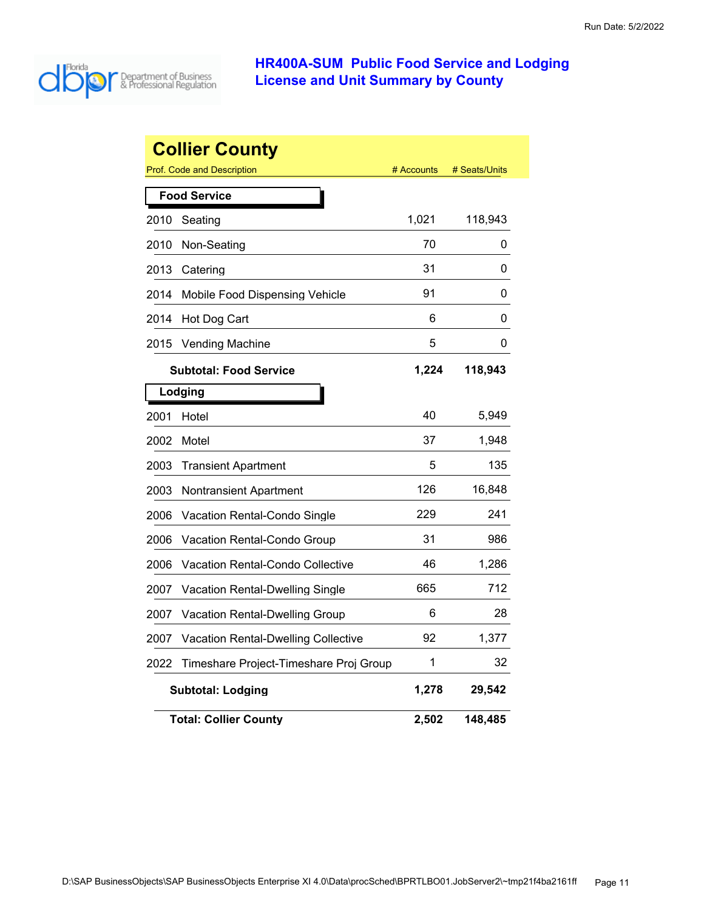Run Date: 5/2/2022

# HR400A-SUM Public Food Service and Lodging License and Unit Summary by County

## Collier County

| Prof. Code and Description | # Accounts | # Seats/Units |
|---|---|---|
| **Food Service** | | |
| 2010 Seating | 1,021 | 118,943 |
| 2010 Non-Seating | 70 | 0 |
| 2013 Catering | 31 | 0 |
| 2014 Mobile Food Dispensing Vehicle | 91 | 0 |
| 2014 Hot Dog Cart | 6 | 0 |
| 2015 Vending Machine | 5 | 0 |
| **Subtotal: Food Service** | **1,224** | **118,943** |
| **Lodging** | | |
| 2001 Hotel | 40 | 5,949 |
| 2002 Motel | 37 | 1,948 |
| 2003 Transient Apartment | 5 | 135 |
| 2003 Nontransient Apartment | 126 | 16,848 |
| 2006 Vacation Rental-Condo Single | 229 | 241 |
| 2006 Vacation Rental-Condo Group | 31 | 986 |
| 2006 Vacation Rental-Condo Collective | 46 | 1,286 |
| 2007 Vacation Rental-Dwelling Single | 665 | 712 |
| 2007 Vacation Rental-Dwelling Group | 6 | 28 |
| 2007 Vacation Rental-Dwelling Collective | 92 | 1,377 |
| 2022 Timeshare Project-Timeshare Proj Group | 1 | 32 |
| **Subtotal: Lodging** | **1,278** | **29,542** |
| **Total: Collier County** | **2,502** | **148,485** |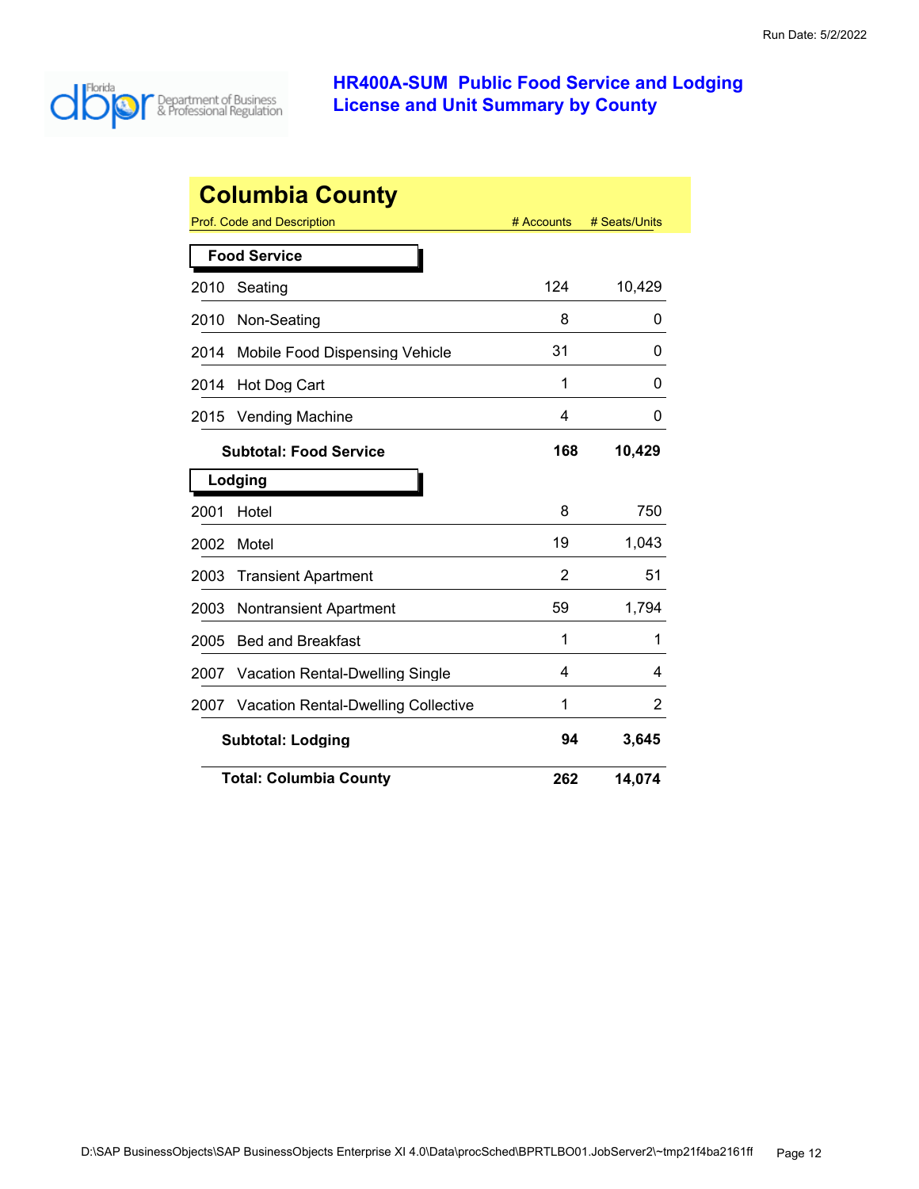# HR400A-SUM Public Food Service and Lodging License and Unit Summary by County

## Columbia County

| Prof. Code and Description | # Accounts | # Seats/Units |
|---|---|---|
| **Food Service** | | |
| 2010 Seating | 124 | 10,429 |
| 2010 Non-Seating | 8 | 0 |
| 2014 Mobile Food Dispensing Vehicle | 31 | 0 |
| 2014 Hot Dog Cart | 1 | 0 |
| 2015 Vending Machine | 4 | 0 |
| **Subtotal: Food Service** | **168** | **10,429** |
| **Lodging** | | |
| 2001 Hotel | 8 | 750 |
| 2002 Motel | 19 | 1,043 |
| 2003 Transient Apartment | 2 | 51 |
| 2003 Nontransient Apartment | 59 | 1,794 |
| 2005 Bed and Breakfast | 1 | 1 |
| 2007 Vacation Rental-Dwelling Single | 4 | 4 |
| 2007 Vacation Rental-Dwelling Collective | 1 | 2 |
| **Subtotal: Lodging** | **94** | **3,645** |
| **Total: Columbia County** | **262** | **14,074** |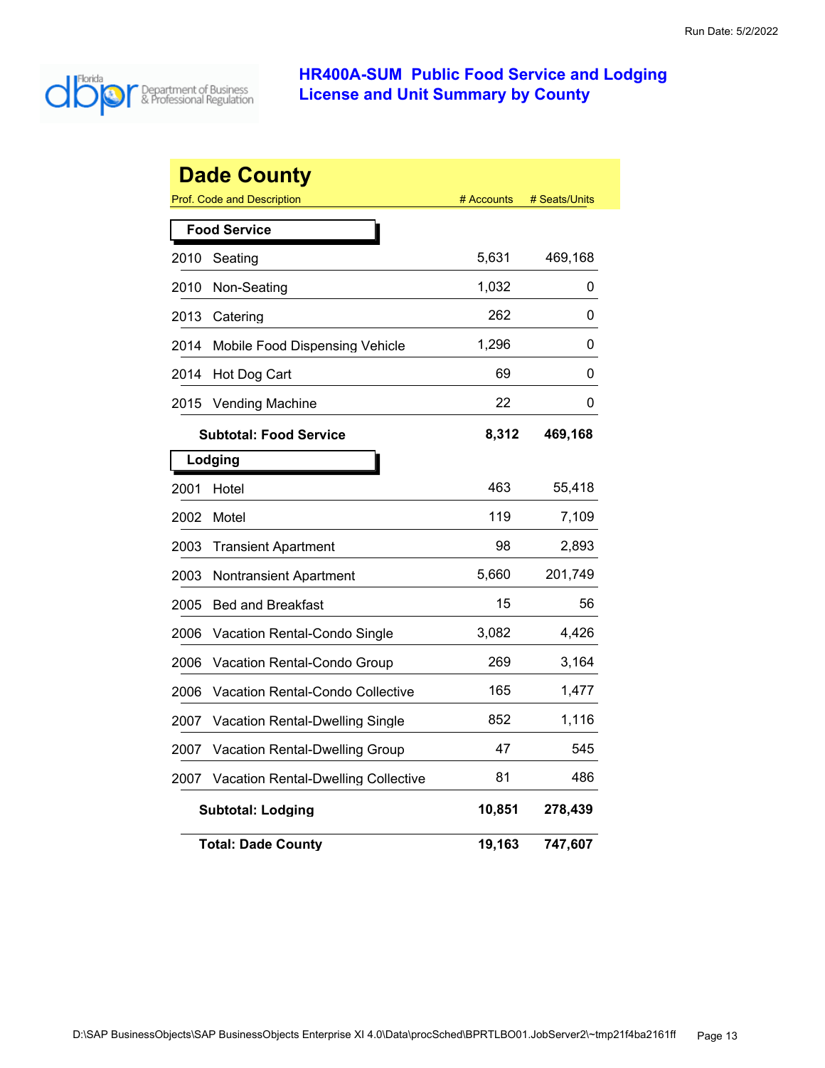Run Date: 5/2/2022

# HR400A-SUM Public Food Service and Lodging License and Unit Summary by County

## Dade County

| Prof. Code and Description | # Accounts | # Seats/Units |
|---|---|---|
| **Food Service** | | |
| 2010 Seating | 5,631 | 469,168 |
| 2010 Non-Seating | 1,032 | 0 |
| 2013 Catering | 262 | 0 |
| 2014 Mobile Food Dispensing Vehicle | 1,296 | 0 |
| 2014 Hot Dog Cart | 69 | 0 |
| 2015 Vending Machine | 22 | 0 |
| **Subtotal: Food Service** | **8,312** | **469,168** |
| **Lodging** | | |
| 2001 Hotel | 463 | 55,418 |
| 2002 Motel | 119 | 7,109 |
| 2003 Transient Apartment | 98 | 2,893 |
| 2003 Nontransient Apartment | 5,660 | 201,749 |
| 2005 Bed and Breakfast | 15 | 56 |
| 2006 Vacation Rental-Condo Single | 3,082 | 4,426 |
| 2006 Vacation Rental-Condo Group | 269 | 3,164 |
| 2006 Vacation Rental-Condo Collective | 165 | 1,477 |
| 2007 Vacation Rental-Dwelling Single | 852 | 1,116 |
| 2007 Vacation Rental-Dwelling Group | 47 | 545 |
| 2007 Vacation Rental-Dwelling Collective | 81 | 486 |
| **Subtotal: Lodging** | **10,851** | **278,439** |
| **Total: Dade County** | **19,163** | **747,607** |

D:\SAP BusinessObjects\SAP BusinessObjects Enterprise XI 4.0\Data\procSched\BPRTLBO01.JobServer2\~tmp21f4ba2161ff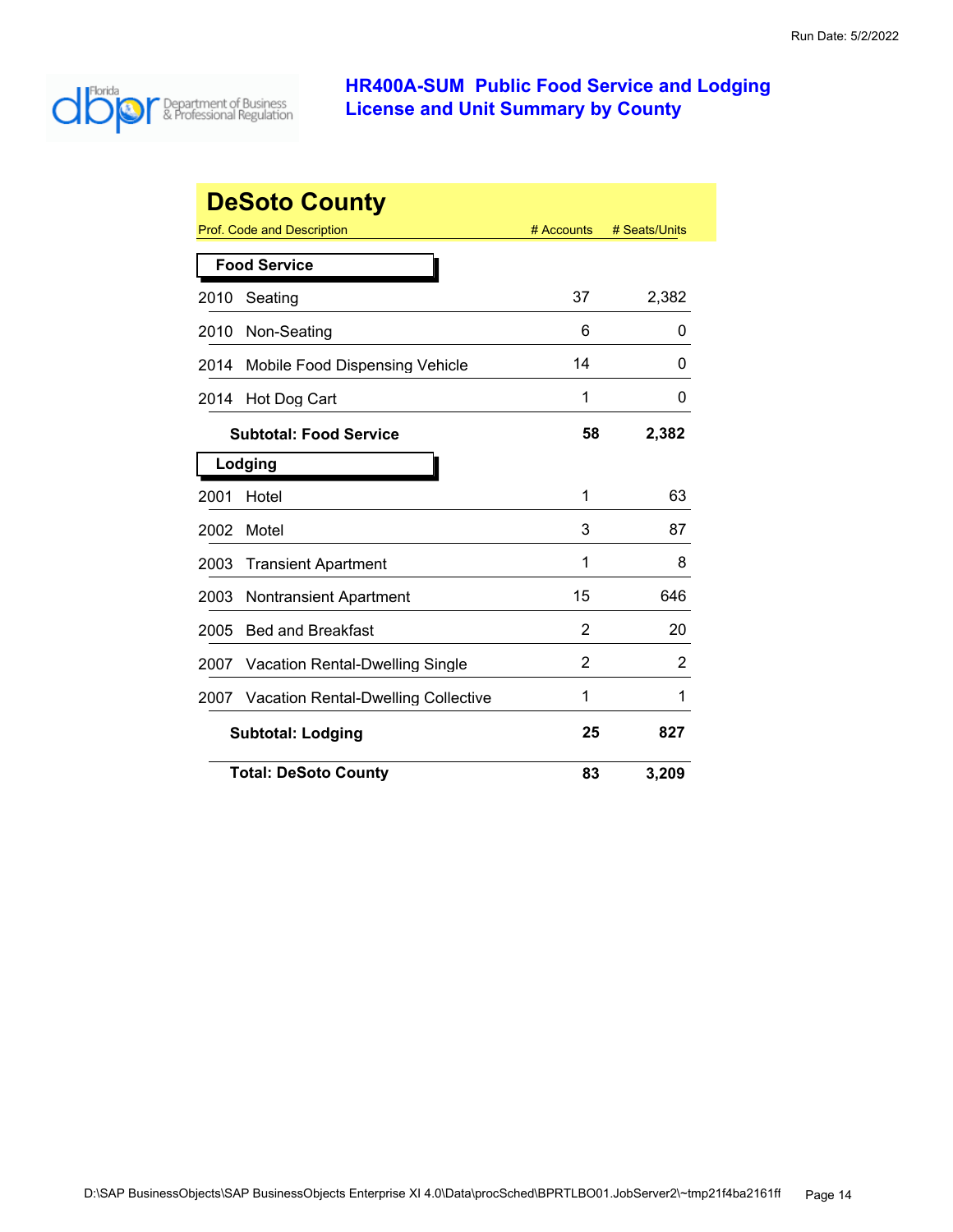# HR400A-SUM Public Food Service and Lodging License and Unit Summary by County

## DeSoto County

| Prof. Code and Description | # Accounts | # Seats/Units |
|---|---|---|
| **Food Service** | | |
| 2010 Seating | 37 | 2,382 |
| 2010 Non-Seating | 6 | 0 |
| 2014 Mobile Food Dispensing Vehicle | 14 | 0 |
| 2014 Hot Dog Cart | 1 | 0 |
| **Subtotal: Food Service** | **58** | **2,382** |
| **Lodging** | | |
| 2001 Hotel | 1 | 63 |
| 2002 Motel | 3 | 87 |
| 2003 Transient Apartment | 1 | 8 |
| 2003 Nontransient Apartment | 15 | 646 |
| 2005 Bed and Breakfast | 2 | 20 |
| 2007 Vacation Rental-Dwelling Single | 2 | 2 |
| 2007 Vacation Rental-Dwelling Collective | 1 | 1 |
| **Subtotal: Lodging** | **25** | **827** |
| **Total: DeSoto County** | **83** | **3,209** |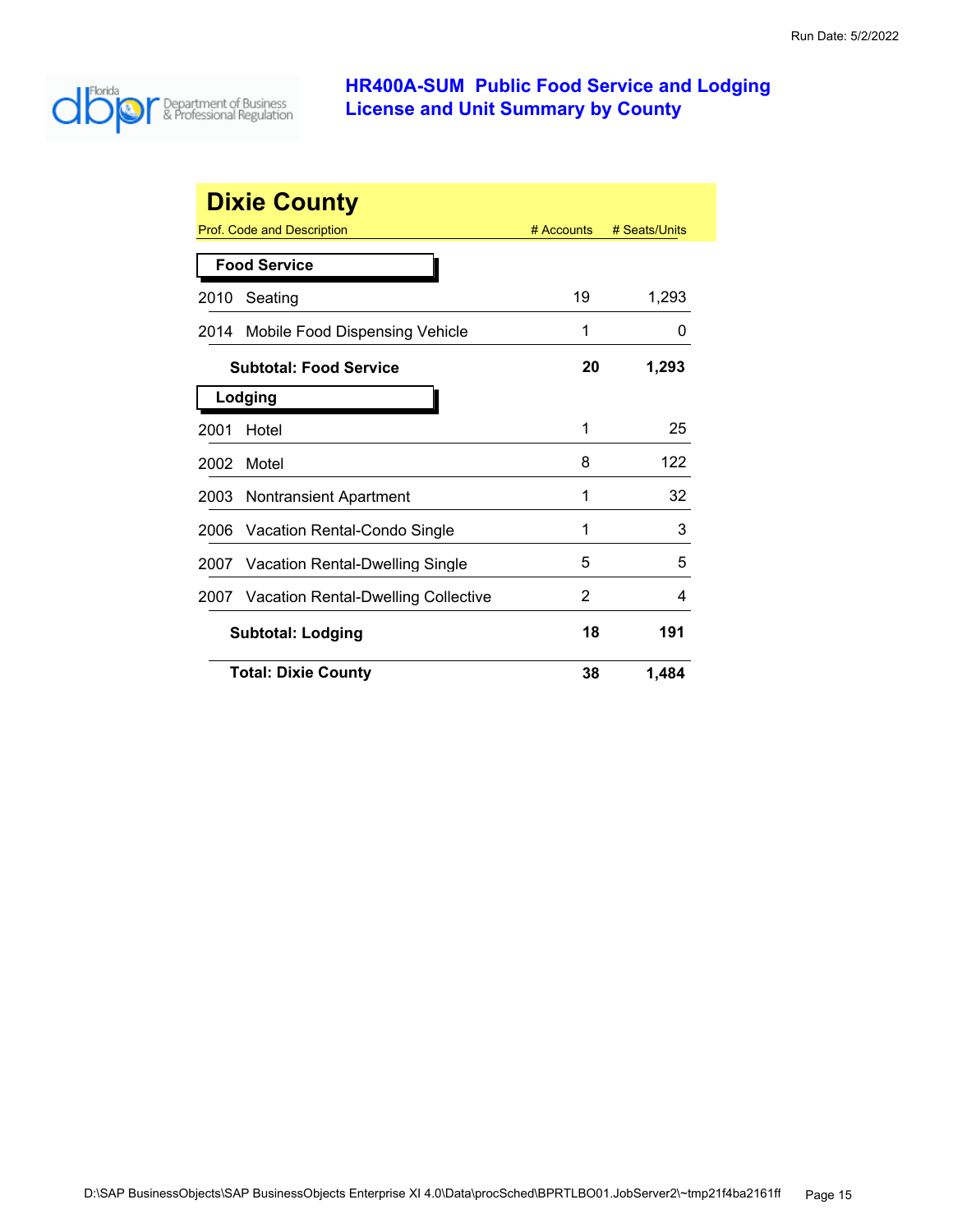# HR400A-SUM Public Food Service and Lodging License and Unit Summary by County

## Dixie County

| Prof. Code and Description | # Accounts | # Seats/Units |
|---|---|---|
| **Food Service** | | |
| 2010 Seating | 19 | 1,293 |
| 2014 Mobile Food Dispensing Vehicle | 1 | 0 |
| **Subtotal: Food Service** | **20** | **1,293** |
| **Lodging** | | |
| 2001 Hotel | 1 | 25 |
| 2002 Motel | 8 | 122 |
| 2003 Nontransient Apartment | 1 | 32 |
| 2006 Vacation Rental-Condo Single | 1 | 3 |
| 2007 Vacation Rental-Dwelling Single | 5 | 5 |
| 2007 Vacation Rental-Dwelling Collective | 2 | 4 |
| **Subtotal: Lodging** | **18** | **191** |
| **Total: Dixie County** | **38** | **1,484** |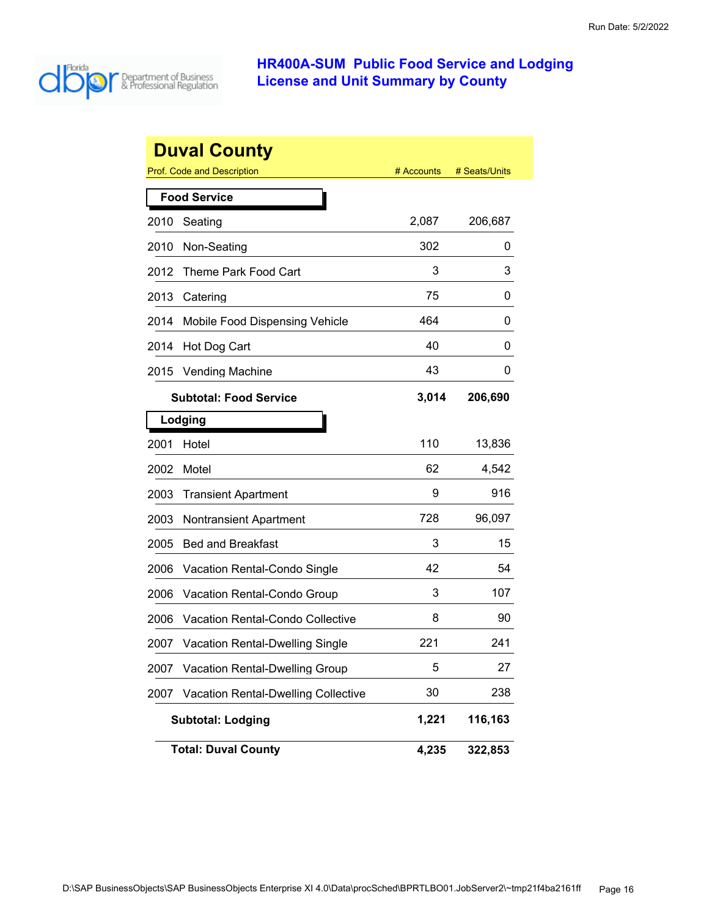Run Date: 5/2/2022

# HR400A-SUM Public Food Service and Lodging License and Unit Summary by County

## Duval County

| Prof. Code and Description | | # Accounts | # Seats/Units |
|---|---|---|---|
| **Food Service** | | | |
| 2010 | Seating | 2,087 | 206,687 |
| 2010 | Non-Seating | 302 | 0 |
| 2012 | Theme Park Food Cart | 3 | 3 |
| 2013 | Catering | 75 | 0 |
| 2014 | Mobile Food Dispensing Vehicle | 464 | 0 |
| 2014 | Hot Dog Cart | 40 | 0 |
| 2015 | Vending Machine | 43 | 0 |
| | **Subtotal: Food Service** | **3,014** | **206,690** |
| **Lodging** | | | |
| 2001 | Hotel | 110 | 13,836 |
| 2002 | Motel | 62 | 4,542 |
| 2003 | Transient Apartment | 9 | 916 |
| 2003 | Nontransient Apartment | 728 | 96,097 |
| 2005 | Bed and Breakfast | 3 | 15 |
| 2006 | Vacation Rental-Condo Single | 42 | 54 |
| 2006 | Vacation Rental-Condo Group | 3 | 107 |
| 2006 | Vacation Rental-Condo Collective | 8 | 90 |
| 2007 | Vacation Rental-Dwelling Single | 221 | 241 |
| 2007 | Vacation Rental-Dwelling Group | 5 | 27 |
| 2007 | Vacation Rental-Dwelling Collective | 30 | 238 |
| | **Subtotal: Lodging** | **1,221** | **116,163** |
| | **Total: Duval County** | **4,235** | **322,853** |

D:\SAP BusinessObjects\SAP BusinessObjects Enterprise XI 4.0\Data\procSched\BPRTLBO01.JobServer2\~tmp21f4ba2161ff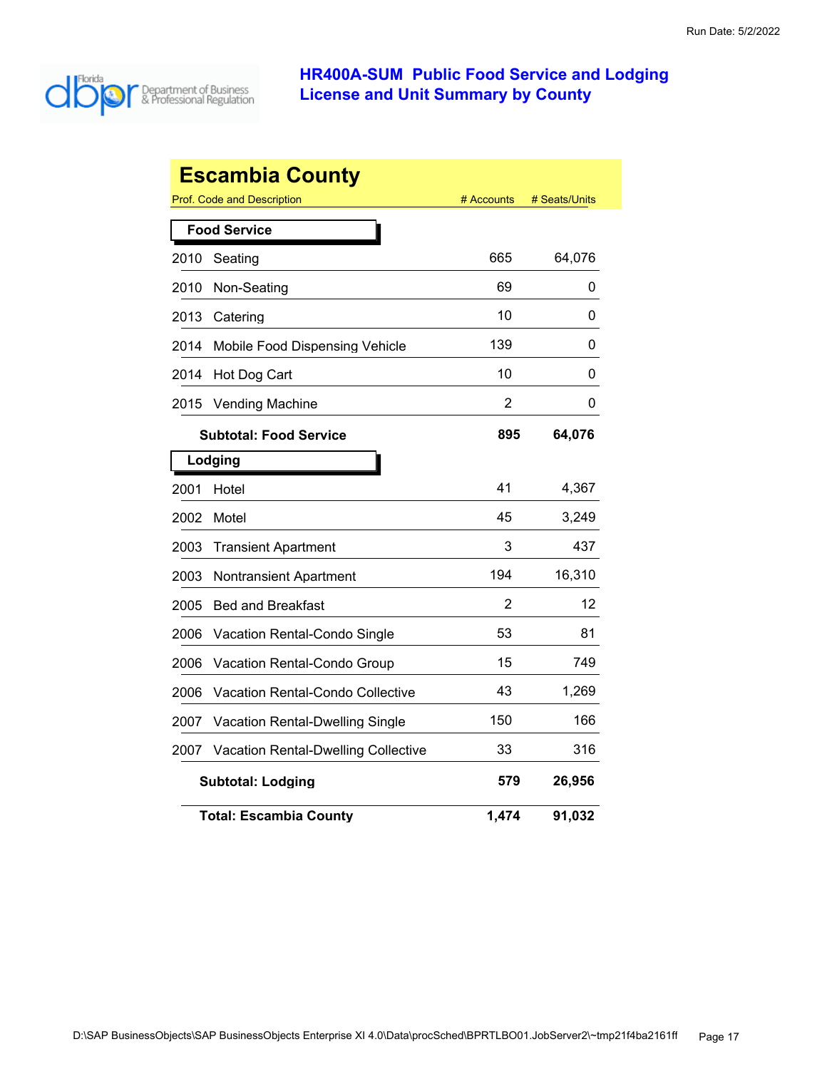# HR400A-SUM Public Food Service and Lodging License and Unit Summary by County

## Escambia County

| Prof. Code and Description | | # Accounts | # Seats/Units |
|---|---|---|---|
| **Food Service** | | | |
| 2010 | Seating | 665 | 64,076 |
| 2010 | Non-Seating | 69 | 0 |
| 2013 | Catering | 10 | 0 |
| 2014 | Mobile Food Dispensing Vehicle | 139 | 0 |
| 2014 | Hot Dog Cart | 10 | 0 |
| 2015 | Vending Machine | 2 | 0 |
| | **Subtotal: Food Service** | **895** | **64,076** |
| **Lodging** | | | |
| 2001 | Hotel | 41 | 4,367 |
| 2002 | Motel | 45 | 3,249 |
| 2003 | Transient Apartment | 3 | 437 |
| 2003 | Nontransient Apartment | 194 | 16,310 |
| 2005 | Bed and Breakfast | 2 | 12 |
| 2006 | Vacation Rental-Condo Single | 53 | 81 |
| 2006 | Vacation Rental-Condo Group | 15 | 749 |
| 2006 | Vacation Rental-Condo Collective | 43 | 1,269 |
| 2007 | Vacation Rental-Dwelling Single | 150 | 166 |
| 2007 | Vacation Rental-Dwelling Collective | 33 | 316 |
| | **Subtotal: Lodging** | **579** | **26,956** |
| | **Total: Escambia County** | **1,474** | **91,032** |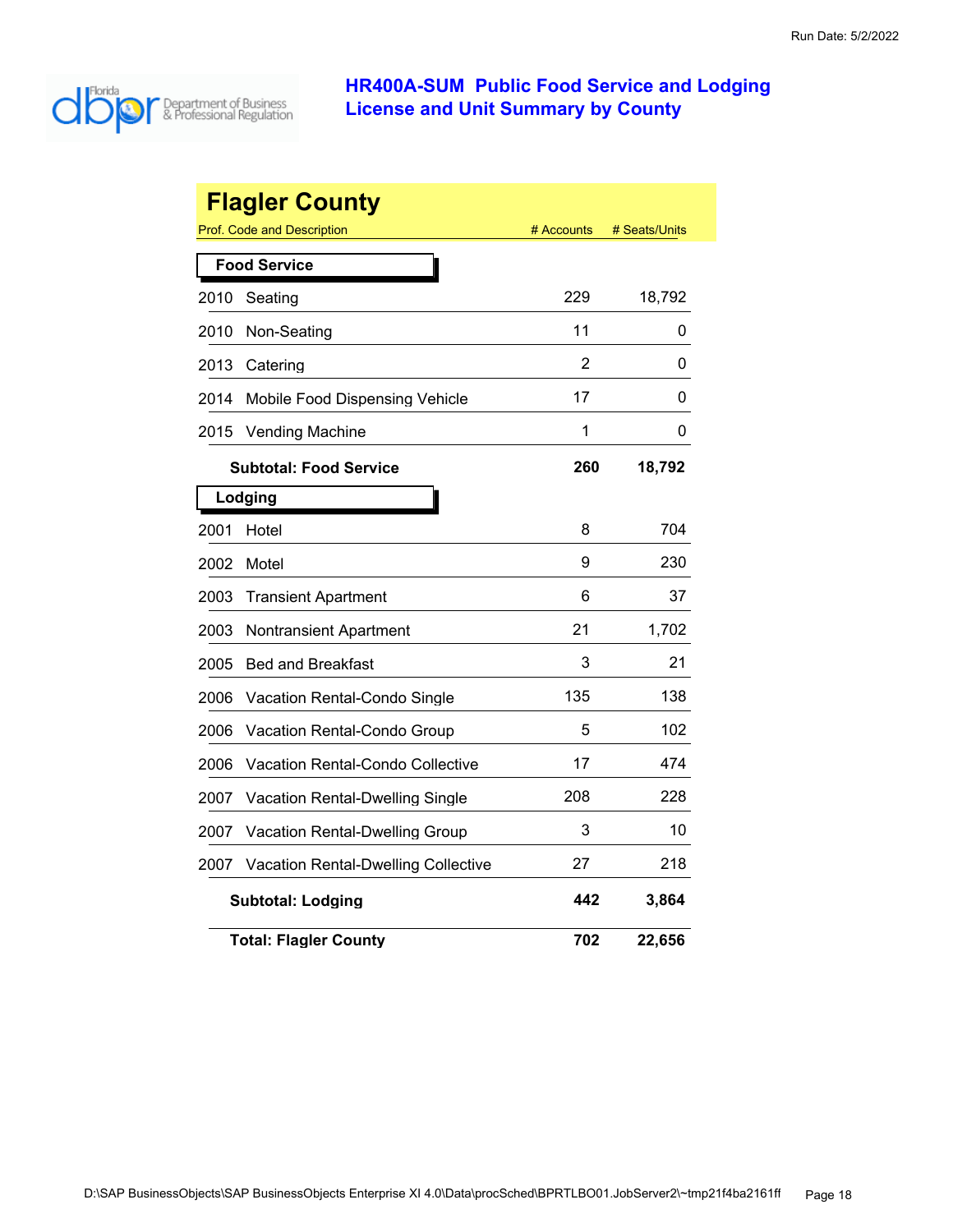# HR400A-SUM Public Food Service and Lodging License and Unit Summary by County

## Flagler County

| Prof. Code and Description | | # Accounts | # Seats/Units |
|---|---|---|---|
| **Food Service** | | | |
| 2010 | Seating | 229 | 18,792 |
| 2010 | Non-Seating | 11 | 0 |
| 2013 | Catering | 2 | 0 |
| 2014 | Mobile Food Dispensing Vehicle | 17 | 0 |
| 2015 | Vending Machine | 1 | 0 |
| | **Subtotal: Food Service** | **260** | **18,792** |
| **Lodging** | | | |
| 2001 | Hotel | 8 | 704 |
| 2002 | Motel | 9 | 230 |
| 2003 | Transient Apartment | 6 | 37 |
| 2003 | Nontransient Apartment | 21 | 1,702 |
| 2005 | Bed and Breakfast | 3 | 21 |
| 2006 | Vacation Rental-Condo Single | 135 | 138 |
| 2006 | Vacation Rental-Condo Group | 5 | 102 |
| 2006 | Vacation Rental-Condo Collective | 17 | 474 |
| 2007 | Vacation Rental-Dwelling Single | 208 | 228 |
| 2007 | Vacation Rental-Dwelling Group | 3 | 10 |
| 2007 | Vacation Rental-Dwelling Collective | 27 | 218 |
| | **Subtotal: Lodging** | **442** | **3,864** |
| | **Total: Flagler County** | **702** | **22,656** |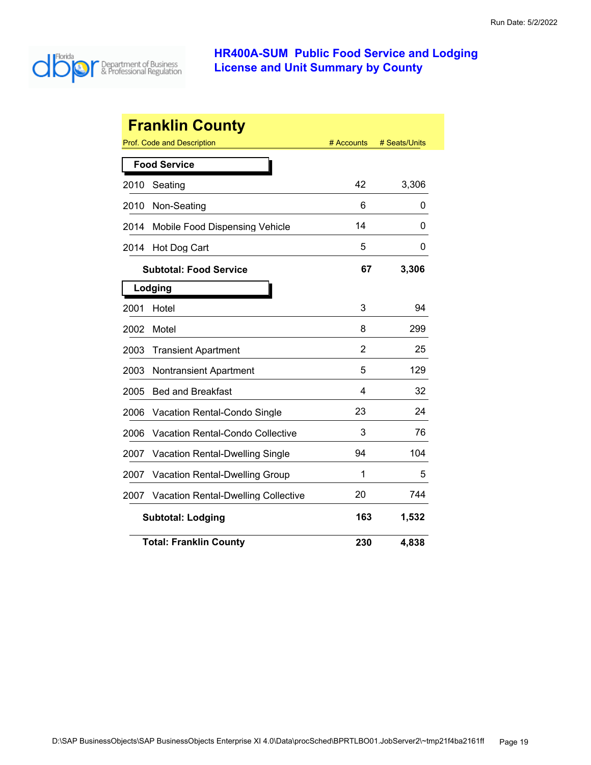# HR400A-SUM Public Food Service and Lodging License and Unit Summary by County

Run Date: 5/2/2022

## Franklin County

| Prof. Code and Description | # Accounts | # Seats/Units |
|---|---|---|
| **Food Service** | | |
| 2010 Seating | 42 | 3,306 |
| 2010 Non-Seating | 6 | 0 |
| 2014 Mobile Food Dispensing Vehicle | 14 | 0 |
| 2014 Hot Dog Cart | 5 | 0 |
| **Subtotal: Food Service** | **67** | **3,306** |
| **Lodging** | | |
| 2001 Hotel | 3 | 94 |
| 2002 Motel | 8 | 299 |
| 2003 Transient Apartment | 2 | 25 |
| 2003 Nontransient Apartment | 5 | 129 |
| 2005 Bed and Breakfast | 4 | 32 |
| 2006 Vacation Rental-Condo Single | 23 | 24 |
| 2006 Vacation Rental-Condo Collective | 3 | 76 |
| 2007 Vacation Rental-Dwelling Single | 94 | 104 |
| 2007 Vacation Rental-Dwelling Group | 1 | 5 |
| 2007 Vacation Rental-Dwelling Collective | 20 | 744 |
| **Subtotal: Lodging** | **163** | **1,532** |
| **Total: Franklin County** | **230** | **4,838** |

D:\SAP BusinessObjects\SAP BusinessObjects Enterprise XI 4.0\Data\procSched\BPRTLBO01.JobServer2\~tmp21f4ba2161ff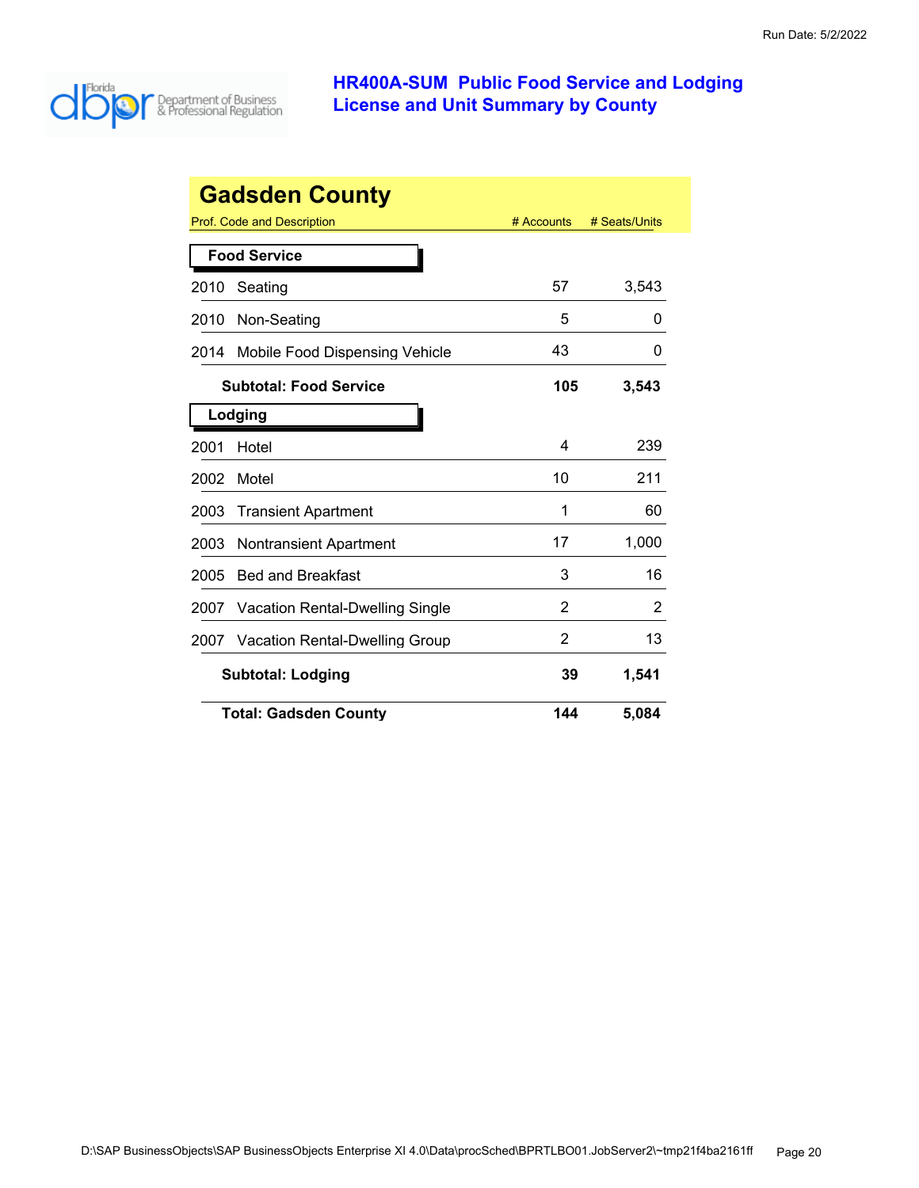# HR400A-SUM Public Food Service and Lodging License and Unit Summary by County

Run Date: 5/2/2022

## Gadsden County

| Prof. Code and Description | # Accounts | # Seats/Units |
|---|---|---|
| **Food Service** | | |
| 2010 Seating | 57 | 3,543 |
| 2010 Non-Seating | 5 | 0 |
| 2014 Mobile Food Dispensing Vehicle | 43 | 0 |
| **Subtotal: Food Service** | **105** | **3,543** |
| **Lodging** | | |
| 2001 Hotel | 4 | 239 |
| 2002 Motel | 10 | 211 |
| 2003 Transient Apartment | 1 | 60 |
| 2003 Nontransient Apartment | 17 | 1,000 |
| 2005 Bed and Breakfast | 3 | 16 |
| 2007 Vacation Rental-Dwelling Single | 2 | 2 |
| 2007 Vacation Rental-Dwelling Group | 2 | 13 |
| **Subtotal: Lodging** | **39** | **1,541** |
| **Total: Gadsden County** | **144** | **5,084** |

D:\SAP BusinessObjects\SAP BusinessObjects Enterprise XI 4.0\Data\procSched\BPRTLBO01.JobServer2\~tmp21f4ba2161ff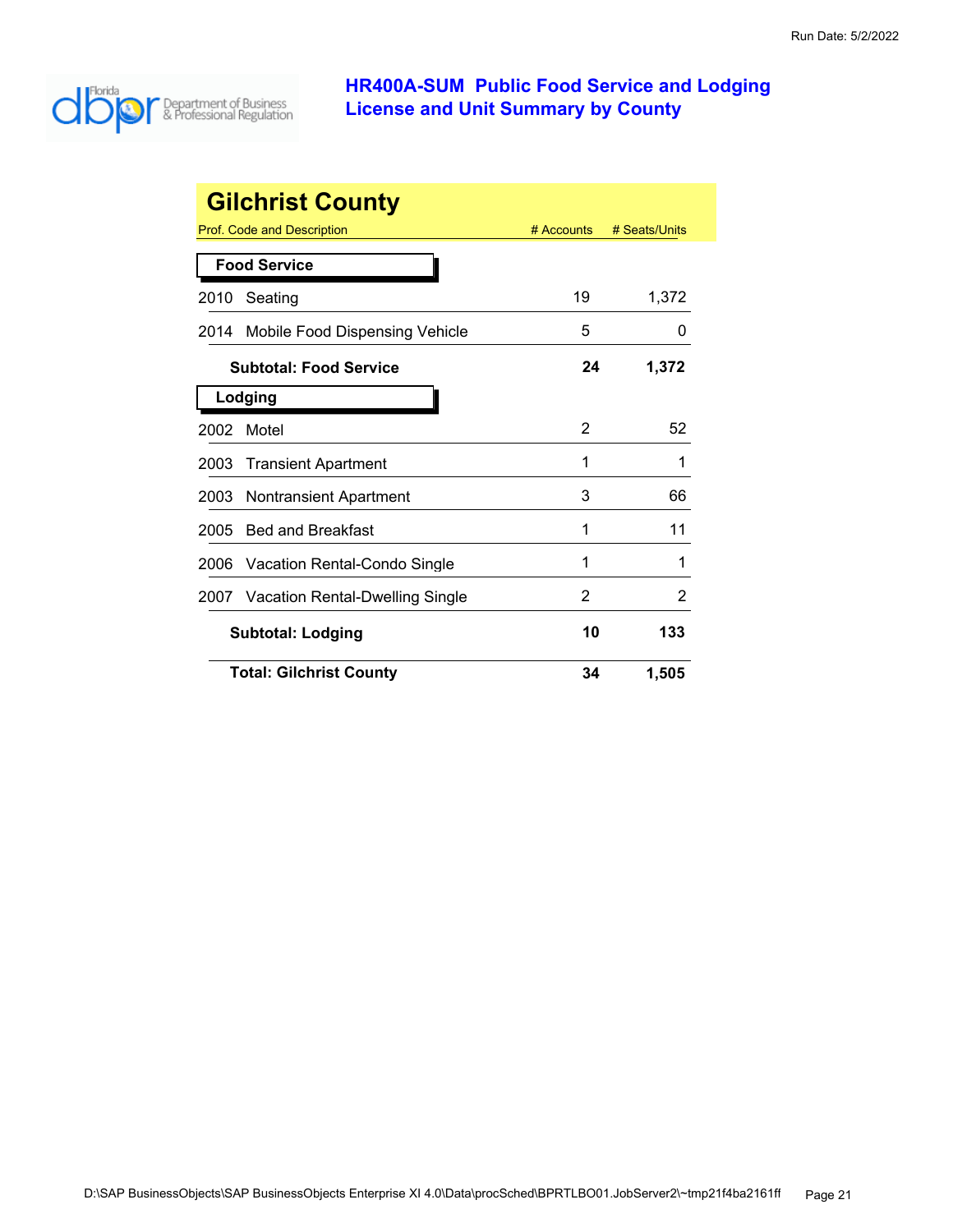# HR400A-SUM Public Food Service and Lodging License and Unit Summary by County

## Gilchrist County

| Prof. Code and Description | | # Accounts | # Seats/Units |
|---|---|---|---|
| **Food Service** | | | |
| 2010 | Seating | 19 | 1,372 |
| 2014 | Mobile Food Dispensing Vehicle | 5 | 0 |
| | **Subtotal: Food Service** | **24** | **1,372** |
| **Lodging** | | | |
| 2002 | Motel | 2 | 52 |
| 2003 | Transient Apartment | 1 | 1 |
| 2003 | Nontransient Apartment | 3 | 66 |
| 2005 | Bed and Breakfast | 1 | 11 |
| 2006 | Vacation Rental-Condo Single | 1 | 1 |
| 2007 | Vacation Rental-Dwelling Single | 2 | 2 |
| | **Subtotal: Lodging** | **10** | **133** |
| | **Total: Gilchrist County** | **34** | **1,505** |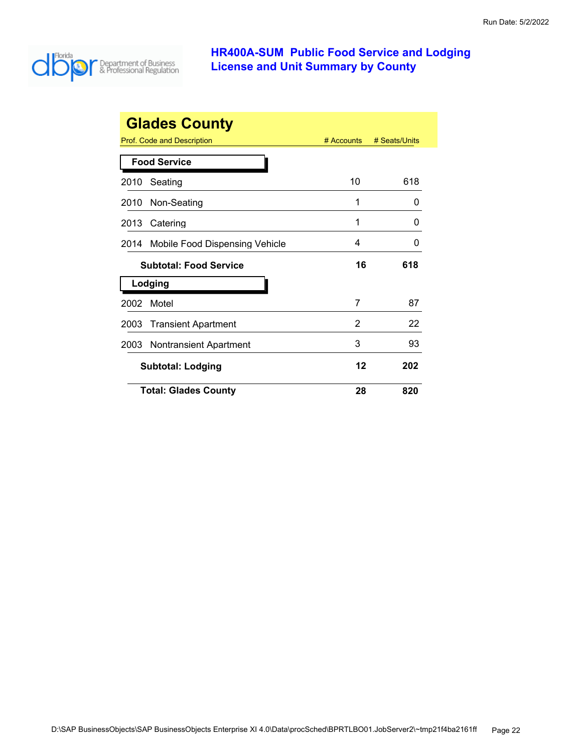# HR400A-SUM Public Food Service and Lodging License and Unit Summary by County

Run Date: 5/2/2022

## Glades County

| Prof. Code and Description | # Accounts | # Seats/Units |
|---|---|---|
| **Food Service** | | |
| 2010 Seating | 10 | 618 |
| 2010 Non-Seating | 1 | 0 |
| 2013 Catering | 1 | 0 |
| 2014 Mobile Food Dispensing Vehicle | 4 | 0 |
| **Subtotal: Food Service** | **16** | **618** |
| **Lodging** | | |
| 2002 Motel | 7 | 87 |
| 2003 Transient Apartment | 2 | 22 |
| 2003 Nontransient Apartment | 3 | 93 |
| **Subtotal: Lodging** | **12** | **202** |
| **Total: Glades County** | **28** | **820** |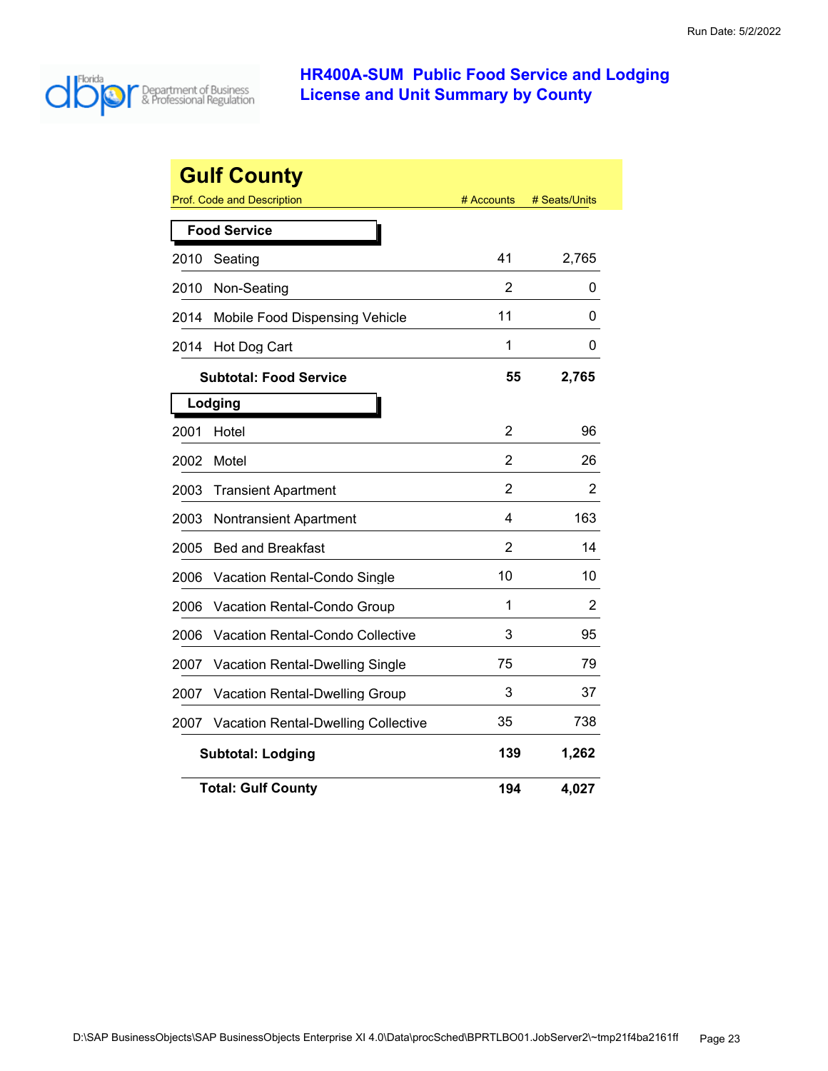# HR400A-SUM Public Food Service and Lodging License and Unit Summary by County

## Gulf County

| Prof. Code and Description | # Accounts | # Seats/Units |
|---|---|---|
| **Food Service** | | |
| 2010 Seating | 41 | 2,765 |
| 2010 Non-Seating | 2 | 0 |
| 2014 Mobile Food Dispensing Vehicle | 11 | 0 |
| 2014 Hot Dog Cart | 1 | 0 |
| **Subtotal: Food Service** | **55** | **2,765** |
| **Lodging** | | |
| 2001 Hotel | 2 | 96 |
| 2002 Motel | 2 | 26 |
| 2003 Transient Apartment | 2 | 2 |
| 2003 Nontransient Apartment | 4 | 163 |
| 2005 Bed and Breakfast | 2 | 14 |
| 2006 Vacation Rental-Condo Single | 10 | 10 |
| 2006 Vacation Rental-Condo Group | 1 | 2 |
| 2006 Vacation Rental-Condo Collective | 3 | 95 |
| 2007 Vacation Rental-Dwelling Single | 75 | 79 |
| 2007 Vacation Rental-Dwelling Group | 3 | 37 |
| 2007 Vacation Rental-Dwelling Collective | 35 | 738 |
| **Subtotal: Lodging** | **139** | **1,262** |
| **Total: Gulf County** | **194** | **4,027** |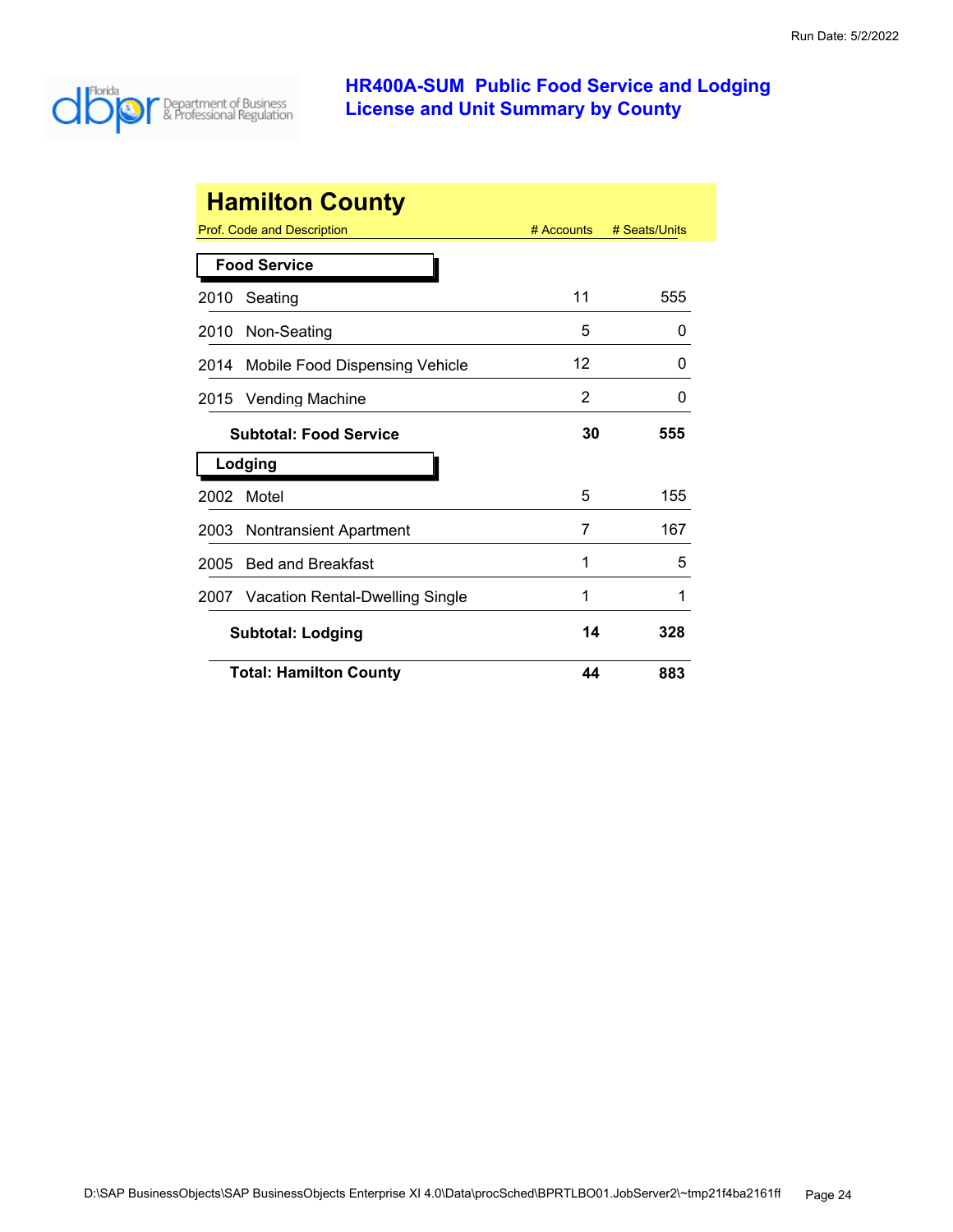# HR400A-SUM Public Food Service and Lodging License and Unit Summary by County

Run Date: 5/2/2022

## Hamilton County

| Prof. Code and Description | # Accounts | # Seats/Units |
|---|---|---|
| **Food Service** | | |
| 2010 Seating | 11 | 555 |
| 2010 Non-Seating | 5 | 0 |
| 2014 Mobile Food Dispensing Vehicle | 12 | 0 |
| 2015 Vending Machine | 2 | 0 |
| **Subtotal: Food Service** | **30** | **555** |
| **Lodging** | | |
| 2002 Motel | 5 | 155 |
| 2003 Nontransient Apartment | 7 | 167 |
| 2005 Bed and Breakfast | 1 | 5 |
| 2007 Vacation Rental-Dwelling Single | 1 | 1 |
| **Subtotal: Lodging** | **14** | **328** |
| **Total: Hamilton County** | **44** | **883** |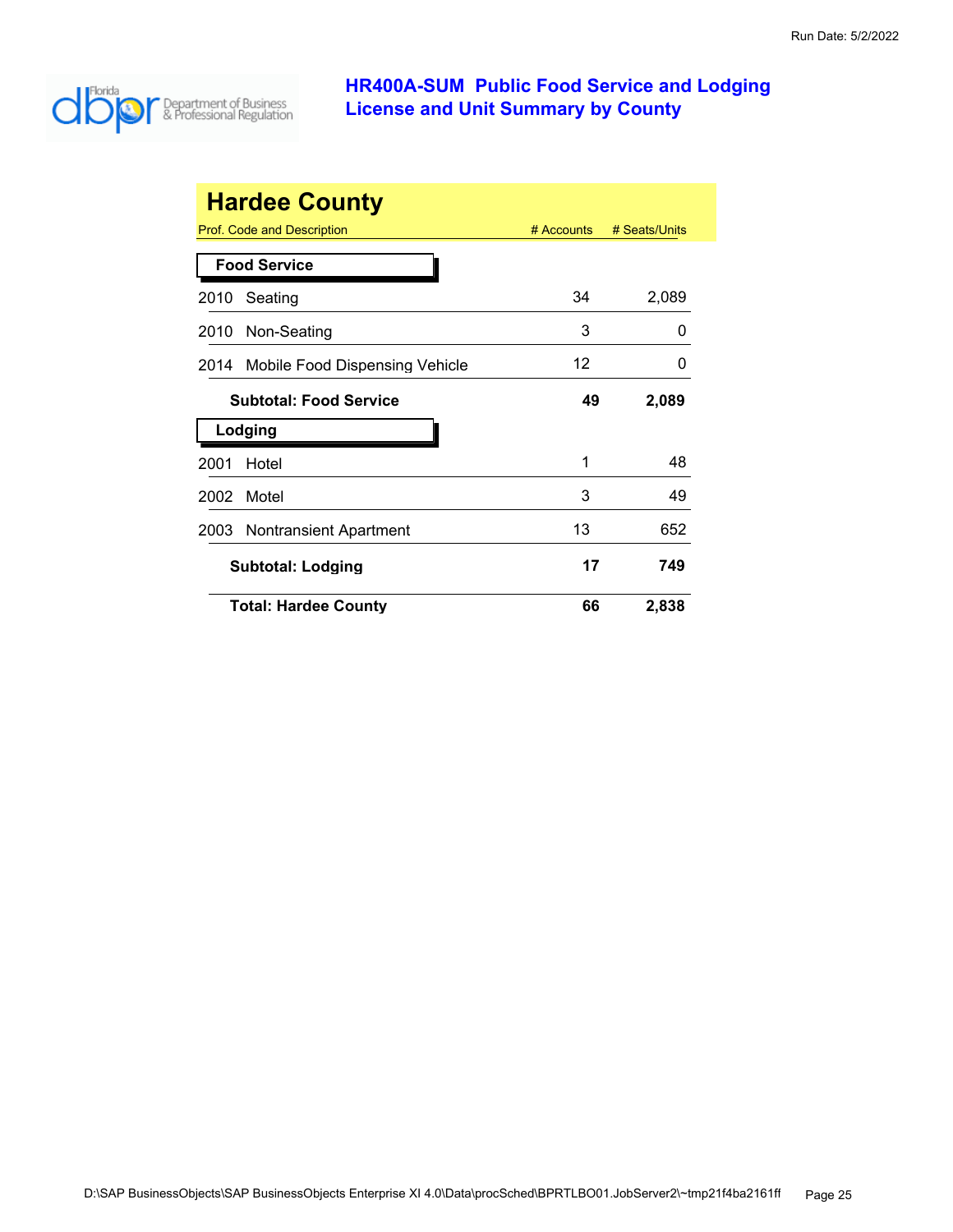# HR400A-SUM Public Food Service and Lodging License and Unit Summary by County

Run Date: 5/2/2022

## Hardee County

| Prof. Code and Description | # Accounts | # Seats/Units |
|---|---|---|
| **Food Service** | | |
| 2010 Seating | 34 | 2,089 |
| 2010 Non-Seating | 3 | 0 |
| 2014 Mobile Food Dispensing Vehicle | 12 | 0 |
| **Subtotal: Food Service** | **49** | **2,089** |
| **Lodging** | | |
| 2001 Hotel | 1 | 48 |
| 2002 Motel | 3 | 49 |
| 2003 Nontransient Apartment | 13 | 652 |
| **Subtotal: Lodging** | **17** | **749** |
| **Total: Hardee County** | **66** | **2,838** |

D:\SAP BusinessObjects\SAP BusinessObjects Enterprise XI 4.0\Data\procSched\BPRTLBO01.JobServer2\~tmp21f4ba2161ff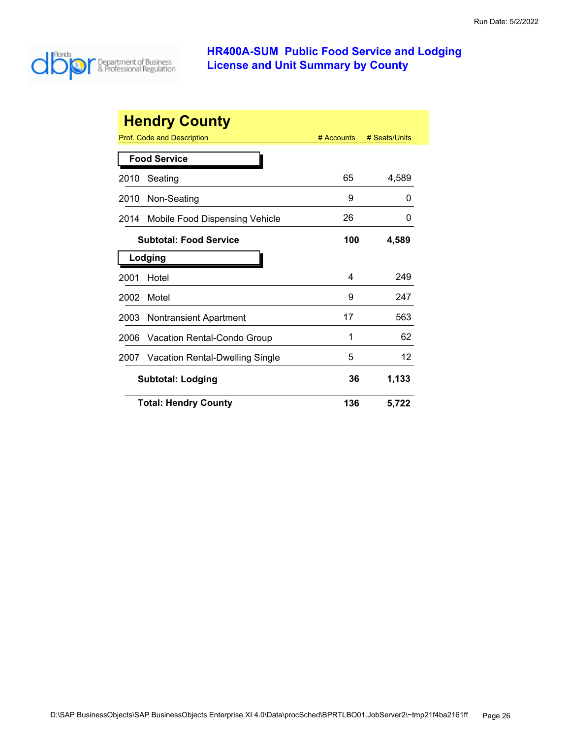Run Date: 5/2/2022

# HR400A-SUM Public Food Service and Lodging License and Unit Summary by County

## Hendry County

| Prof. Code and Description | # Accounts | # Seats/Units |
|---|---|---|
| **Food Service** | | |
| 2010 Seating | 65 | 4,589 |
| 2010 Non-Seating | 9 | 0 |
| 2014 Mobile Food Dispensing Vehicle | 26 | 0 |
| **Subtotal: Food Service** | **100** | **4,589** |
| **Lodging** | | |
| 2001 Hotel | 4 | 249 |
| 2002 Motel | 9 | 247 |
| 2003 Nontransient Apartment | 17 | 563 |
| 2006 Vacation Rental-Condo Group | 1 | 62 |
| 2007 Vacation Rental-Dwelling Single | 5 | 12 |
| **Subtotal: Lodging** | **36** | **1,133** |
| **Total: Hendry County** | **136** | **5,722** |

D:\SAP BusinessObjects\SAP BusinessObjects Enterprise XI 4.0\Data\procSched\BPRTLBO01.JobServer2\~tmp21f4ba2161ff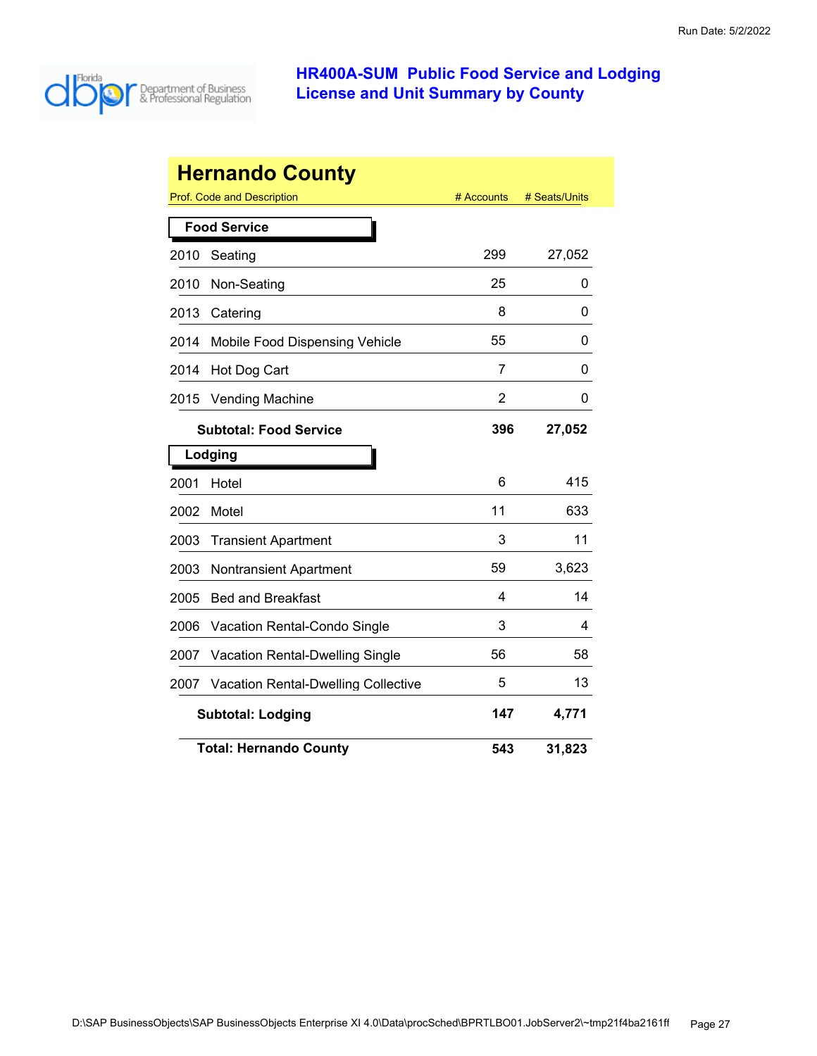# HR400A-SUM Public Food Service and Lodging License and Unit Summary by County

Run Date: 5/2/2022

## Hernando County

| Prof. Code and Description | | # Accounts | # Seats/Units |
|---|---|---|---|
| **Food Service** | | | |
| 2010 | Seating | 299 | 27,052 |
| 2010 | Non-Seating | 25 | 0 |
| 2013 | Catering | 8 | 0 |
| 2014 | Mobile Food Dispensing Vehicle | 55 | 0 |
| 2014 | Hot Dog Cart | 7 | 0 |
| 2015 | Vending Machine | 2 | 0 |
| | **Subtotal: Food Service** | **396** | **27,052** |
| **Lodging** | | | |
| 2001 | Hotel | 6 | 415 |
| 2002 | Motel | 11 | 633 |
| 2003 | Transient Apartment | 3 | 11 |
| 2003 | Nontransient Apartment | 59 | 3,623 |
| 2005 | Bed and Breakfast | 4 | 14 |
| 2006 | Vacation Rental-Condo Single | 3 | 4 |
| 2007 | Vacation Rental-Dwelling Single | 56 | 58 |
| 2007 | Vacation Rental-Dwelling Collective | 5 | 13 |
| | **Subtotal: Lodging** | **147** | **4,771** |
| | **Total: Hernando County** | **543** | **31,823** |

D:\SAP BusinessObjects\SAP BusinessObjects Enterprise XI 4.0\Data\procSched\BPRTLBO01.JobServer2\~tmp21f4ba2161ff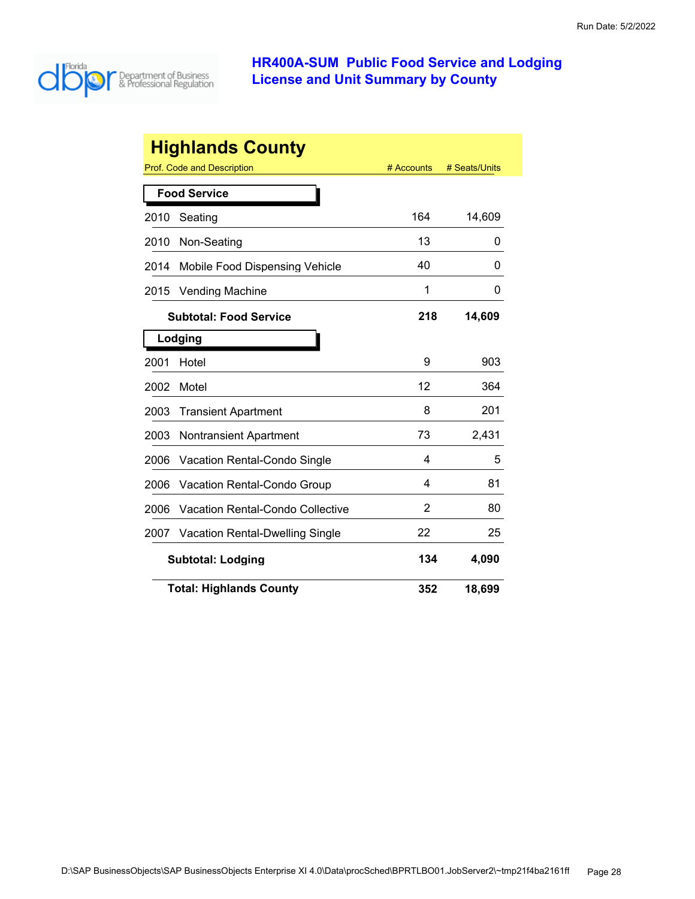Run Date: 5/2/2022

# HR400A-SUM Public Food Service and Lodging License and Unit Summary by County

## Highlands County

| Prof. Code and Description | | # Accounts | # Seats/Units |
|---|---|---|---|
| **Food Service** | | | |
| 2010 | Seating | 164 | 14,609 |
| 2010 | Non-Seating | 13 | 0 |
| 2014 | Mobile Food Dispensing Vehicle | 40 | 0 |
| 2015 | Vending Machine | 1 | 0 |
| | **Subtotal: Food Service** | **218** | **14,609** |
| **Lodging** | | | |
| 2001 | Hotel | 9 | 903 |
| 2002 | Motel | 12 | 364 |
| 2003 | Transient Apartment | 8 | 201 |
| 2003 | Nontransient Apartment | 73 | 2,431 |
| 2006 | Vacation Rental-Condo Single | 4 | 5 |
| 2006 | Vacation Rental-Condo Group | 4 | 81 |
| 2006 | Vacation Rental-Condo Collective | 2 | 80 |
| 2007 | Vacation Rental-Dwelling Single | 22 | 25 |
| | **Subtotal: Lodging** | **134** | **4,090** |
| | **Total: Highlands County** | **352** | **18,699** |

D:\SAP BusinessObjects\SAP BusinessObjects Enterprise XI 4.0\Data\procSched\BPRTLBO01.JobServer2\~tmp21f4ba2161ff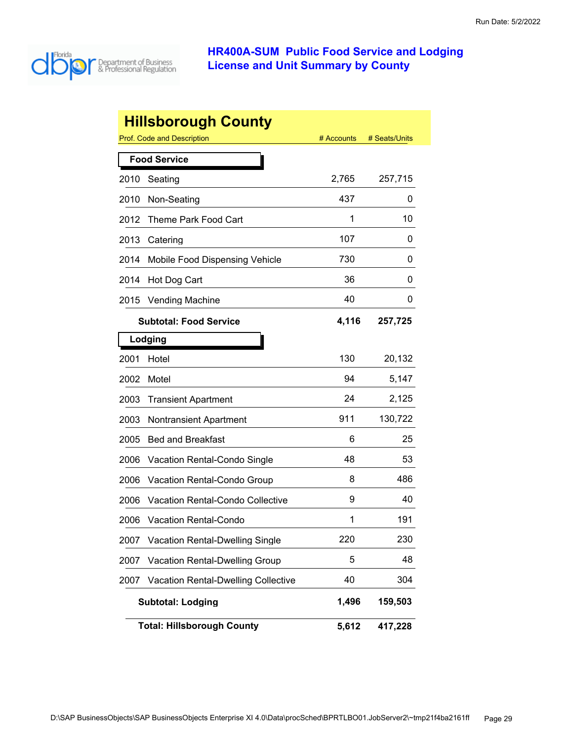# HR400A-SUM Public Food Service and Lodging License and Unit Summary by County

Run Date: 5/2/2022

## Hillsborough County

| Prof. Code and Description | | # Accounts | # Seats/Units |
|---|---|---|---|
| **Food Service** | | | |
| 2010 | Seating | 2,765 | 257,715 |
| 2010 | Non-Seating | 437 | 0 |
| 2012 | Theme Park Food Cart | 1 | 10 |
| 2013 | Catering | 107 | 0 |
| 2014 | Mobile Food Dispensing Vehicle | 730 | 0 |
| 2014 | Hot Dog Cart | 36 | 0 |
| 2015 | Vending Machine | 40 | 0 |
| | **Subtotal: Food Service** | **4,116** | **257,725** |
| **Lodging** | | | |
| 2001 | Hotel | 130 | 20,132 |
| 2002 | Motel | 94 | 5,147 |
| 2003 | Transient Apartment | 24 | 2,125 |
| 2003 | Nontransient Apartment | 911 | 130,722 |
| 2005 | Bed and Breakfast | 6 | 25 |
| 2006 | Vacation Rental-Condo Single | 48 | 53 |
| 2006 | Vacation Rental-Condo Group | 8 | 486 |
| 2006 | Vacation Rental-Condo Collective | 9 | 40 |
| 2006 | Vacation Rental-Condo | 1 | 191 |
| 2007 | Vacation Rental-Dwelling Single | 220 | 230 |
| 2007 | Vacation Rental-Dwelling Group | 5 | 48 |
| 2007 | Vacation Rental-Dwelling Collective | 40 | 304 |
| | **Subtotal: Lodging** | **1,496** | **159,503** |
| | **Total: Hillsborough County** | **5,612** | **417,228** |

D:\SAP BusinessObjects\SAP BusinessObjects Enterprise XI 4.0\Data\procSched\BPRTLBO01.JobServer2\~tmp21f4ba2161ff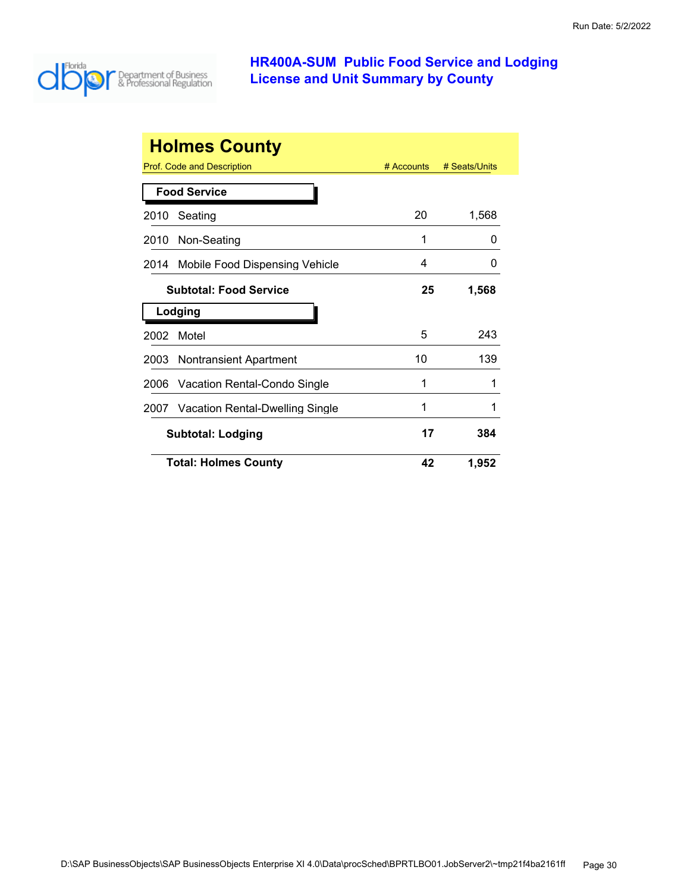# HR400A-SUM Public Food Service and Lodging License and Unit Summary by County

Run Date: 5/2/2022

## Holmes County

| Prof. Code and Description | # Accounts | # Seats/Units |
|---|---|---|
| **Food Service** | | |
| 2010 Seating | 20 | 1,568 |
| 2010 Non-Seating | 1 | 0 |
| 2014 Mobile Food Dispensing Vehicle | 4 | 0 |
| **Subtotal: Food Service** | **25** | **1,568** |
| **Lodging** | | |
| 2002 Motel | 5 | 243 |
| 2003 Nontransient Apartment | 10 | 139 |
| 2006 Vacation Rental-Condo Single | 1 | 1 |
| 2007 Vacation Rental-Dwelling Single | 1 | 1 |
| **Subtotal: Lodging** | **17** | **384** |
| **Total: Holmes County** | **42** | **1,952** |

D:\SAP BusinessObjects\SAP BusinessObjects Enterprise XI 4.0\Data\procSched\BPRTLBO01.JobServer2\~tmp21f4ba2161ff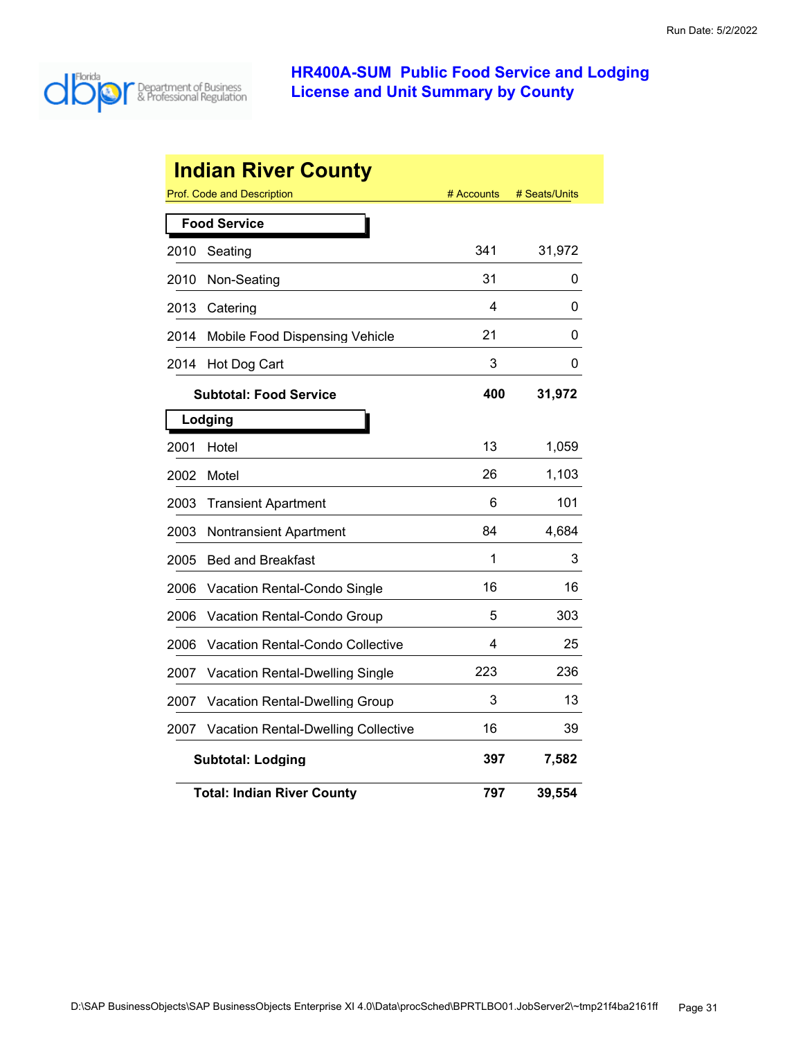# HR400A-SUM Public Food Service and Lodging License and Unit Summary by County

## Indian River County

| Prof. Code and Description | # Accounts | # Seats/Units |
|---|---|---|
| **Food Service** | | |
| 2010 Seating | 341 | 31,972 |
| 2010 Non-Seating | 31 | 0 |
| 2013 Catering | 4 | 0 |
| 2014 Mobile Food Dispensing Vehicle | 21 | 0 |
| 2014 Hot Dog Cart | 3 | 0 |
| **Subtotal: Food Service** | **400** | **31,972** |
| **Lodging** | | |
| 2001 Hotel | 13 | 1,059 |
| 2002 Motel | 26 | 1,103 |
| 2003 Transient Apartment | 6 | 101 |
| 2003 Nontransient Apartment | 84 | 4,684 |
| 2005 Bed and Breakfast | 1 | 3 |
| 2006 Vacation Rental-Condo Single | 16 | 16 |
| 2006 Vacation Rental-Condo Group | 5 | 303 |
| 2006 Vacation Rental-Condo Collective | 4 | 25 |
| 2007 Vacation Rental-Dwelling Single | 223 | 236 |
| 2007 Vacation Rental-Dwelling Group | 3 | 13 |
| 2007 Vacation Rental-Dwelling Collective | 16 | 39 |
| **Subtotal: Lodging** | **397** | **7,582** |
| **Total: Indian River County** | **797** | **39,554** |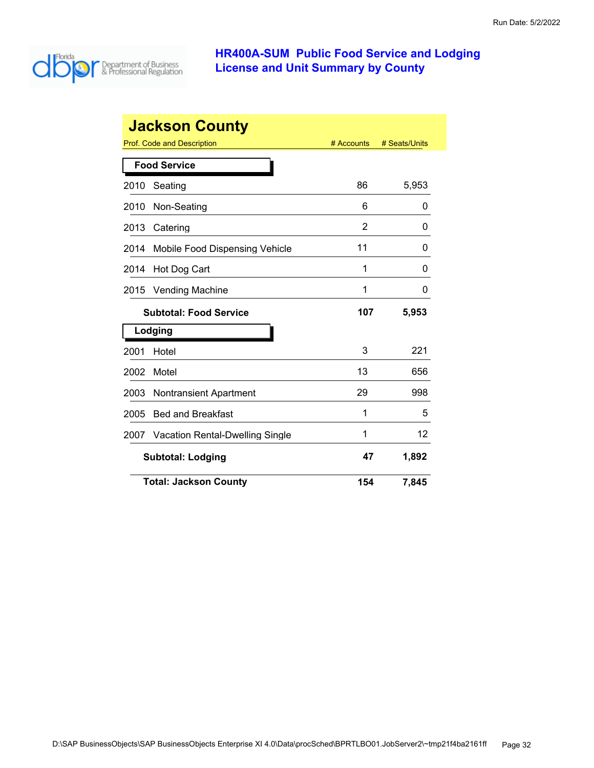# HR400A-SUM Public Food Service and Lodging License and Unit Summary by County

## Jackson County

| Prof. Code and Description | # Accounts | # Seats/Units |
|---|---|---|
| **Food Service** | | |
| 2010 Seating | 86 | 5,953 |
| 2010 Non-Seating | 6 | 0 |
| 2013 Catering | 2 | 0 |
| 2014 Mobile Food Dispensing Vehicle | 11 | 0 |
| 2014 Hot Dog Cart | 1 | 0 |
| 2015 Vending Machine | 1 | 0 |
| **Subtotal: Food Service** | **107** | **5,953** |
| **Lodging** | | |
| 2001 Hotel | 3 | 221 |
| 2002 Motel | 13 | 656 |
| 2003 Nontransient Apartment | 29 | 998 |
| 2005 Bed and Breakfast | 1 | 5 |
| 2007 Vacation Rental-Dwelling Single | 1 | 12 |
| **Subtotal: Lodging** | **47** | **1,892** |
| **Total: Jackson County** | **154** | **7,845** |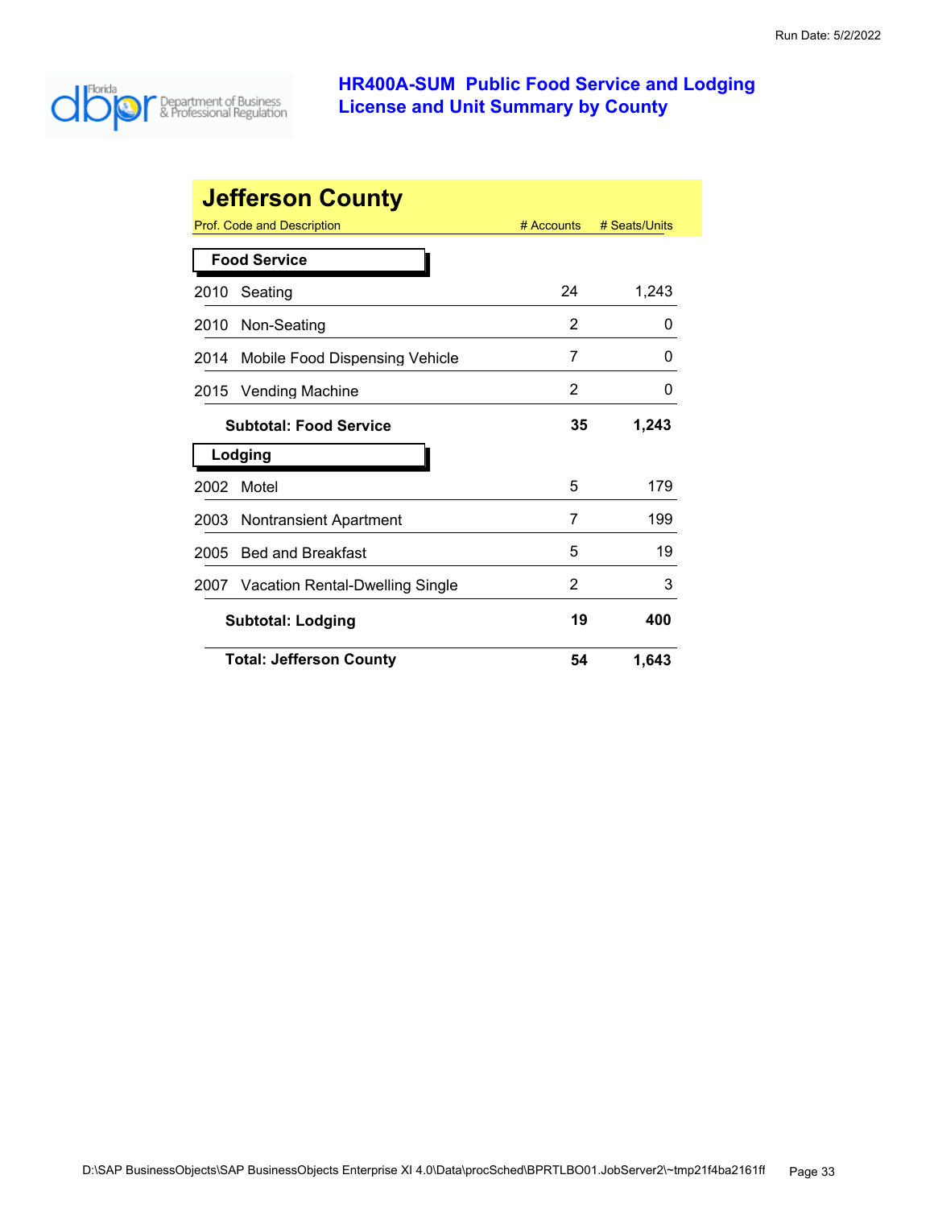Run Date: 5/2/2022

# HR400A-SUM Public Food Service and Lodging License and Unit Summary by County

## Jefferson County

| Prof. Code and Description | # Accounts | # Seats/Units |
|---|---|---|
| **Food Service** | | |
| 2010 Seating | 24 | 1,243 |
| 2010 Non-Seating | 2 | 0 |
| 2014 Mobile Food Dispensing Vehicle | 7 | 0 |
| 2015 Vending Machine | 2 | 0 |
| **Subtotal: Food Service** | **35** | **1,243** |
| **Lodging** | | |
| 2002 Motel | 5 | 179 |
| 2003 Nontransient Apartment | 7 | 199 |
| 2005 Bed and Breakfast | 5 | 19 |
| 2007 Vacation Rental-Dwelling Single | 2 | 3 |
| **Subtotal: Lodging** | **19** | **400** |
| **Total: Jefferson County** | **54** | **1,643** |

D:\SAP BusinessObjects\SAP BusinessObjects Enterprise XI 4.0\Data\procSched\BPRTLBO01.JobServer2\~tmp21f4ba2161ff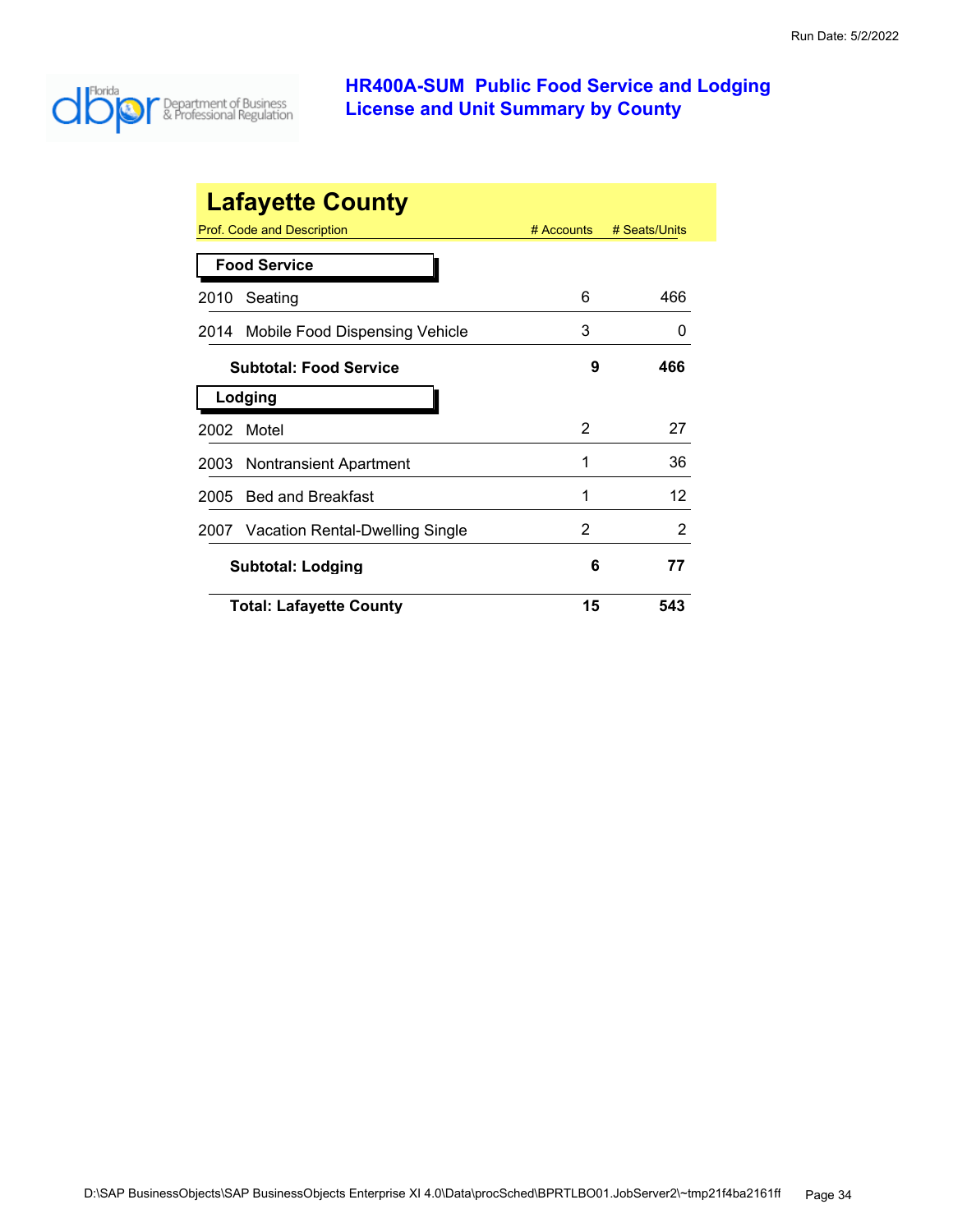# HR400A-SUM Public Food Service and Lodging License and Unit Summary by County

Run Date: 5/2/2022

## Lafayette County

| Prof. Code and Description | # Accounts | # Seats/Units |
|---|---|---|
| **Food Service** | | |
| 2010 Seating | 6 | 466 |
| 2014 Mobile Food Dispensing Vehicle | 3 | 0 |
| **Subtotal: Food Service** | **9** | **466** |
| **Lodging** | | |
| 2002 Motel | 2 | 27 |
| 2003 Nontransient Apartment | 1 | 36 |
| 2005 Bed and Breakfast | 1 | 12 |
| 2007 Vacation Rental-Dwelling Single | 2 | 2 |
| **Subtotal: Lodging** | **6** | **77** |
| **Total: Lafayette County** | **15** | **543** |

D:\SAP BusinessObjects\SAP BusinessObjects Enterprise XI 4.0\Data\procSched\BPRTLBO01.JobServer2\~tmp21f4ba2161ff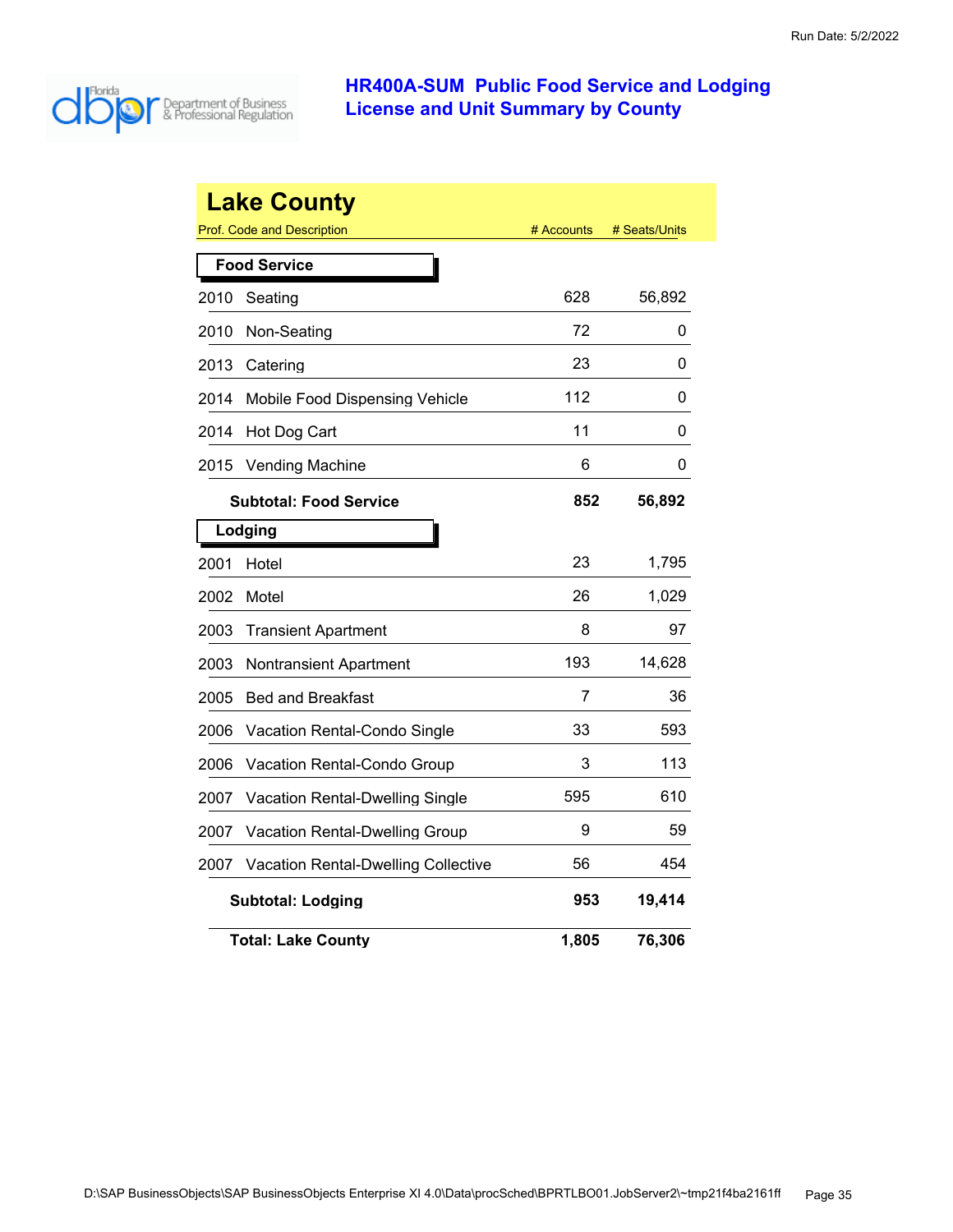# HR400A-SUM Public Food Service and Lodging License and Unit Summary by County

Run Date: 5/2/2022

## Lake County

| Prof. Code and Description | # Accounts | # Seats/Units |
|---|---|---|
| **Food Service** | | |
| 2010 Seating | 628 | 56,892 |
| 2010 Non-Seating | 72 | 0 |
| 2013 Catering | 23 | 0 |
| 2014 Mobile Food Dispensing Vehicle | 112 | 0 |
| 2014 Hot Dog Cart | 11 | 0 |
| 2015 Vending Machine | 6 | 0 |
| **Subtotal: Food Service** | **852** | **56,892** |
| **Lodging** | | |
| 2001 Hotel | 23 | 1,795 |
| 2002 Motel | 26 | 1,029 |
| 2003 Transient Apartment | 8 | 97 |
| 2003 Nontransient Apartment | 193 | 14,628 |
| 2005 Bed and Breakfast | 7 | 36 |
| 2006 Vacation Rental-Condo Single | 33 | 593 |
| 2006 Vacation Rental-Condo Group | 3 | 113 |
| 2007 Vacation Rental-Dwelling Single | 595 | 610 |
| 2007 Vacation Rental-Dwelling Group | 9 | 59 |
| 2007 Vacation Rental-Dwelling Collective | 56 | 454 |
| **Subtotal: Lodging** | **953** | **19,414** |
| **Total: Lake County** | **1,805** | **76,306** |

D:\SAP BusinessObjects\SAP BusinessObjects Enterprise XI 4.0\Data\procSched\BPRTLBO01.JobServer2\~tmp21f4ba2161ff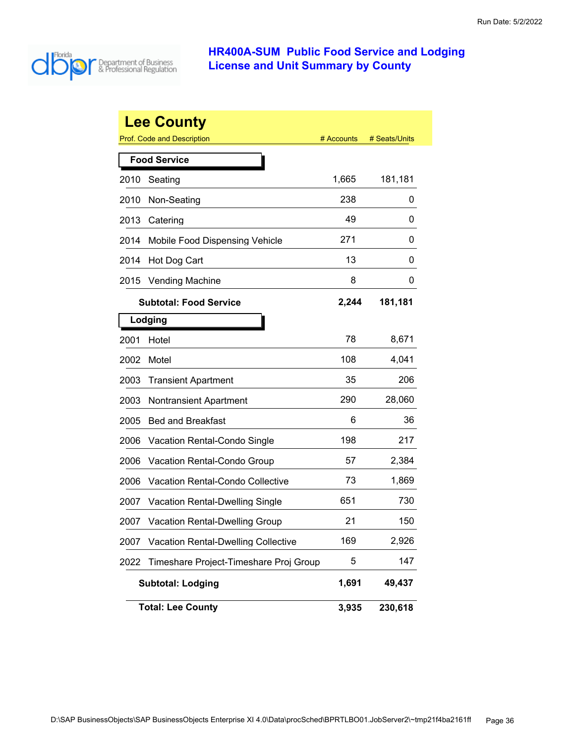Run Date: 5/2/2022

# HR400A-SUM Public Food Service and Lodging License and Unit Summary by County

## Lee County

| Prof. Code and Description | | # Accounts | # Seats/Units |
|---|---|---|---|
| **Food Service** | | | |
| 2010 | Seating | 1,665 | 181,181 |
| 2010 | Non-Seating | 238 | 0 |
| 2013 | Catering | 49 | 0 |
| 2014 | Mobile Food Dispensing Vehicle | 271 | 0 |
| 2014 | Hot Dog Cart | 13 | 0 |
| 2015 | Vending Machine | 8 | 0 |
| | **Subtotal: Food Service** | **2,244** | **181,181** |
| **Lodging** | | | |
| 2001 | Hotel | 78 | 8,671 |
| 2002 | Motel | 108 | 4,041 |
| 2003 | Transient Apartment | 35 | 206 |
| 2003 | Nontransient Apartment | 290 | 28,060 |
| 2005 | Bed and Breakfast | 6 | 36 |
| 2006 | Vacation Rental-Condo Single | 198 | 217 |
| 2006 | Vacation Rental-Condo Group | 57 | 2,384 |
| 2006 | Vacation Rental-Condo Collective | 73 | 1,869 |
| 2007 | Vacation Rental-Dwelling Single | 651 | 730 |
| 2007 | Vacation Rental-Dwelling Group | 21 | 150 |
| 2007 | Vacation Rental-Dwelling Collective | 169 | 2,926 |
| 2022 | Timeshare Project-Timeshare Proj Group | 5 | 147 |
| | **Subtotal: Lodging** | **1,691** | **49,437** |
| | **Total: Lee County** | **3,935** | **230,618** |

D:\SAP BusinessObjects\SAP BusinessObjects Enterprise XI 4.0\Data\procSched\BPRTLBO01.JobServer2\~tmp21f4ba2161ff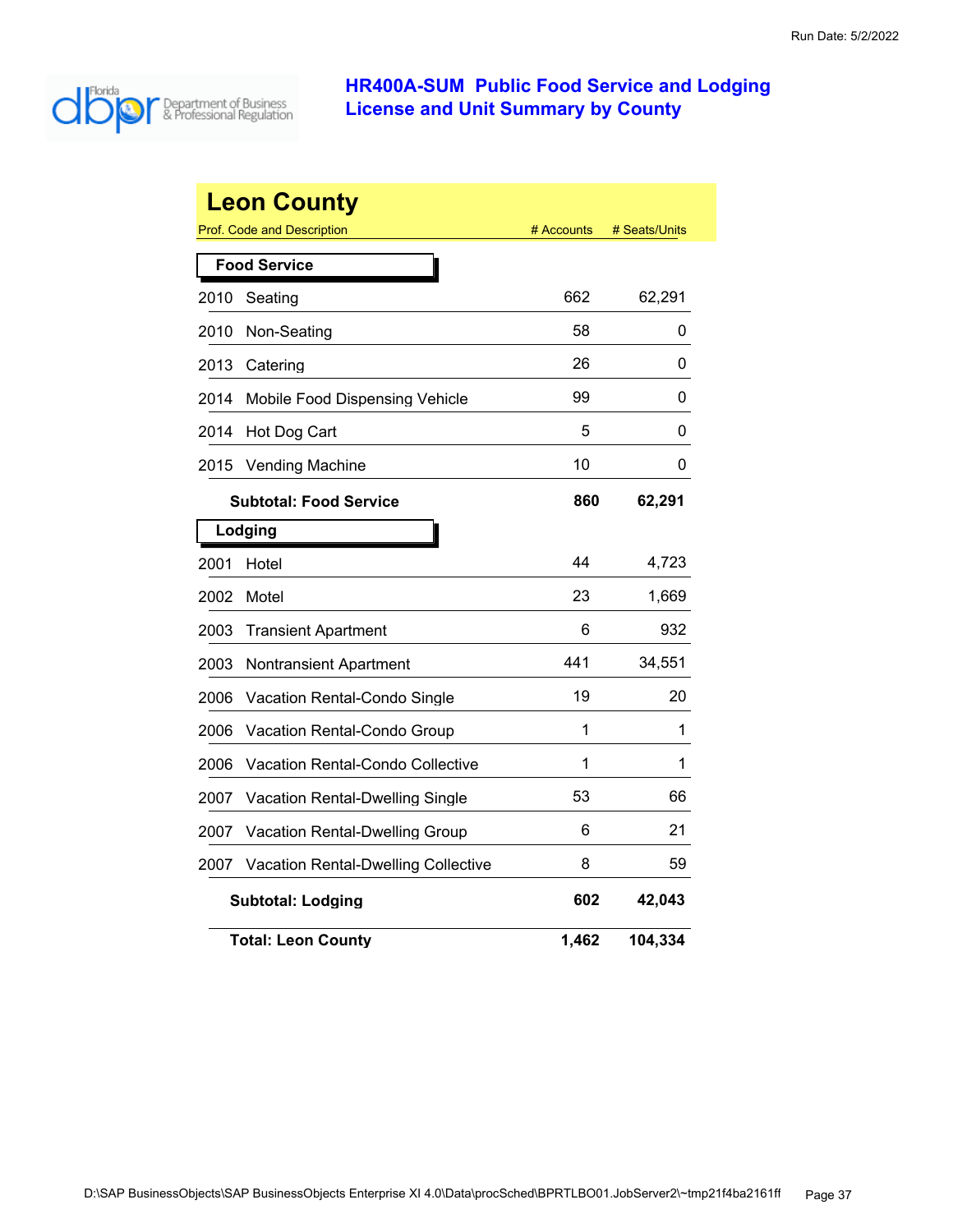# HR400A-SUM Public Food Service and Lodging License and Unit Summary by County

Run Date: 5/2/2022

## Leon County

| Prof. Code and Description | # Accounts | # Seats/Units |
|---|---|---|
| **Food Service** | | |
| 2010 Seating | 662 | 62,291 |
| 2010 Non-Seating | 58 | 0 |
| 2013 Catering | 26 | 0 |
| 2014 Mobile Food Dispensing Vehicle | 99 | 0 |
| 2014 Hot Dog Cart | 5 | 0 |
| 2015 Vending Machine | 10 | 0 |
| **Subtotal: Food Service** | **860** | **62,291** |
| **Lodging** | | |
| 2001 Hotel | 44 | 4,723 |
| 2002 Motel | 23 | 1,669 |
| 2003 Transient Apartment | 6 | 932 |
| 2003 Nontransient Apartment | 441 | 34,551 |
| 2006 Vacation Rental-Condo Single | 19 | 20 |
| 2006 Vacation Rental-Condo Group | 1 | 1 |
| 2006 Vacation Rental-Condo Collective | 1 | 1 |
| 2007 Vacation Rental-Dwelling Single | 53 | 66 |
| 2007 Vacation Rental-Dwelling Group | 6 | 21 |
| 2007 Vacation Rental-Dwelling Collective | 8 | 59 |
| **Subtotal: Lodging** | **602** | **42,043** |
| **Total: Leon County** | **1,462** | **104,334** |

D:\SAP BusinessObjects\SAP BusinessObjects Enterprise XI 4.0\Data\procSched\BPRTLBO01.JobServer2\~tmp21f4ba2161ff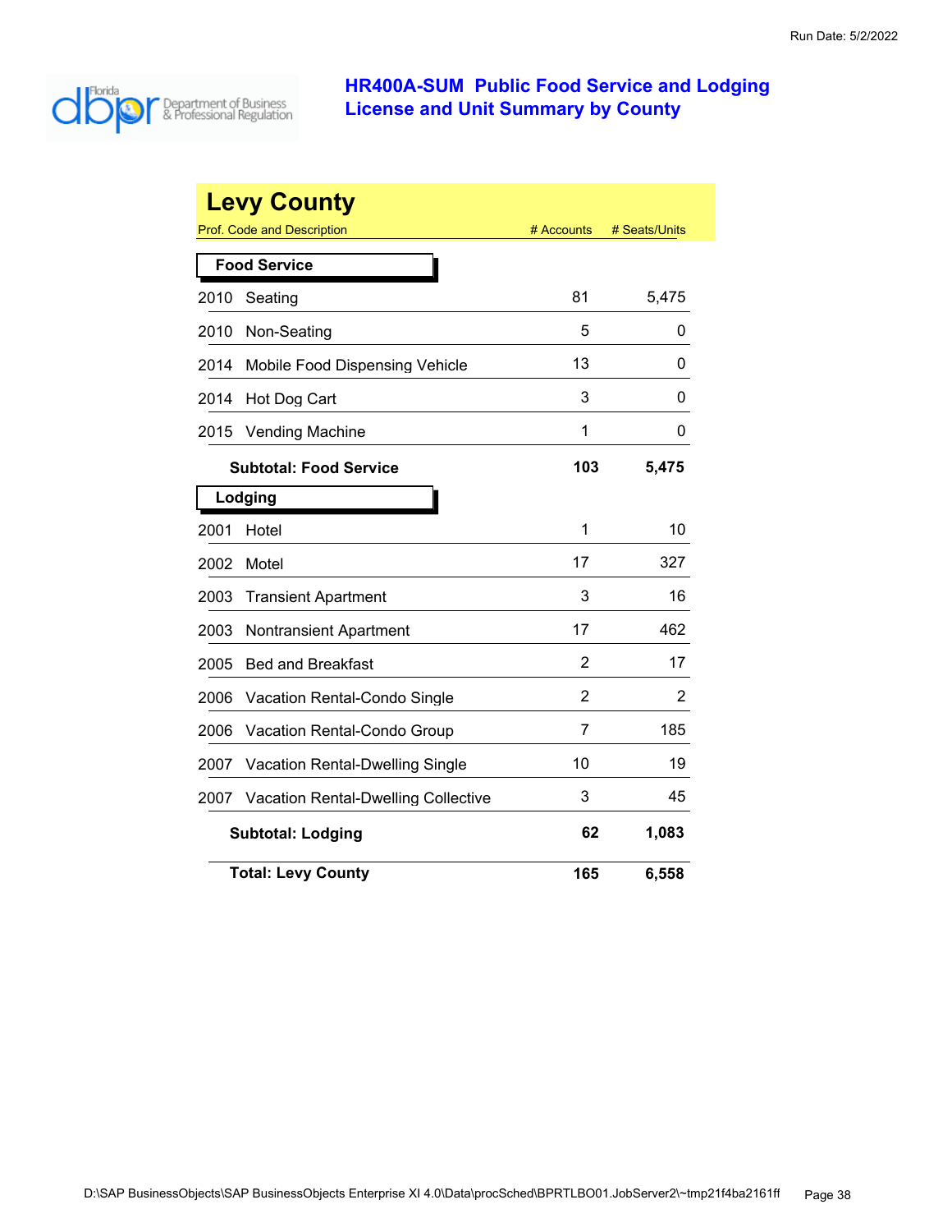# HR400A-SUM Public Food Service and Lodging License and Unit Summary by County

Run Date: 5/2/2022

## Levy County

| Prof. Code and Description | # Accounts | # Seats/Units |
|---|---|---|
| **Food Service** | | |
| 2010 Seating | 81 | 5,475 |
| 2010 Non-Seating | 5 | 0 |
| 2014 Mobile Food Dispensing Vehicle | 13 | 0 |
| 2014 Hot Dog Cart | 3 | 0 |
| 2015 Vending Machine | 1 | 0 |
| **Subtotal: Food Service** | **103** | **5,475** |
| **Lodging** | | |
| 2001 Hotel | 1 | 10 |
| 2002 Motel | 17 | 327 |
| 2003 Transient Apartment | 3 | 16 |
| 2003 Nontransient Apartment | 17 | 462 |
| 2005 Bed and Breakfast | 2 | 17 |
| 2006 Vacation Rental-Condo Single | 2 | 2 |
| 2006 Vacation Rental-Condo Group | 7 | 185 |
| 2007 Vacation Rental-Dwelling Single | 10 | 19 |
| 2007 Vacation Rental-Dwelling Collective | 3 | 45 |
| **Subtotal: Lodging** | **62** | **1,083** |
| **Total: Levy County** | **165** | **6,558** |

D:\SAP BusinessObjects\SAP BusinessObjects Enterprise XI 4.0\Data\procSched\BPRTLBO01.JobServer2\~tmp21f4ba2161ff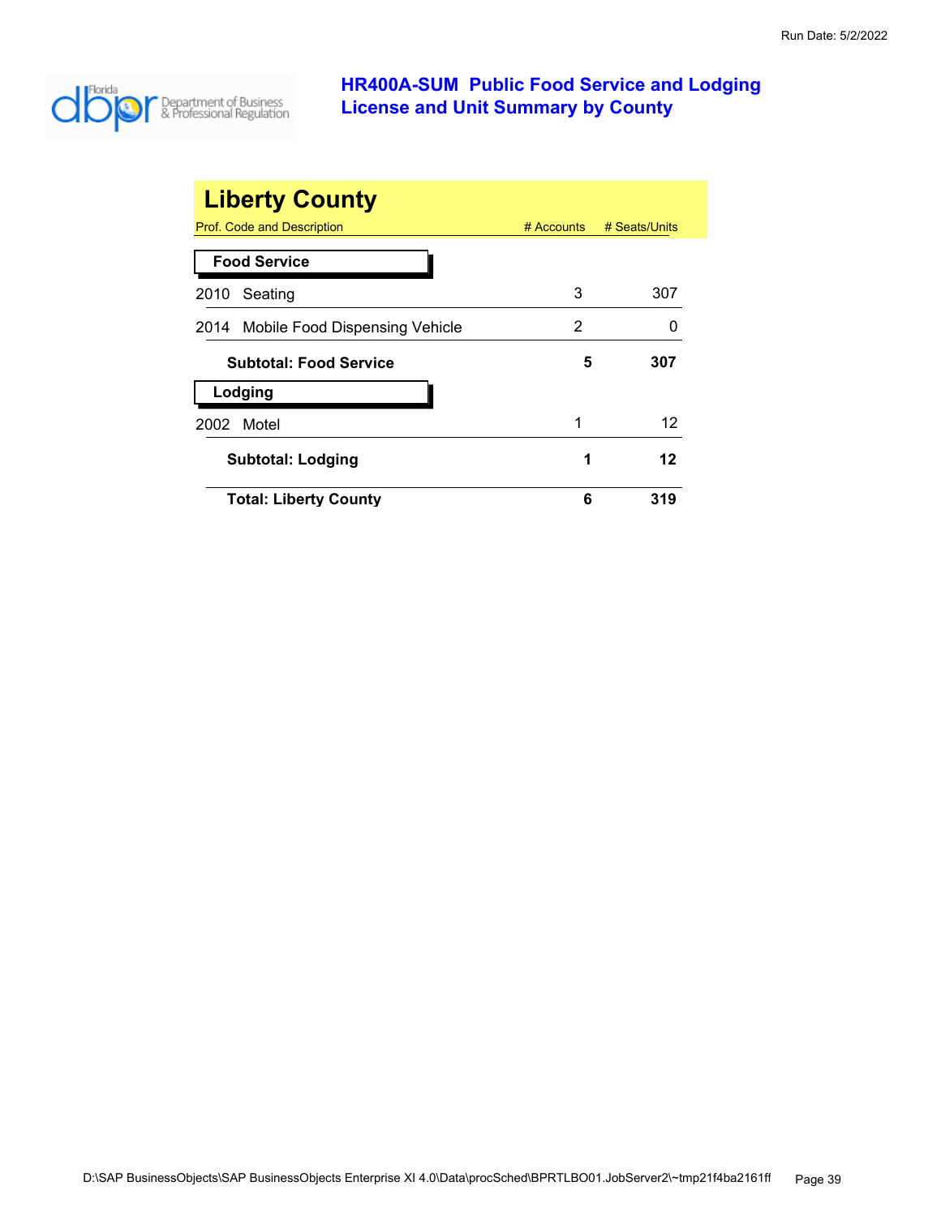# HR400A-SUM Public Food Service and Lodging License and Unit Summary by County

Run Date: 5/2/2022

## Liberty County

| Prof. Code and Description | # Accounts | # Seats/Units |
|---|---|---|
| **Food Service** | | |
| 2010 Seating | 3 | 307 |
| 2014 Mobile Food Dispensing Vehicle | 2 | 0 |
| **Subtotal: Food Service** | **5** | **307** |
| **Lodging** | | |
| 2002 Motel | 1 | 12 |
| **Subtotal: Lodging** | **1** | **12** |
| **Total: Liberty County** | **6** | **319** |

D:\SAP BusinessObjects\SAP BusinessObjects Enterprise XI 4.0\Data\procSched\BPRTLBO01.JobServer2\~tmp21f4ba2161ff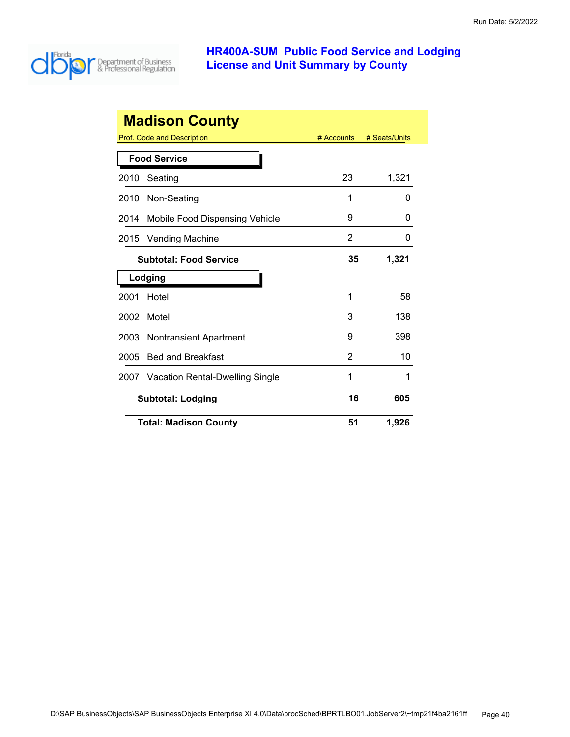# HR400A-SUM Public Food Service and Lodging License and Unit Summary by County

Run Date: 5/2/2022

## Madison County

| Prof. Code and Description | # Accounts | # Seats/Units |
|---|---|---|
| **Food Service** | | |
| 2010 Seating | 23 | 1,321 |
| 2010 Non-Seating | 1 | 0 |
| 2014 Mobile Food Dispensing Vehicle | 9 | 0 |
| 2015 Vending Machine | 2 | 0 |
| **Subtotal: Food Service** | **35** | **1,321** |
| **Lodging** | | |
| 2001 Hotel | 1 | 58 |
| 2002 Motel | 3 | 138 |
| 2003 Nontransient Apartment | 9 | 398 |
| 2005 Bed and Breakfast | 2 | 10 |
| 2007 Vacation Rental-Dwelling Single | 1 | 1 |
| **Subtotal: Lodging** | **16** | **605** |
| **Total: Madison County** | **51** | **1,926** |

D:\SAP BusinessObjects\SAP BusinessObjects Enterprise XI 4.0\Data\procSched\BPRTLBO01.JobServer2\~tmp21f4ba2161ff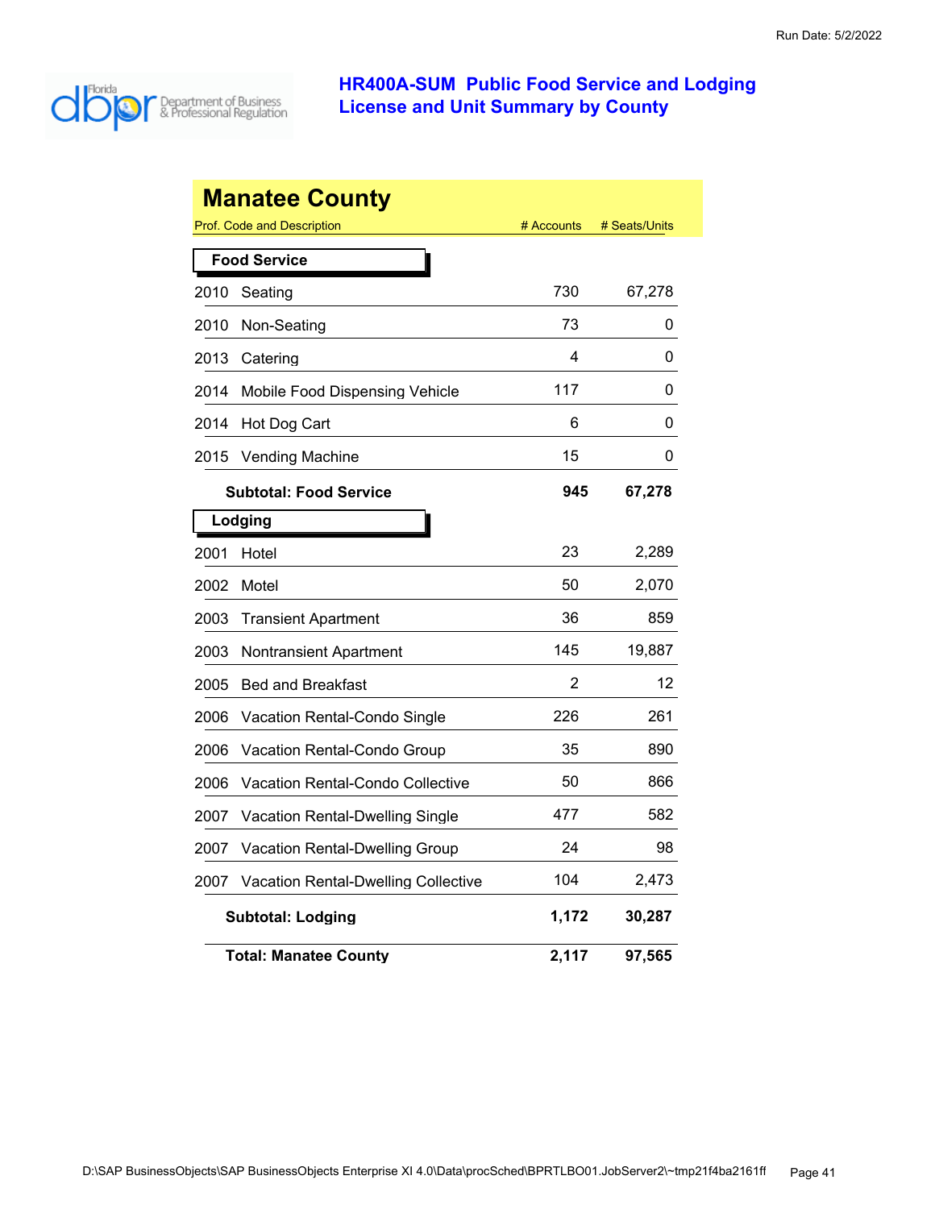# HR400A-SUM Public Food Service and Lodging License and Unit Summary by County

## Manatee County

| Prof. Code and Description | # Accounts | # Seats/Units |
|---|---|---|
| **Food Service** | | |
| 2010 Seating | 730 | 67,278 |
| 2010 Non-Seating | 73 | 0 |
| 2013 Catering | 4 | 0 |
| 2014 Mobile Food Dispensing Vehicle | 117 | 0 |
| 2014 Hot Dog Cart | 6 | 0 |
| 2015 Vending Machine | 15 | 0 |
| **Subtotal: Food Service** | **945** | **67,278** |
| **Lodging** | | |
| 2001 Hotel | 23 | 2,289 |
| 2002 Motel | 50 | 2,070 |
| 2003 Transient Apartment | 36 | 859 |
| 2003 Nontransient Apartment | 145 | 19,887 |
| 2005 Bed and Breakfast | 2 | 12 |
| 2006 Vacation Rental-Condo Single | 226 | 261 |
| 2006 Vacation Rental-Condo Group | 35 | 890 |
| 2006 Vacation Rental-Condo Collective | 50 | 866 |
| 2007 Vacation Rental-Dwelling Single | 477 | 582 |
| 2007 Vacation Rental-Dwelling Group | 24 | 98 |
| 2007 Vacation Rental-Dwelling Collective | 104 | 2,473 |
| **Subtotal: Lodging** | **1,172** | **30,287** |
| **Total: Manatee County** | **2,117** | **97,565** |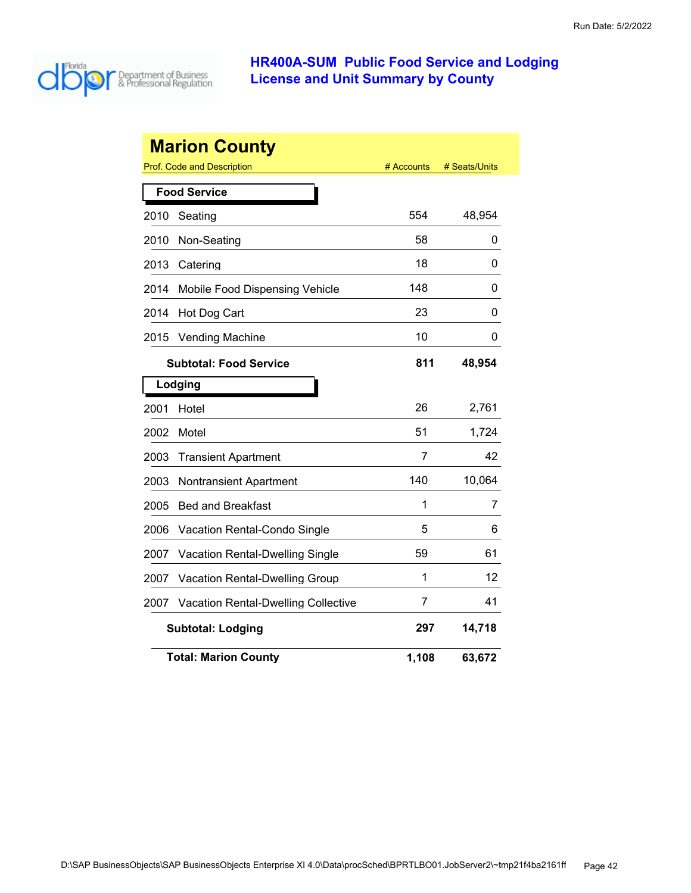# HR400A-SUM Public Food Service and Lodging License and Unit Summary by County

## Marion County

| Prof. Code and Description | | # Accounts | # Seats/Units |
|---|---|---|---|
| **Food Service** | | | |
| 2010 | Seating | 554 | 48,954 |
| 2010 | Non-Seating | 58 | 0 |
| 2013 | Catering | 18 | 0 |
| 2014 | Mobile Food Dispensing Vehicle | 148 | 0 |
| 2014 | Hot Dog Cart | 23 | 0 |
| 2015 | Vending Machine | 10 | 0 |
| | **Subtotal: Food Service** | **811** | **48,954** |
| **Lodging** | | | |
| 2001 | Hotel | 26 | 2,761 |
| 2002 | Motel | 51 | 1,724 |
| 2003 | Transient Apartment | 7 | 42 |
| 2003 | Nontransient Apartment | 140 | 10,064 |
| 2005 | Bed and Breakfast | 1 | 7 |
| 2006 | Vacation Rental-Condo Single | 5 | 6 |
| 2007 | Vacation Rental-Dwelling Single | 59 | 61 |
| 2007 | Vacation Rental-Dwelling Group | 1 | 12 |
| 2007 | Vacation Rental-Dwelling Collective | 7 | 41 |
| | **Subtotal: Lodging** | **297** | **14,718** |
| | **Total: Marion County** | **1,108** | **63,672** |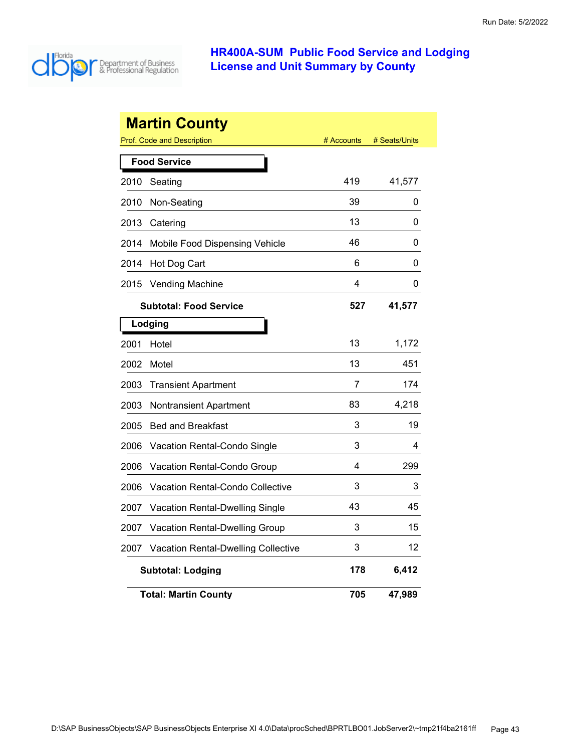# HR400A-SUM Public Food Service and Lodging License and Unit Summary by County

Run Date: 5/2/2022

## Martin County

| Prof. Code and Description | # Accounts | # Seats/Units |
|---|---|---|
| **Food Service** | | |
| 2010 Seating | 419 | 41,577 |
| 2010 Non-Seating | 39 | 0 |
| 2013 Catering | 13 | 0 |
| 2014 Mobile Food Dispensing Vehicle | 46 | 0 |
| 2014 Hot Dog Cart | 6 | 0 |
| 2015 Vending Machine | 4 | 0 |
| **Subtotal: Food Service** | **527** | **41,577** |
| **Lodging** | | |
| 2001 Hotel | 13 | 1,172 |
| 2002 Motel | 13 | 451 |
| 2003 Transient Apartment | 7 | 174 |
| 2003 Nontransient Apartment | 83 | 4,218 |
| 2005 Bed and Breakfast | 3 | 19 |
| 2006 Vacation Rental-Condo Single | 3 | 4 |
| 2006 Vacation Rental-Condo Group | 4 | 299 |
| 2006 Vacation Rental-Condo Collective | 3 | 3 |
| 2007 Vacation Rental-Dwelling Single | 43 | 45 |
| 2007 Vacation Rental-Dwelling Group | 3 | 15 |
| 2007 Vacation Rental-Dwelling Collective | 3 | 12 |
| **Subtotal: Lodging** | **178** | **6,412** |
| **Total: Martin County** | **705** | **47,989** |

D:\SAP BusinessObjects\SAP BusinessObjects Enterprise XI 4.0\Data\procSched\BPRTLBO01.JobServer2\~tmp21f4ba2161ff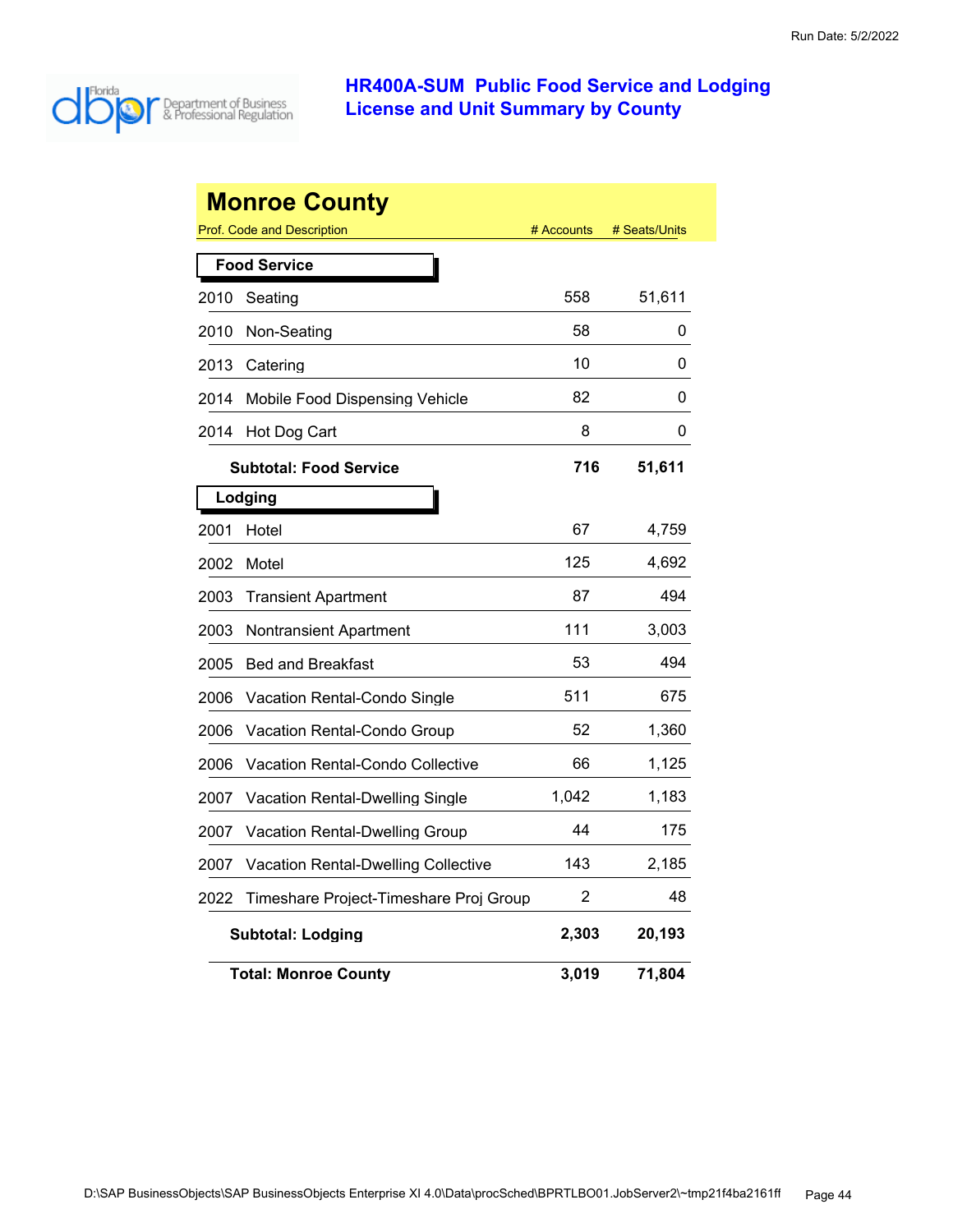Run Date: 5/2/2022

# HR400A-SUM Public Food Service and Lodging License and Unit Summary by County

## Monroe County

| Prof. Code and Description | | # Accounts | # Seats/Units |
|---|---|---|---|
| **Food Service** | | | |
| 2010 | Seating | 558 | 51,611 |
| 2010 | Non-Seating | 58 | 0 |
| 2013 | Catering | 10 | 0 |
| 2014 | Mobile Food Dispensing Vehicle | 82 | 0 |
| 2014 | Hot Dog Cart | 8 | 0 |
| | **Subtotal: Food Service** | **716** | **51,611** |
| **Lodging** | | | |
| 2001 | Hotel | 67 | 4,759 |
| 2002 | Motel | 125 | 4,692 |
| 2003 | Transient Apartment | 87 | 494 |
| 2003 | Nontransient Apartment | 111 | 3,003 |
| 2005 | Bed and Breakfast | 53 | 494 |
| 2006 | Vacation Rental-Condo Single | 511 | 675 |
| 2006 | Vacation Rental-Condo Group | 52 | 1,360 |
| 2006 | Vacation Rental-Condo Collective | 66 | 1,125 |
| 2007 | Vacation Rental-Dwelling Single | 1,042 | 1,183 |
| 2007 | Vacation Rental-Dwelling Group | 44 | 175 |
| 2007 | Vacation Rental-Dwelling Collective | 143 | 2,185 |
| 2022 | Timeshare Project-Timeshare Proj Group | 2 | 48 |
| | **Subtotal: Lodging** | **2,303** | **20,193** |
| | **Total: Monroe County** | **3,019** | **71,804** |

D:\SAP BusinessObjects\SAP BusinessObjects Enterprise XI 4.0\Data\procSched\BPRTLBO01.JobServer2\~tmp21f4ba2161ff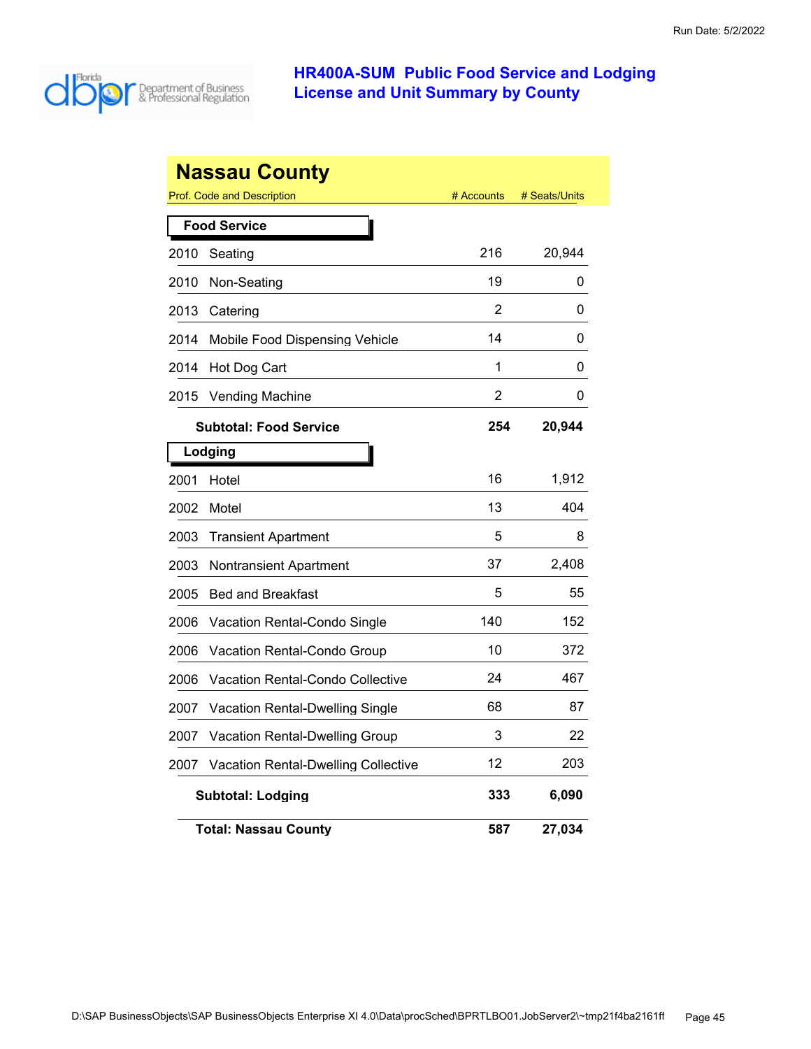# HR400A-SUM Public Food Service and Lodging License and Unit Summary by County

## Nassau County

| Prof. Code and Description | # Accounts | # Seats/Units |
|---|---|---|
| **Food Service** | | |
| 2010 Seating | 216 | 20,944 |
| 2010 Non-Seating | 19 | 0 |
| 2013 Catering | 2 | 0 |
| 2014 Mobile Food Dispensing Vehicle | 14 | 0 |
| 2014 Hot Dog Cart | 1 | 0 |
| 2015 Vending Machine | 2 | 0 |
| **Subtotal: Food Service** | **254** | **20,944** |
| **Lodging** | | |
| 2001 Hotel | 16 | 1,912 |
| 2002 Motel | 13 | 404 |
| 2003 Transient Apartment | 5 | 8 |
| 2003 Nontransient Apartment | 37 | 2,408 |
| 2005 Bed and Breakfast | 5 | 55 |
| 2006 Vacation Rental-Condo Single | 140 | 152 |
| 2006 Vacation Rental-Condo Group | 10 | 372 |
| 2006 Vacation Rental-Condo Collective | 24 | 467 |
| 2007 Vacation Rental-Dwelling Single | 68 | 87 |
| 2007 Vacation Rental-Dwelling Group | 3 | 22 |
| 2007 Vacation Rental-Dwelling Collective | 12 | 203 |
| **Subtotal: Lodging** | **333** | **6,090** |
| **Total: Nassau County** | **587** | **27,034** |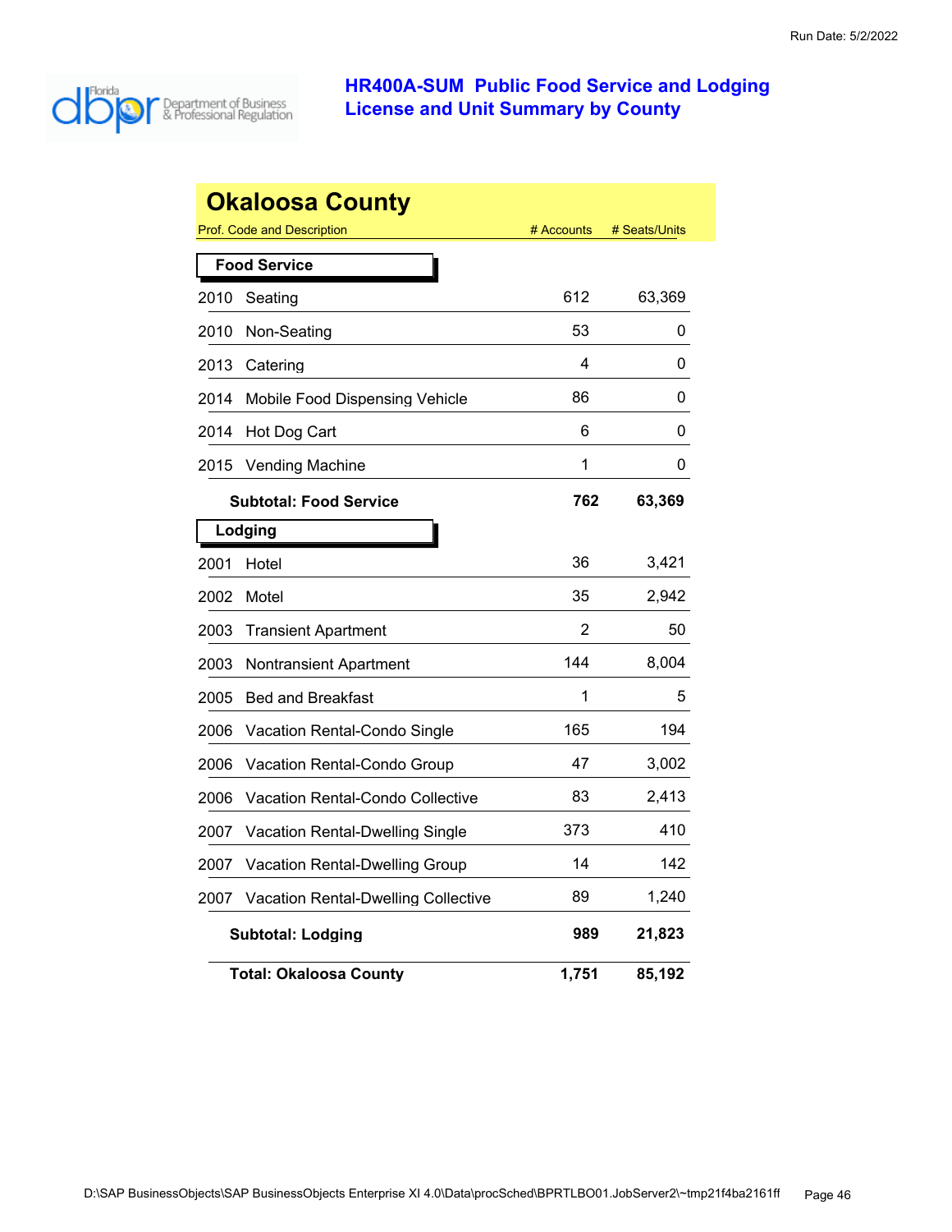Run Date: 5/2/2022

# HR400A-SUM Public Food Service and Lodging License and Unit Summary by County

## Okaloosa County

| Prof. Code and Description | | # Accounts | # Seats/Units |
|---|---|---|---|
| **Food Service** | | | |
| 2010 | Seating | 612 | 63,369 |
| 2010 | Non-Seating | 53 | 0 |
| 2013 | Catering | 4 | 0 |
| 2014 | Mobile Food Dispensing Vehicle | 86 | 0 |
| 2014 | Hot Dog Cart | 6 | 0 |
| 2015 | Vending Machine | 1 | 0 |
| | **Subtotal: Food Service** | **762** | **63,369** |
| **Lodging** | | | |
| 2001 | Hotel | 36 | 3,421 |
| 2002 | Motel | 35 | 2,942 |
| 2003 | Transient Apartment | 2 | 50 |
| 2003 | Nontransient Apartment | 144 | 8,004 |
| 2005 | Bed and Breakfast | 1 | 5 |
| 2006 | Vacation Rental-Condo Single | 165 | 194 |
| 2006 | Vacation Rental-Condo Group | 47 | 3,002 |
| 2006 | Vacation Rental-Condo Collective | 83 | 2,413 |
| 2007 | Vacation Rental-Dwelling Single | 373 | 410 |
| 2007 | Vacation Rental-Dwelling Group | 14 | 142 |
| 2007 | Vacation Rental-Dwelling Collective | 89 | 1,240 |
| | **Subtotal: Lodging** | **989** | **21,823** |
| | **Total: Okaloosa County** | **1,751** | **85,192** |

D:\SAP BusinessObjects\SAP BusinessObjects Enterprise XI 4.0\Data\procSched\BPRTLBO01.JobServer2\~tmp21f4ba2161ff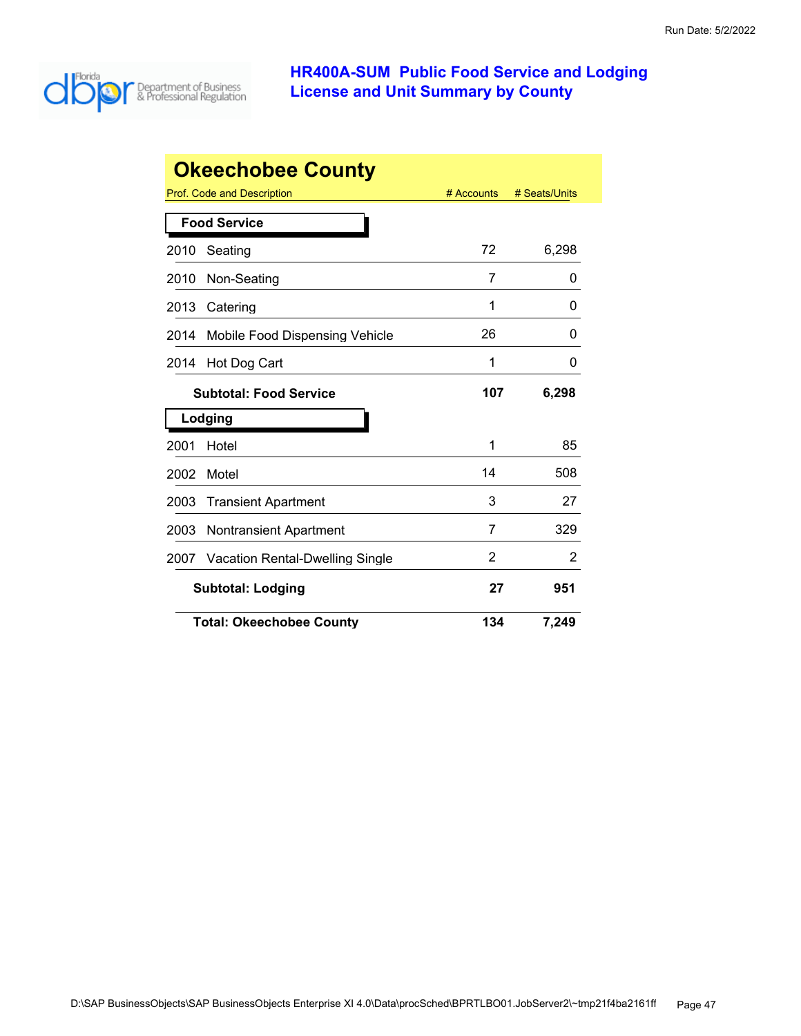Run Date: 5/2/2022

# HR400A-SUM Public Food Service and Lodging License and Unit Summary by County

## Okeechobee County

| Prof. Code and Description | # Accounts | # Seats/Units |
|---|---|---|
| **Food Service** | | |
| 2010 Seating | 72 | 6,298 |
| 2010 Non-Seating | 7 | 0 |
| 2013 Catering | 1 | 0 |
| 2014 Mobile Food Dispensing Vehicle | 26 | 0 |
| 2014 Hot Dog Cart | 1 | 0 |
| **Subtotal: Food Service** | **107** | **6,298** |
| **Lodging** | | |
| 2001 Hotel | 1 | 85 |
| 2002 Motel | 14 | 508 |
| 2003 Transient Apartment | 3 | 27 |
| 2003 Nontransient Apartment | 7 | 329 |
| 2007 Vacation Rental-Dwelling Single | 2 | 2 |
| **Subtotal: Lodging** | **27** | **951** |
| **Total: Okeechobee County** | **134** | **7,249** |

D:\SAP BusinessObjects\SAP BusinessObjects Enterprise XI 4.0\Data\procSched\BPRTLBO01.JobServer2\~tmp21f4ba2161ff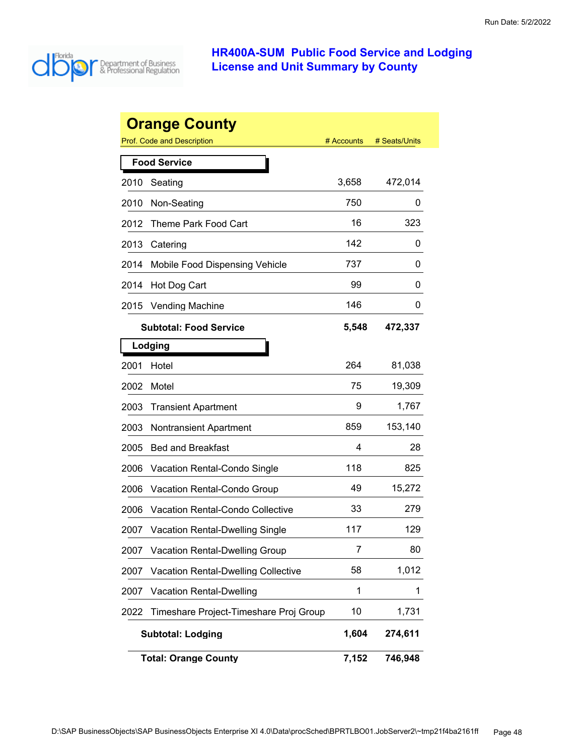# HR400A-SUM Public Food Service and Lodging License and Unit Summary by County

## Orange County

| Prof. Code and Description | # Accounts | # Seats/Units |
|---|---|---|
| **Food Service** | | |
| 2010 Seating | 3,658 | 472,014 |
| 2010 Non-Seating | 750 | 0 |
| 2012 Theme Park Food Cart | 16 | 323 |
| 2013 Catering | 142 | 0 |
| 2014 Mobile Food Dispensing Vehicle | 737 | 0 |
| 2014 Hot Dog Cart | 99 | 0 |
| 2015 Vending Machine | 146 | 0 |
| **Subtotal: Food Service** | **5,548** | **472,337** |
| **Lodging** | | |
| 2001 Hotel | 264 | 81,038 |
| 2002 Motel | 75 | 19,309 |
| 2003 Transient Apartment | 9 | 1,767 |
| 2003 Nontransient Apartment | 859 | 153,140 |
| 2005 Bed and Breakfast | 4 | 28 |
| 2006 Vacation Rental-Condo Single | 118 | 825 |
| 2006 Vacation Rental-Condo Group | 49 | 15,272 |
| 2006 Vacation Rental-Condo Collective | 33 | 279 |
| 2007 Vacation Rental-Dwelling Single | 117 | 129 |
| 2007 Vacation Rental-Dwelling Group | 7 | 80 |
| 2007 Vacation Rental-Dwelling Collective | 58 | 1,012 |
| 2007 Vacation Rental-Dwelling | 1 | 1 |
| 2022 Timeshare Project-Timeshare Proj Group | 10 | 1,731 |
| **Subtotal: Lodging** | **1,604** | **274,611** |
| **Total: Orange County** | **7,152** | **746,948** |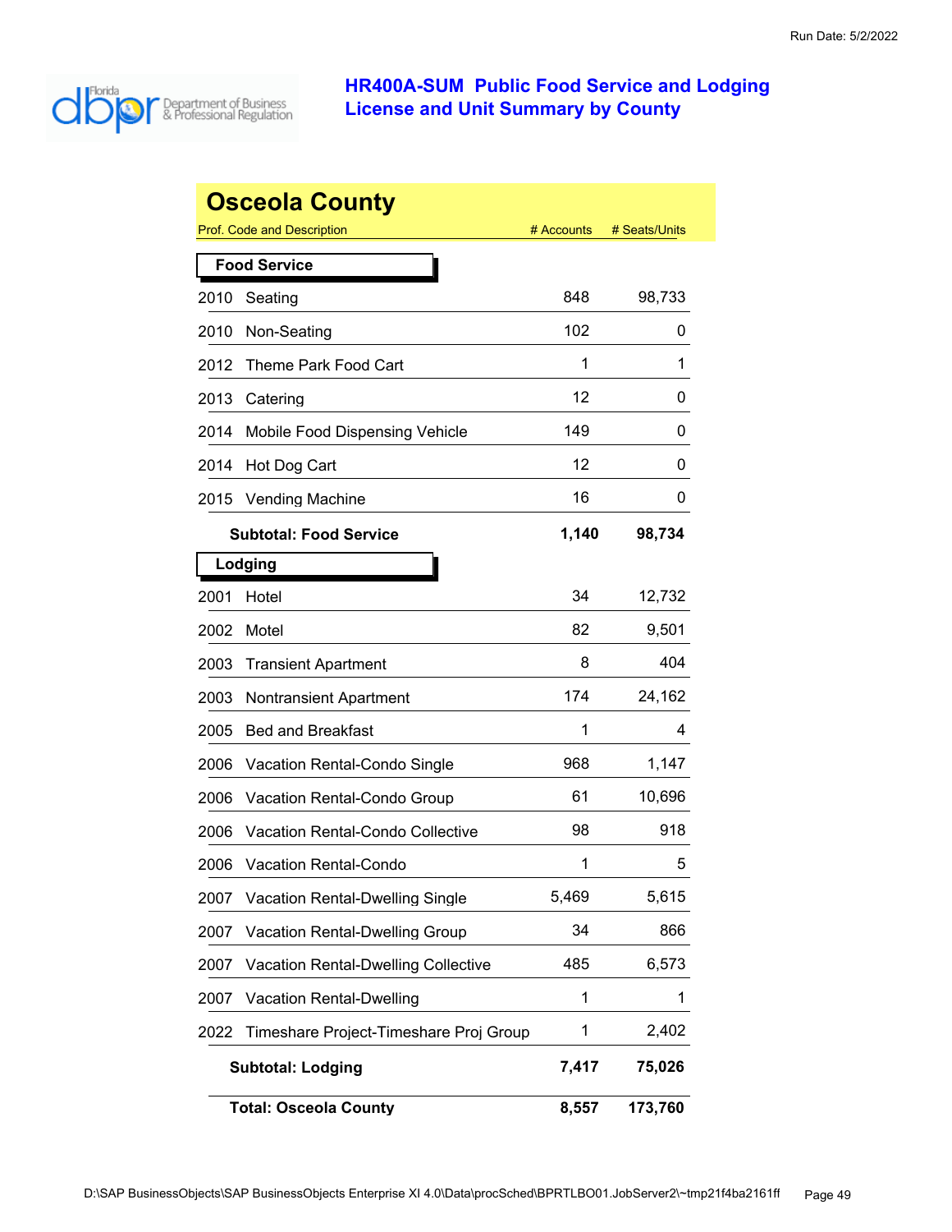# HR400A-SUM Public Food Service and Lodging License and Unit Summary by County

Run Date: 5/2/2022

## Osceola County

| Prof. Code and Description | | # Accounts | # Seats/Units |
|---|---|---|---|
| **Food Service** | | | |
| 2010 | Seating | 848 | 98,733 |
| 2010 | Non-Seating | 102 | 0 |
| 2012 | Theme Park Food Cart | 1 | 1 |
| 2013 | Catering | 12 | 0 |
| 2014 | Mobile Food Dispensing Vehicle | 149 | 0 |
| 2014 | Hot Dog Cart | 12 | 0 |
| 2015 | Vending Machine | 16 | 0 |
| | **Subtotal: Food Service** | **1,140** | **98,734** |
| **Lodging** | | | |
| 2001 | Hotel | 34 | 12,732 |
| 2002 | Motel | 82 | 9,501 |
| 2003 | Transient Apartment | 8 | 404 |
| 2003 | Nontransient Apartment | 174 | 24,162 |
| 2005 | Bed and Breakfast | 1 | 4 |
| 2006 | Vacation Rental-Condo Single | 968 | 1,147 |
| 2006 | Vacation Rental-Condo Group | 61 | 10,696 |
| 2006 | Vacation Rental-Condo Collective | 98 | 918 |
| 2006 | Vacation Rental-Condo | 1 | 5 |
| 2007 | Vacation Rental-Dwelling Single | 5,469 | 5,615 |
| 2007 | Vacation Rental-Dwelling Group | 34 | 866 |
| 2007 | Vacation Rental-Dwelling Collective | 485 | 6,573 |
| 2007 | Vacation Rental-Dwelling | 1 | 1 |
| 2022 | Timeshare Project-Timeshare Proj Group | 1 | 2,402 |
| | **Subtotal: Lodging** | **7,417** | **75,026** |
| | **Total: Osceola County** | **8,557** | **173,760** |

D:\SAP BusinessObjects\SAP BusinessObjects Enterprise XI 4.0\Data\procSched\BPRTLBO01.JobServer2\~tmp21f4ba2161ff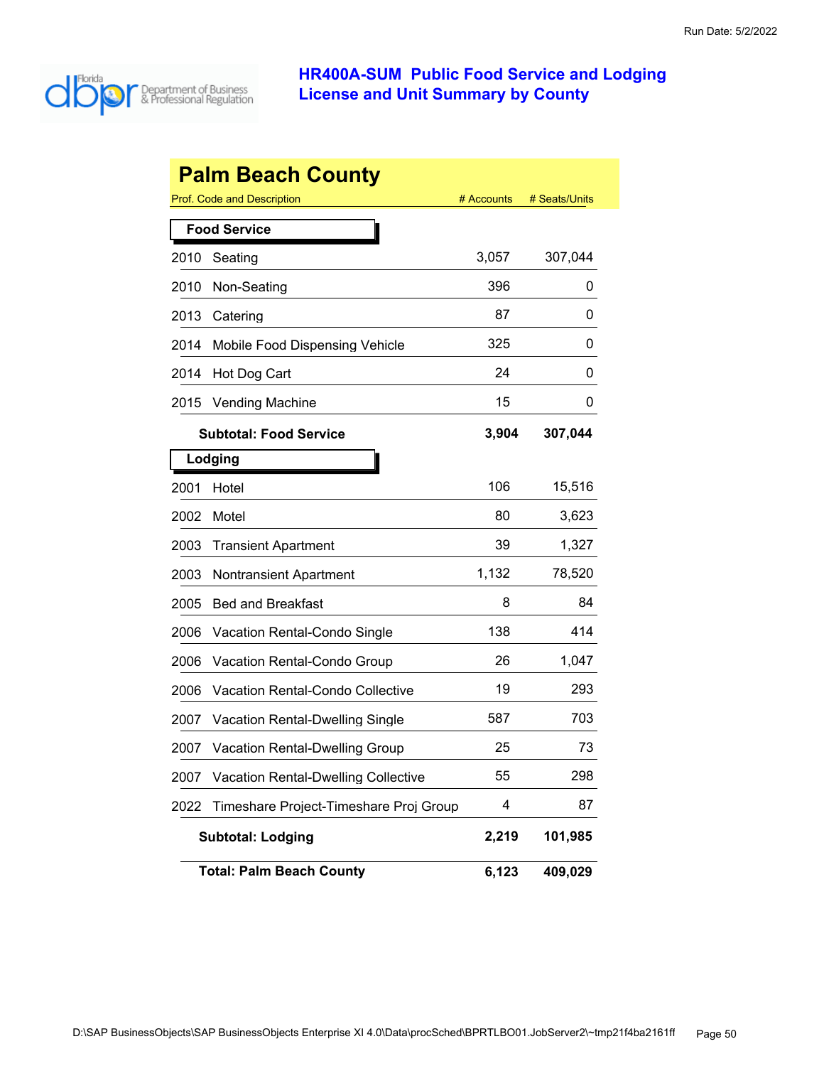Run Date: 5/2/2022

# HR400A-SUM Public Food Service and Lodging License and Unit Summary by County

## Palm Beach County

| Prof. Code and Description | | # Accounts | # Seats/Units |
|---|---|---|---|
| **Food Service** | | | |
| 2010 | Seating | 3,057 | 307,044 |
| 2010 | Non-Seating | 396 | 0 |
| 2013 | Catering | 87 | 0 |
| 2014 | Mobile Food Dispensing Vehicle | 325 | 0 |
| 2014 | Hot Dog Cart | 24 | 0 |
| 2015 | Vending Machine | 15 | 0 |
| | **Subtotal: Food Service** | **3,904** | **307,044** |
| **Lodging** | | | |
| 2001 | Hotel | 106 | 15,516 |
| 2002 | Motel | 80 | 3,623 |
| 2003 | Transient Apartment | 39 | 1,327 |
| 2003 | Nontransient Apartment | 1,132 | 78,520 |
| 2005 | Bed and Breakfast | 8 | 84 |
| 2006 | Vacation Rental-Condo Single | 138 | 414 |
| 2006 | Vacation Rental-Condo Group | 26 | 1,047 |
| 2006 | Vacation Rental-Condo Collective | 19 | 293 |
| 2007 | Vacation Rental-Dwelling Single | 587 | 703 |
| 2007 | Vacation Rental-Dwelling Group | 25 | 73 |
| 2007 | Vacation Rental-Dwelling Collective | 55 | 298 |
| 2022 | Timeshare Project-Timeshare Proj Group | 4 | 87 |
| | **Subtotal: Lodging** | **2,219** | **101,985** |
| | **Total: Palm Beach County** | **6,123** | **409,029** |

D:\SAP BusinessObjects\SAP BusinessObjects Enterprise XI 4.0\Data\procSched\BPRTLBO01.JobServer2\~tmp21f4ba2161ff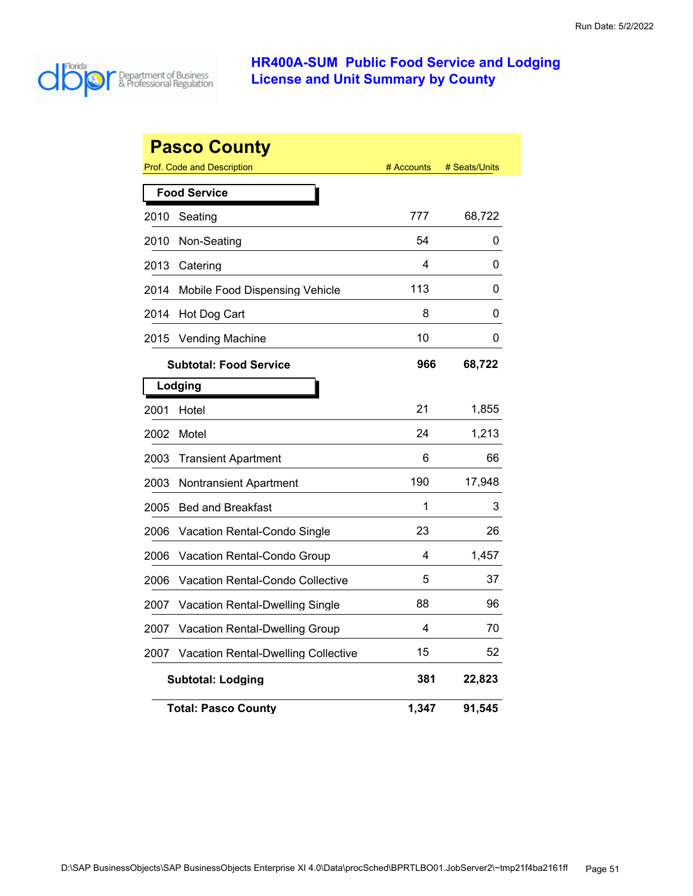# HR400A-SUM Public Food Service and Lodging License and Unit Summary by County

## Pasco County

| Prof. Code and Description | # Accounts | # Seats/Units |
|---|---|---|
| **Food Service** | | |
| 2010 Seating | 777 | 68,722 |
| 2010 Non-Seating | 54 | 0 |
| 2013 Catering | 4 | 0 |
| 2014 Mobile Food Dispensing Vehicle | 113 | 0 |
| 2014 Hot Dog Cart | 8 | 0 |
| 2015 Vending Machine | 10 | 0 |
| **Subtotal: Food Service** | **966** | **68,722** |
| **Lodging** | | |
| 2001 Hotel | 21 | 1,855 |
| 2002 Motel | 24 | 1,213 |
| 2003 Transient Apartment | 6 | 66 |
| 2003 Nontransient Apartment | 190 | 17,948 |
| 2005 Bed and Breakfast | 1 | 3 |
| 2006 Vacation Rental-Condo Single | 23 | 26 |
| 2006 Vacation Rental-Condo Group | 4 | 1,457 |
| 2006 Vacation Rental-Condo Collective | 5 | 37 |
| 2007 Vacation Rental-Dwelling Single | 88 | 96 |
| 2007 Vacation Rental-Dwelling Group | 4 | 70 |
| 2007 Vacation Rental-Dwelling Collective | 15 | 52 |
| **Subtotal: Lodging** | **381** | **22,823** |
| **Total: Pasco County** | **1,347** | **91,545** |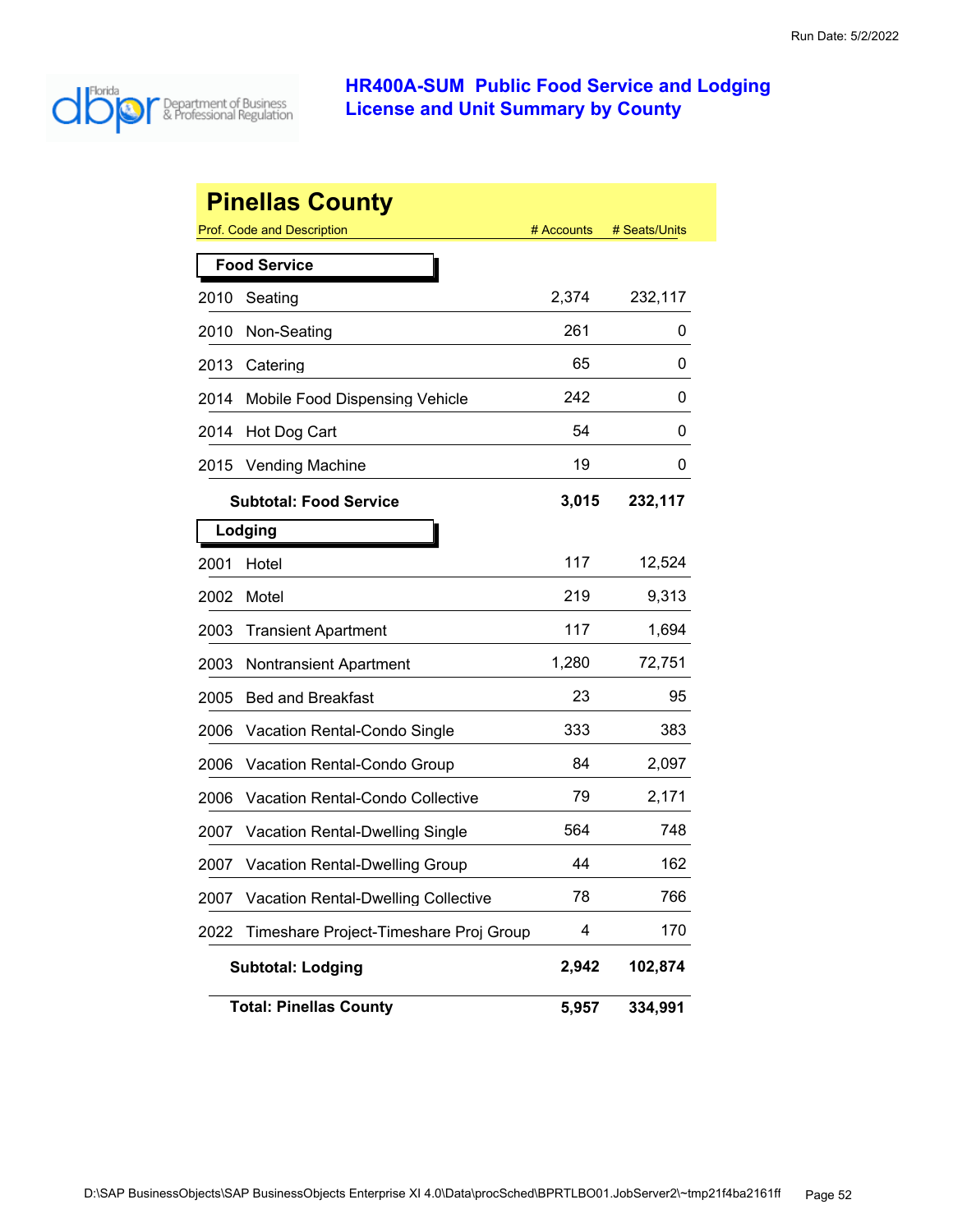Run Date: 5/2/2022

# HR400A-SUM Public Food Service and Lodging License and Unit Summary by County

## Pinellas County

| Prof. Code and Description | | # Accounts | # Seats/Units |
|---|---|---|---|
| **Food Service** | | | |
| 2010 | Seating | 2,374 | 232,117 |
| 2010 | Non-Seating | 261 | 0 |
| 2013 | Catering | 65 | 0 |
| 2014 | Mobile Food Dispensing Vehicle | 242 | 0 |
| 2014 | Hot Dog Cart | 54 | 0 |
| 2015 | Vending Machine | 19 | 0 |
| | **Subtotal: Food Service** | **3,015** | **232,117** |
| **Lodging** | | | |
| 2001 | Hotel | 117 | 12,524 |
| 2002 | Motel | 219 | 9,313 |
| 2003 | Transient Apartment | 117 | 1,694 |
| 2003 | Nontransient Apartment | 1,280 | 72,751 |
| 2005 | Bed and Breakfast | 23 | 95 |
| 2006 | Vacation Rental-Condo Single | 333 | 383 |
| 2006 | Vacation Rental-Condo Group | 84 | 2,097 |
| 2006 | Vacation Rental-Condo Collective | 79 | 2,171 |
| 2007 | Vacation Rental-Dwelling Single | 564 | 748 |
| 2007 | Vacation Rental-Dwelling Group | 44 | 162 |
| 2007 | Vacation Rental-Dwelling Collective | 78 | 766 |
| 2022 | Timeshare Project-Timeshare Proj Group | 4 | 170 |
| | **Subtotal: Lodging** | **2,942** | **102,874** |
| | **Total: Pinellas County** | **5,957** | **334,991** |

D:\SAP BusinessObjects\SAP BusinessObjects Enterprise XI 4.0\Data\procSched\BPRTLBO01.JobServer2\~tmp21f4ba2161ff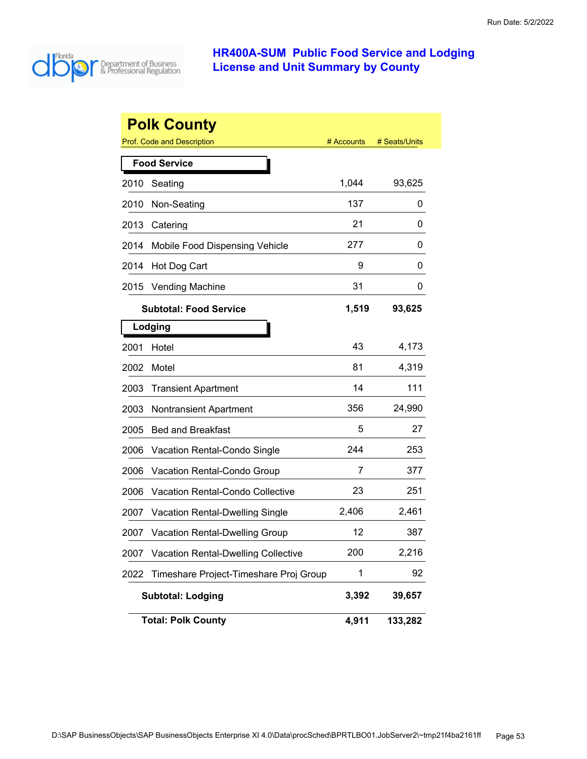# HR400A-SUM Public Food Service and Lodging License and Unit Summary by County

Run Date: 5/2/2022

## Polk County

| Prof. Code and Description | # Accounts | # Seats/Units |
|---|---|---|
| **Food Service** | | |
| 2010 Seating | 1,044 | 93,625 |
| 2010 Non-Seating | 137 | 0 |
| 2013 Catering | 21 | 0 |
| 2014 Mobile Food Dispensing Vehicle | 277 | 0 |
| 2014 Hot Dog Cart | 9 | 0 |
| 2015 Vending Machine | 31 | 0 |
| **Subtotal: Food Service** | **1,519** | **93,625** |
| **Lodging** | | |
| 2001 Hotel | 43 | 4,173 |
| 2002 Motel | 81 | 4,319 |
| 2003 Transient Apartment | 14 | 111 |
| 2003 Nontransient Apartment | 356 | 24,990 |
| 2005 Bed and Breakfast | 5 | 27 |
| 2006 Vacation Rental-Condo Single | 244 | 253 |
| 2006 Vacation Rental-Condo Group | 7 | 377 |
| 2006 Vacation Rental-Condo Collective | 23 | 251 |
| 2007 Vacation Rental-Dwelling Single | 2,406 | 2,461 |
| 2007 Vacation Rental-Dwelling Group | 12 | 387 |
| 2007 Vacation Rental-Dwelling Collective | 200 | 2,216 |
| 2022 Timeshare Project-Timeshare Proj Group | 1 | 92 |
| **Subtotal: Lodging** | **3,392** | **39,657** |
| **Total: Polk County** | **4,911** | **133,282** |

D:\SAP BusinessObjects\SAP BusinessObjects Enterprise XI 4.0\Data\procSched\BPRTLBO01.JobServer2\~tmp21f4ba2161ff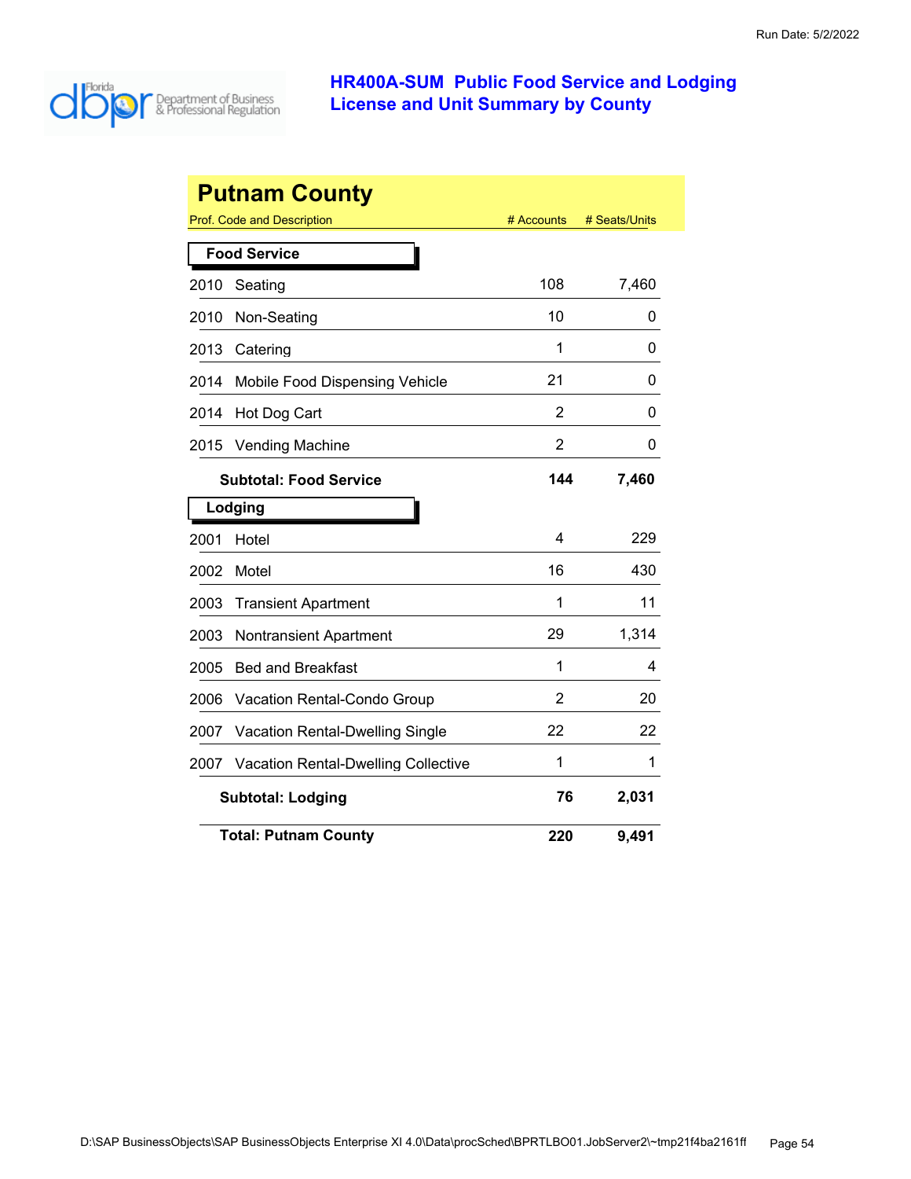# HR400A-SUM Public Food Service and Lodging License and Unit Summary by County

## Putnam County

| Prof. Code and Description | # Accounts | # Seats/Units |
|---|---|---|
| **Food Service** | | |
| 2010 Seating | 108 | 7,460 |
| 2010 Non-Seating | 10 | 0 |
| 2013 Catering | 1 | 0 |
| 2014 Mobile Food Dispensing Vehicle | 21 | 0 |
| 2014 Hot Dog Cart | 2 | 0 |
| 2015 Vending Machine | 2 | 0 |
| **Subtotal: Food Service** | **144** | **7,460** |
| **Lodging** | | |
| 2001 Hotel | 4 | 229 |
| 2002 Motel | 16 | 430 |
| 2003 Transient Apartment | 1 | 11 |
| 2003 Nontransient Apartment | 29 | 1,314 |
| 2005 Bed and Breakfast | 1 | 4 |
| 2006 Vacation Rental-Condo Group | 2 | 20 |
| 2007 Vacation Rental-Dwelling Single | 22 | 22 |
| 2007 Vacation Rental-Dwelling Collective | 1 | 1 |
| **Subtotal: Lodging** | **76** | **2,031** |
| **Total: Putnam County** | **220** | **9,491** |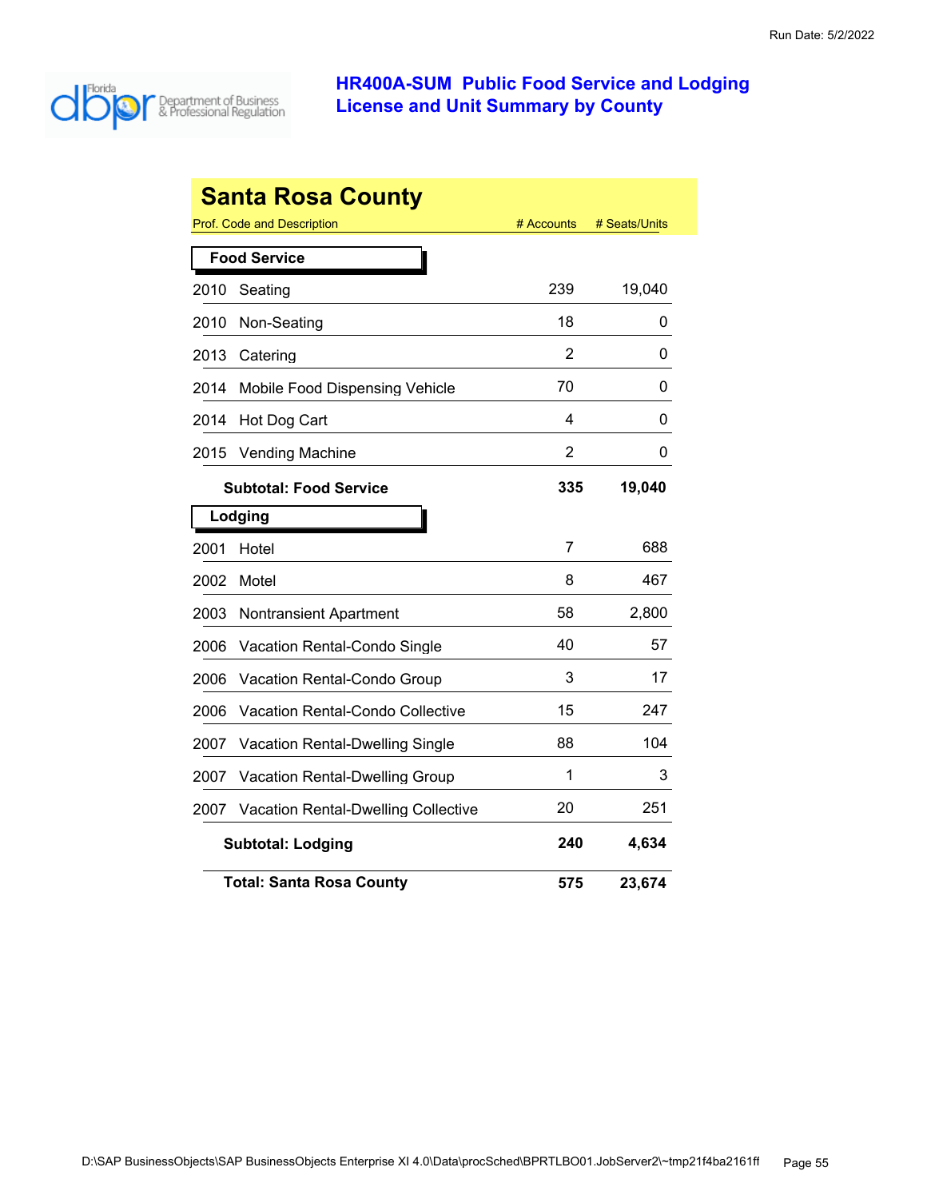# HR400A-SUM Public Food Service and Lodging License and Unit Summary by County

## Santa Rosa County

| Prof. Code and Description | # Accounts | # Seats/Units |
|---|---|---|
| **Food Service** | | |
| 2010 Seating | 239 | 19,040 |
| 2010 Non-Seating | 18 | 0 |
| 2013 Catering | 2 | 0 |
| 2014 Mobile Food Dispensing Vehicle | 70 | 0 |
| 2014 Hot Dog Cart | 4 | 0 |
| 2015 Vending Machine | 2 | 0 |
| **Subtotal: Food Service** | **335** | **19,040** |
| **Lodging** | | |
| 2001 Hotel | 7 | 688 |
| 2002 Motel | 8 | 467 |
| 2003 Nontransient Apartment | 58 | 2,800 |
| 2006 Vacation Rental-Condo Single | 40 | 57 |
| 2006 Vacation Rental-Condo Group | 3 | 17 |
| 2006 Vacation Rental-Condo Collective | 15 | 247 |
| 2007 Vacation Rental-Dwelling Single | 88 | 104 |
| 2007 Vacation Rental-Dwelling Group | 1 | 3 |
| 2007 Vacation Rental-Dwelling Collective | 20 | 251 |
| **Subtotal: Lodging** | **240** | **4,634** |
| **Total: Santa Rosa County** | **575** | **23,674** |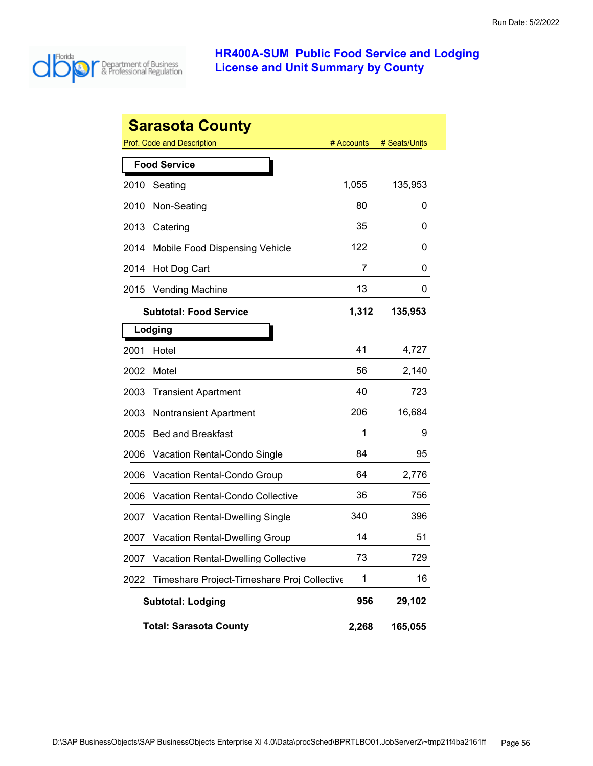# HR400A-SUM Public Food Service and Lodging License and Unit Summary by County

## Sarasota County

| Prof. Code and Description | | # Accounts | # Seats/Units |
|---|---|---|---|
| **Food Service** | | | |
| 2010 | Seating | 1,055 | 135,953 |
| 2010 | Non-Seating | 80 | 0 |
| 2013 | Catering | 35 | 0 |
| 2014 | Mobile Food Dispensing Vehicle | 122 | 0 |
| 2014 | Hot Dog Cart | 7 | 0 |
| 2015 | Vending Machine | 13 | 0 |
| | **Subtotal: Food Service** | **1,312** | **135,953** |
| **Lodging** | | | |
| 2001 | Hotel | 41 | 4,727 |
| 2002 | Motel | 56 | 2,140 |
| 2003 | Transient Apartment | 40 | 723 |
| 2003 | Nontransient Apartment | 206 | 16,684 |
| 2005 | Bed and Breakfast | 1 | 9 |
| 2006 | Vacation Rental-Condo Single | 84 | 95 |
| 2006 | Vacation Rental-Condo Group | 64 | 2,776 |
| 2006 | Vacation Rental-Condo Collective | 36 | 756 |
| 2007 | Vacation Rental-Dwelling Single | 340 | 396 |
| 2007 | Vacation Rental-Dwelling Group | 14 | 51 |
| 2007 | Vacation Rental-Dwelling Collective | 73 | 729 |
| 2022 | Timeshare Project-Timeshare Proj Collective | 1 | 16 |
| | **Subtotal: Lodging** | **956** | **29,102** |
| | **Total: Sarasota County** | **2,268** | **165,055** |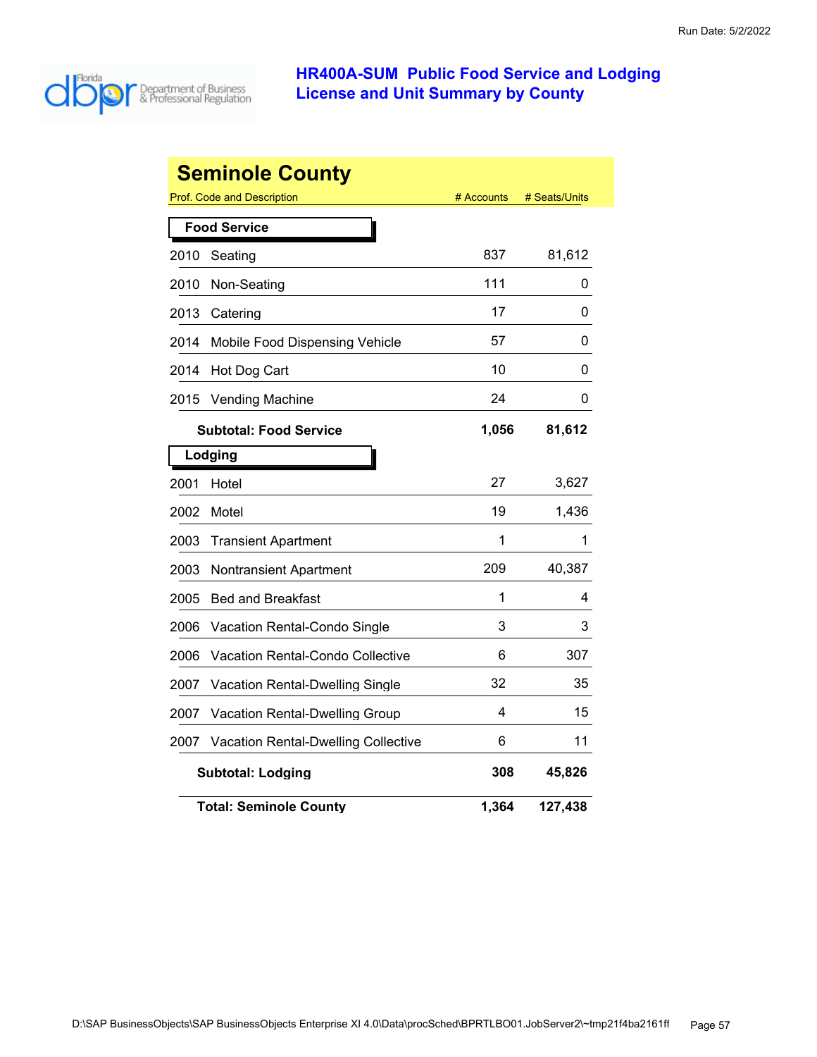# HR400A-SUM Public Food Service and Lodging License and Unit Summary by County

## Seminole County

| Prof. Code and Description | # Accounts | # Seats/Units |
|---|---|---|
| **Food Service** | | |
| 2010 Seating | 837 | 81,612 |
| 2010 Non-Seating | 111 | 0 |
| 2013 Catering | 17 | 0 |
| 2014 Mobile Food Dispensing Vehicle | 57 | 0 |
| 2014 Hot Dog Cart | 10 | 0 |
| 2015 Vending Machine | 24 | 0 |
| **Subtotal: Food Service** | **1,056** | **81,612** |
| **Lodging** | | |
| 2001 Hotel | 27 | 3,627 |
| 2002 Motel | 19 | 1,436 |
| 2003 Transient Apartment | 1 | 1 |
| 2003 Nontransient Apartment | 209 | 40,387 |
| 2005 Bed and Breakfast | 1 | 4 |
| 2006 Vacation Rental-Condo Single | 3 | 3 |
| 2006 Vacation Rental-Condo Collective | 6 | 307 |
| 2007 Vacation Rental-Dwelling Single | 32 | 35 |
| 2007 Vacation Rental-Dwelling Group | 4 | 15 |
| 2007 Vacation Rental-Dwelling Collective | 6 | 11 |
| **Subtotal: Lodging** | **308** | **45,826** |
| **Total: Seminole County** | **1,364** | **127,438** |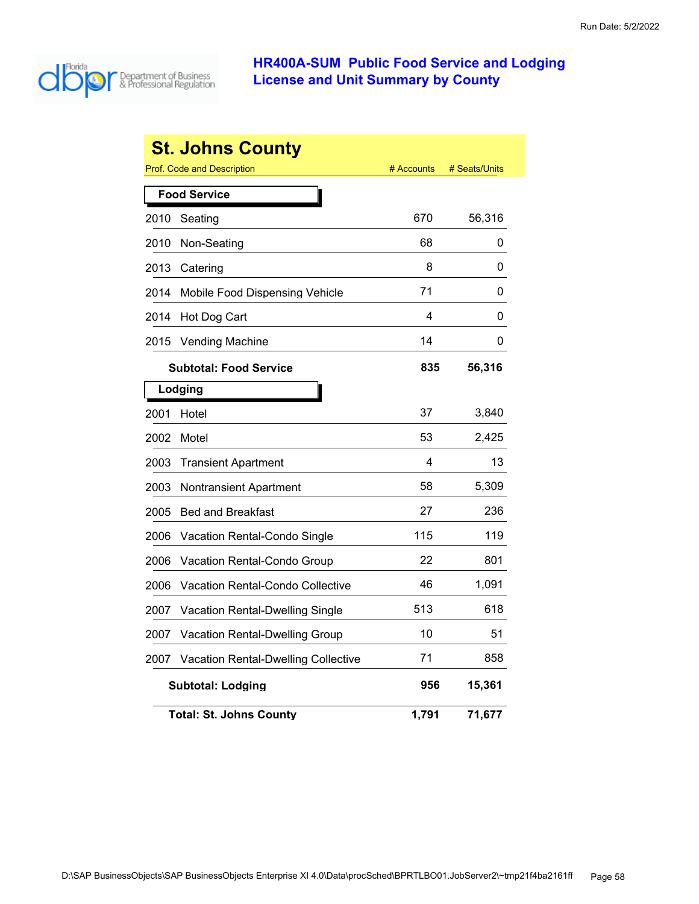# HR400A-SUM Public Food Service and Lodging License and Unit Summary by County

## St. Johns County

| Prof. Code and Description | # Accounts | # Seats/Units |
|---|---|---|
| **Food Service** | | |
| 2010 Seating | 670 | 56,316 |
| 2010 Non-Seating | 68 | 0 |
| 2013 Catering | 8 | 0 |
| 2014 Mobile Food Dispensing Vehicle | 71 | 0 |
| 2014 Hot Dog Cart | 4 | 0 |
| 2015 Vending Machine | 14 | 0 |
| **Subtotal: Food Service** | **835** | **56,316** |
| **Lodging** | | |
| 2001 Hotel | 37 | 3,840 |
| 2002 Motel | 53 | 2,425 |
| 2003 Transient Apartment | 4 | 13 |
| 2003 Nontransient Apartment | 58 | 5,309 |
| 2005 Bed and Breakfast | 27 | 236 |
| 2006 Vacation Rental-Condo Single | 115 | 119 |
| 2006 Vacation Rental-Condo Group | 22 | 801 |
| 2006 Vacation Rental-Condo Collective | 46 | 1,091 |
| 2007 Vacation Rental-Dwelling Single | 513 | 618 |
| 2007 Vacation Rental-Dwelling Group | 10 | 51 |
| 2007 Vacation Rental-Dwelling Collective | 71 | 858 |
| **Subtotal: Lodging** | **956** | **15,361** |
| **Total: St. Johns County** | **1,791** | **71,677** |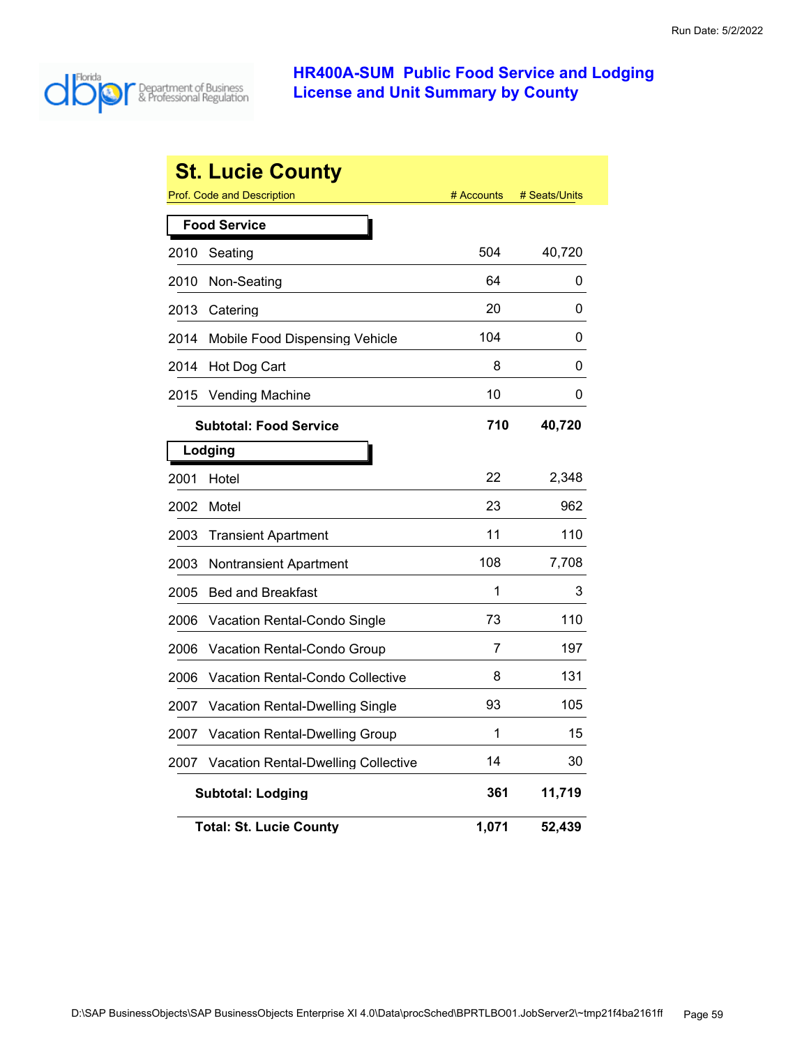# HR400A-SUM Public Food Service and Lodging License and Unit Summary by County

## St. Lucie County

| Prof. Code and Description | | # Accounts | # Seats/Units |
|---|---|---|---|
| **Food Service** | | | |
| 2010 | Seating | 504 | 40,720 |
| 2010 | Non-Seating | 64 | 0 |
| 2013 | Catering | 20 | 0 |
| 2014 | Mobile Food Dispensing Vehicle | 104 | 0 |
| 2014 | Hot Dog Cart | 8 | 0 |
| 2015 | Vending Machine | 10 | 0 |
| | **Subtotal: Food Service** | **710** | **40,720** |
| **Lodging** | | | |
| 2001 | Hotel | 22 | 2,348 |
| 2002 | Motel | 23 | 962 |
| 2003 | Transient Apartment | 11 | 110 |
| 2003 | Nontransient Apartment | 108 | 7,708 |
| 2005 | Bed and Breakfast | 1 | 3 |
| 2006 | Vacation Rental-Condo Single | 73 | 110 |
| 2006 | Vacation Rental-Condo Group | 7 | 197 |
| 2006 | Vacation Rental-Condo Collective | 8 | 131 |
| 2007 | Vacation Rental-Dwelling Single | 93 | 105 |
| 2007 | Vacation Rental-Dwelling Group | 1 | 15 |
| 2007 | Vacation Rental-Dwelling Collective | 14 | 30 |
| | **Subtotal: Lodging** | **361** | **11,719** |
| | **Total: St. Lucie County** | **1,071** | **52,439** |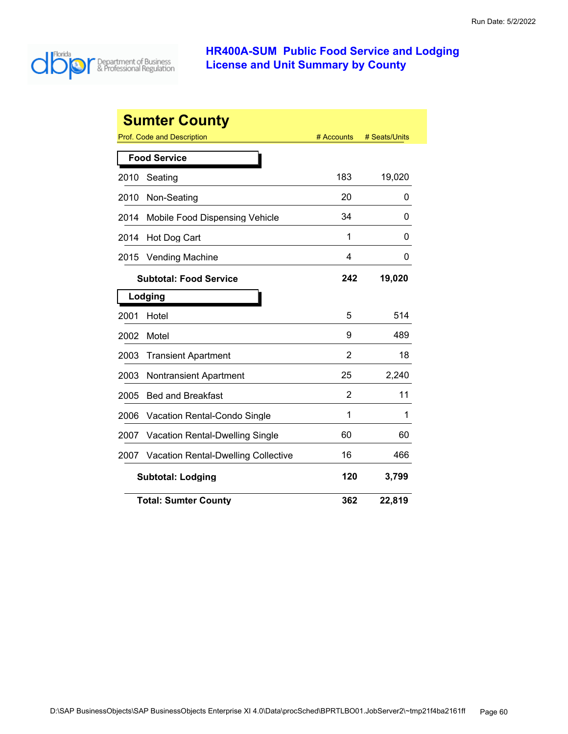# HR400A-SUM Public Food Service and Lodging License and Unit Summary by County

## Sumter County

| Prof. Code and Description | # Accounts | # Seats/Units |
|---|---|---|
| **Food Service** | | |
| 2010 Seating | 183 | 19,020 |
| 2010 Non-Seating | 20 | 0 |
| 2014 Mobile Food Dispensing Vehicle | 34 | 0 |
| 2014 Hot Dog Cart | 1 | 0 |
| 2015 Vending Machine | 4 | 0 |
| **Subtotal: Food Service** | **242** | **19,020** |
| **Lodging** | | |
| 2001 Hotel | 5 | 514 |
| 2002 Motel | 9 | 489 |
| 2003 Transient Apartment | 2 | 18 |
| 2003 Nontransient Apartment | 25 | 2,240 |
| 2005 Bed and Breakfast | 2 | 11 |
| 2006 Vacation Rental-Condo Single | 1 | 1 |
| 2007 Vacation Rental-Dwelling Single | 60 | 60 |
| 2007 Vacation Rental-Dwelling Collective | 16 | 466 |
| **Subtotal: Lodging** | **120** | **3,799** |
| **Total: Sumter County** | **362** | **22,819** |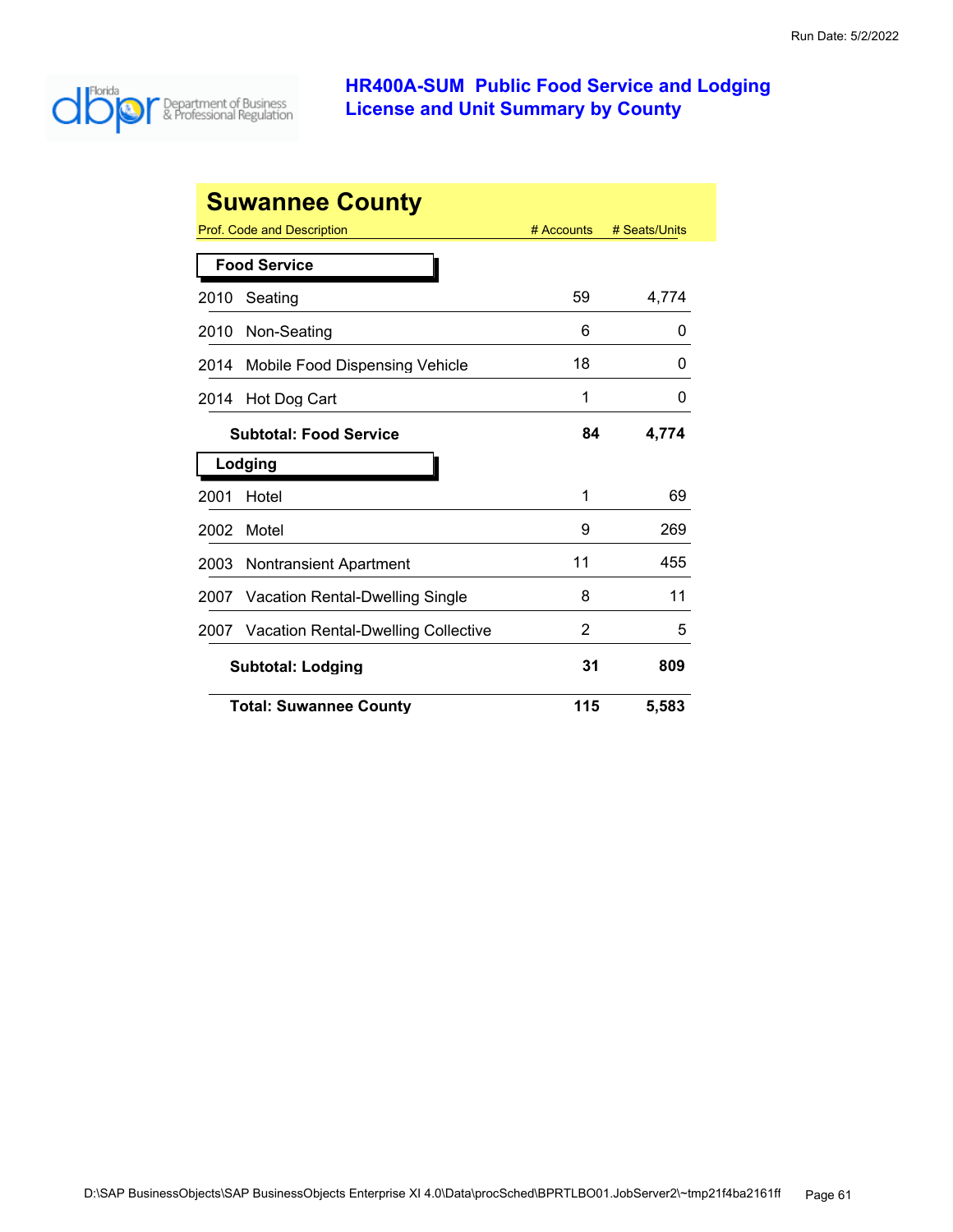# HR400A-SUM Public Food Service and Lodging License and Unit Summary by County

Run Date: 5/2/2022

## Suwannee County

| Prof. Code and Description | # Accounts | # Seats/Units |
|---|---|---|
| **Food Service** | | |
| 2010 Seating | 59 | 4,774 |
| 2010 Non-Seating | 6 | 0 |
| 2014 Mobile Food Dispensing Vehicle | 18 | 0 |
| 2014 Hot Dog Cart | 1 | 0 |
| **Subtotal: Food Service** | **84** | **4,774** |
| **Lodging** | | |
| 2001 Hotel | 1 | 69 |
| 2002 Motel | 9 | 269 |
| 2003 Nontransient Apartment | 11 | 455 |
| 2007 Vacation Rental-Dwelling Single | 8 | 11 |
| 2007 Vacation Rental-Dwelling Collective | 2 | 5 |
| **Subtotal: Lodging** | **31** | **809** |
| **Total: Suwannee County** | **115** | **5,583** |

D:\SAP BusinessObjects\SAP BusinessObjects Enterprise XI 4.0\Data\procSched\BPRTLBO01.JobServer2\~tmp21f4ba2161ff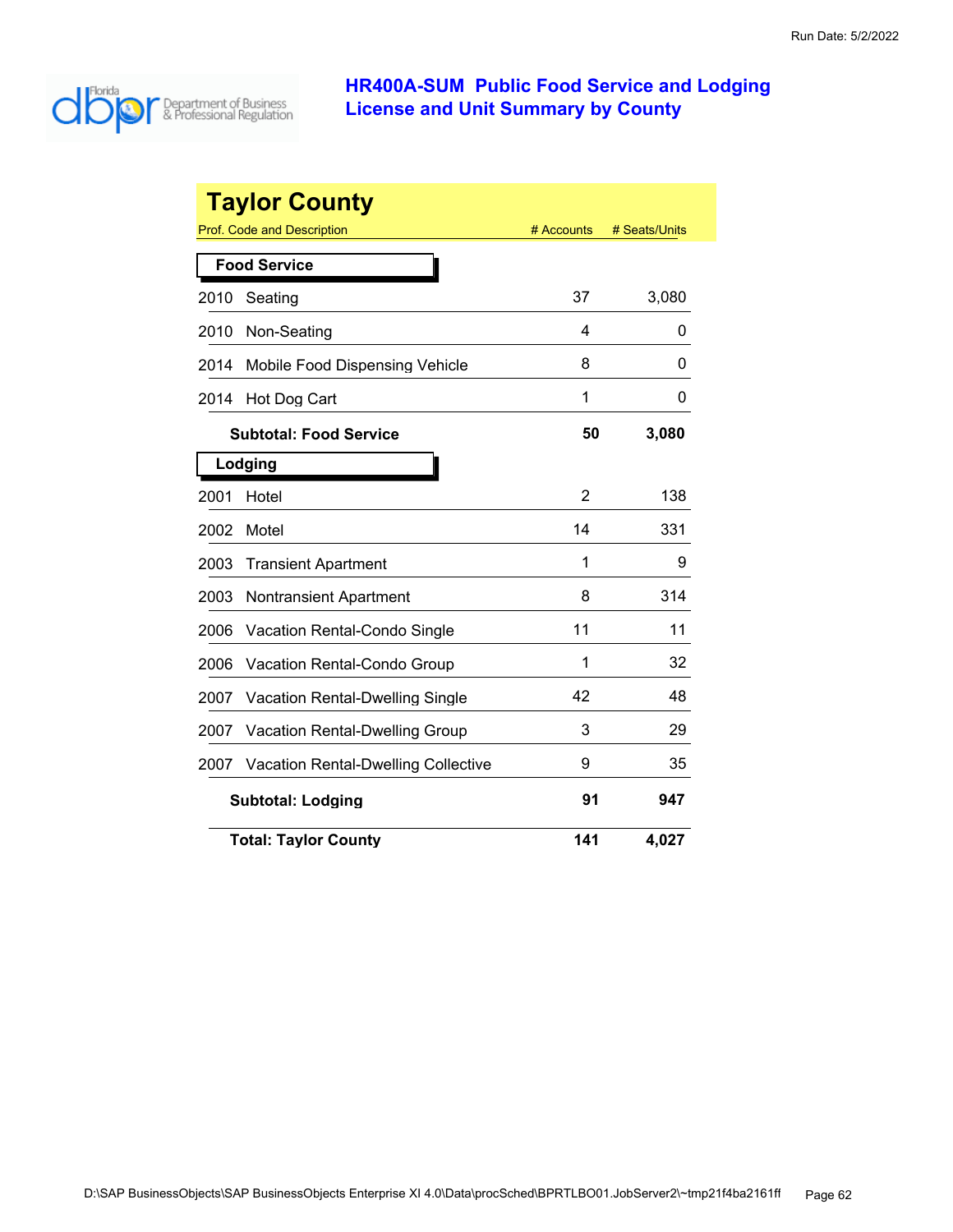# HR400A-SUM Public Food Service and Lodging License and Unit Summary by County

Run Date: 5/2/2022

## Taylor County

| Prof. Code and Description | | # Accounts | # Seats/Units |
|---|---|---|---|
| **Food Service** | | | |
| 2010 | Seating | 37 | 3,080 |
| 2010 | Non-Seating | 4 | 0 |
| 2014 | Mobile Food Dispensing Vehicle | 8 | 0 |
| 2014 | Hot Dog Cart | 1 | 0 |
| | **Subtotal: Food Service** | **50** | **3,080** |
| **Lodging** | | | |
| 2001 | Hotel | 2 | 138 |
| 2002 | Motel | 14 | 331 |
| 2003 | Transient Apartment | 1 | 9 |
| 2003 | Nontransient Apartment | 8 | 314 |
| 2006 | Vacation Rental-Condo Single | 11 | 11 |
| 2006 | Vacation Rental-Condo Group | 1 | 32 |
| 2007 | Vacation Rental-Dwelling Single | 42 | 48 |
| 2007 | Vacation Rental-Dwelling Group | 3 | 29 |
| 2007 | Vacation Rental-Dwelling Collective | 9 | 35 |
| | **Subtotal: Lodging** | **91** | **947** |
| | **Total: Taylor County** | **141** | **4,027** |

D:\SAP BusinessObjects\SAP BusinessObjects Enterprise XI 4.0\Data\procSched\BPRTLBO01.JobServer2\~tmp21f4ba2161ff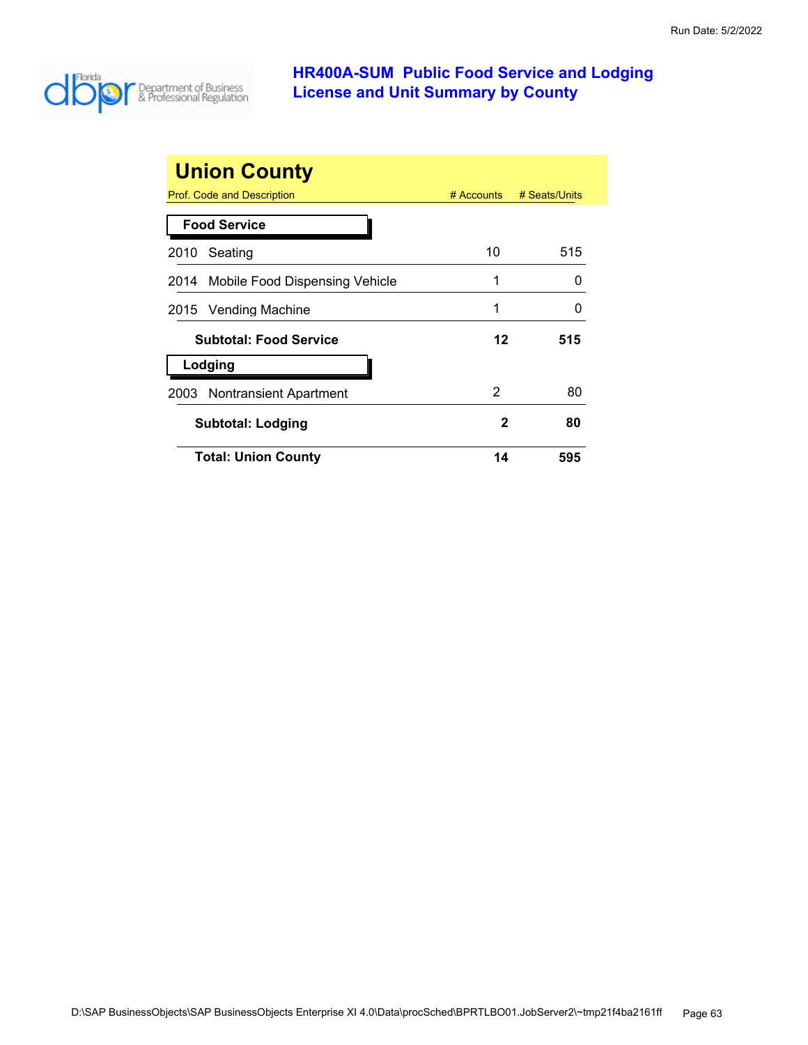# HR400A-SUM Public Food Service and Lodging License and Unit Summary by County

## Union County

| Prof. Code and Description | # Accounts | # Seats/Units |
|---|---|---|
| **Food Service** | | |
| 2010 Seating | 10 | 515 |
| 2014 Mobile Food Dispensing Vehicle | 1 | 0 |
| 2015 Vending Machine | 1 | 0 |
| **Subtotal: Food Service** | **12** | **515** |
| **Lodging** | | |
| 2003 Nontransient Apartment | 2 | 80 |
| **Subtotal: Lodging** | **2** | **80** |
| **Total: Union County** | **14** | **595** |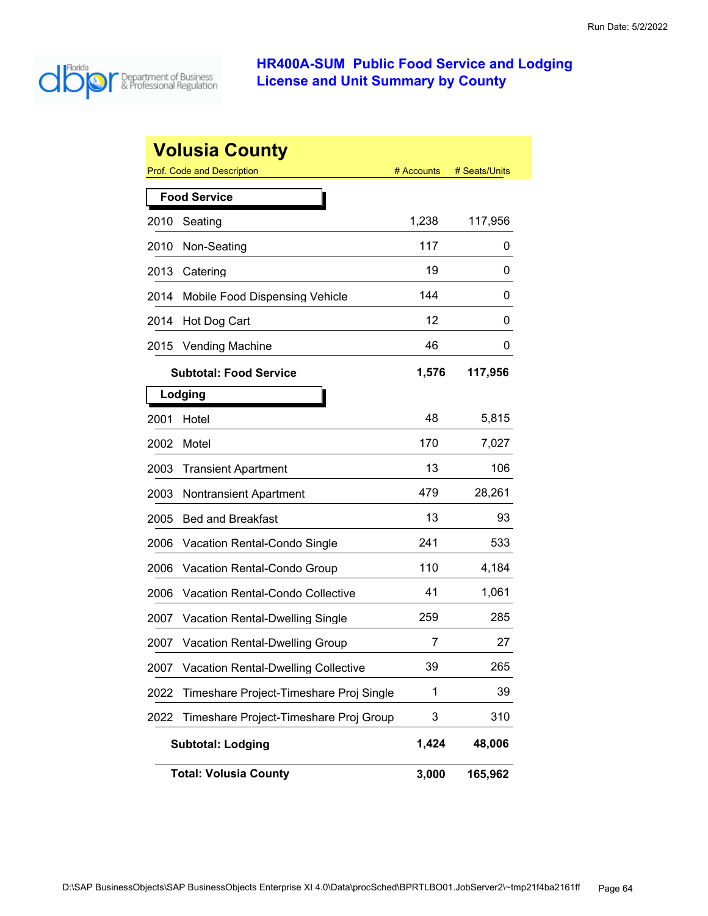# HR400A-SUM Public Food Service and Lodging License and Unit Summary by County

## Volusia County

| Prof. Code and Description | # Accounts | # Seats/Units |
|---|---|---|
| **Food Service** | | |
| 2010 Seating | 1,238 | 117,956 |
| 2010 Non-Seating | 117 | 0 |
| 2013 Catering | 19 | 0 |
| 2014 Mobile Food Dispensing Vehicle | 144 | 0 |
| 2014 Hot Dog Cart | 12 | 0 |
| 2015 Vending Machine | 46 | 0 |
| **Subtotal: Food Service** | **1,576** | **117,956** |
| **Lodging** | | |
| 2001 Hotel | 48 | 5,815 |
| 2002 Motel | 170 | 7,027 |
| 2003 Transient Apartment | 13 | 106 |
| 2003 Nontransient Apartment | 479 | 28,261 |
| 2005 Bed and Breakfast | 13 | 93 |
| 2006 Vacation Rental-Condo Single | 241 | 533 |
| 2006 Vacation Rental-Condo Group | 110 | 4,184 |
| 2006 Vacation Rental-Condo Collective | 41 | 1,061 |
| 2007 Vacation Rental-Dwelling Single | 259 | 285 |
| 2007 Vacation Rental-Dwelling Group | 7 | 27 |
| 2007 Vacation Rental-Dwelling Collective | 39 | 265 |
| 2022 Timeshare Project-Timeshare Proj Single | 1 | 39 |
| 2022 Timeshare Project-Timeshare Proj Group | 3 | 310 |
| **Subtotal: Lodging** | **1,424** | **48,006** |
| **Total: Volusia County** | **3,000** | **165,962** |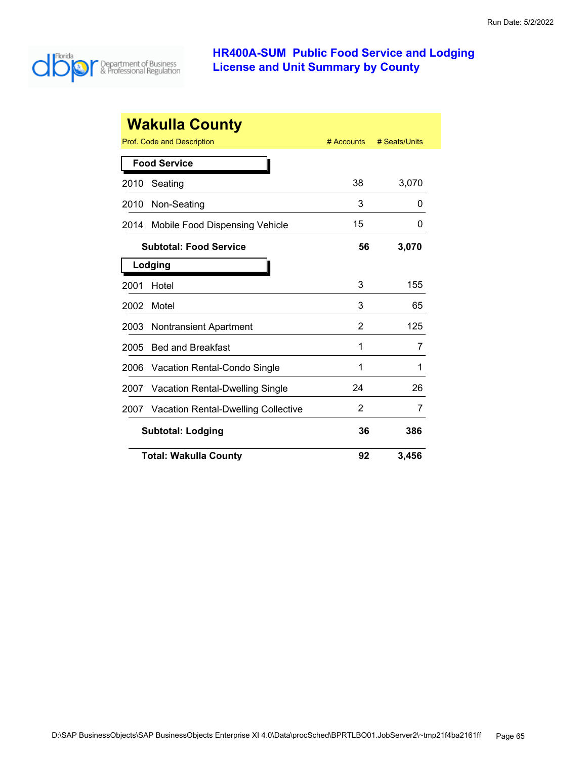# HR400A-SUM Public Food Service and Lodging License and Unit Summary by County

Run Date: 5/2/2022

## Wakulla County

| Prof. Code and Description | # Accounts | # Seats/Units |
|---|---|---|
| **Food Service** | | |
| 2010 Seating | 38 | 3,070 |
| 2010 Non-Seating | 3 | 0 |
| 2014 Mobile Food Dispensing Vehicle | 15 | 0 |
| **Subtotal: Food Service** | **56** | **3,070** |
| **Lodging** | | |
| 2001 Hotel | 3 | 155 |
| 2002 Motel | 3 | 65 |
| 2003 Nontransient Apartment | 2 | 125 |
| 2005 Bed and Breakfast | 1 | 7 |
| 2006 Vacation Rental-Condo Single | 1 | 1 |
| 2007 Vacation Rental-Dwelling Single | 24 | 26 |
| 2007 Vacation Rental-Dwelling Collective | 2 | 7 |
| **Subtotal: Lodging** | **36** | **386** |
| **Total: Wakulla County** | **92** | **3,456** |

D:\SAP BusinessObjects\SAP BusinessObjects Enterprise XI 4.0\Data\procSched\BPRTLBO01.JobServer2\~tmp21f4ba2161ff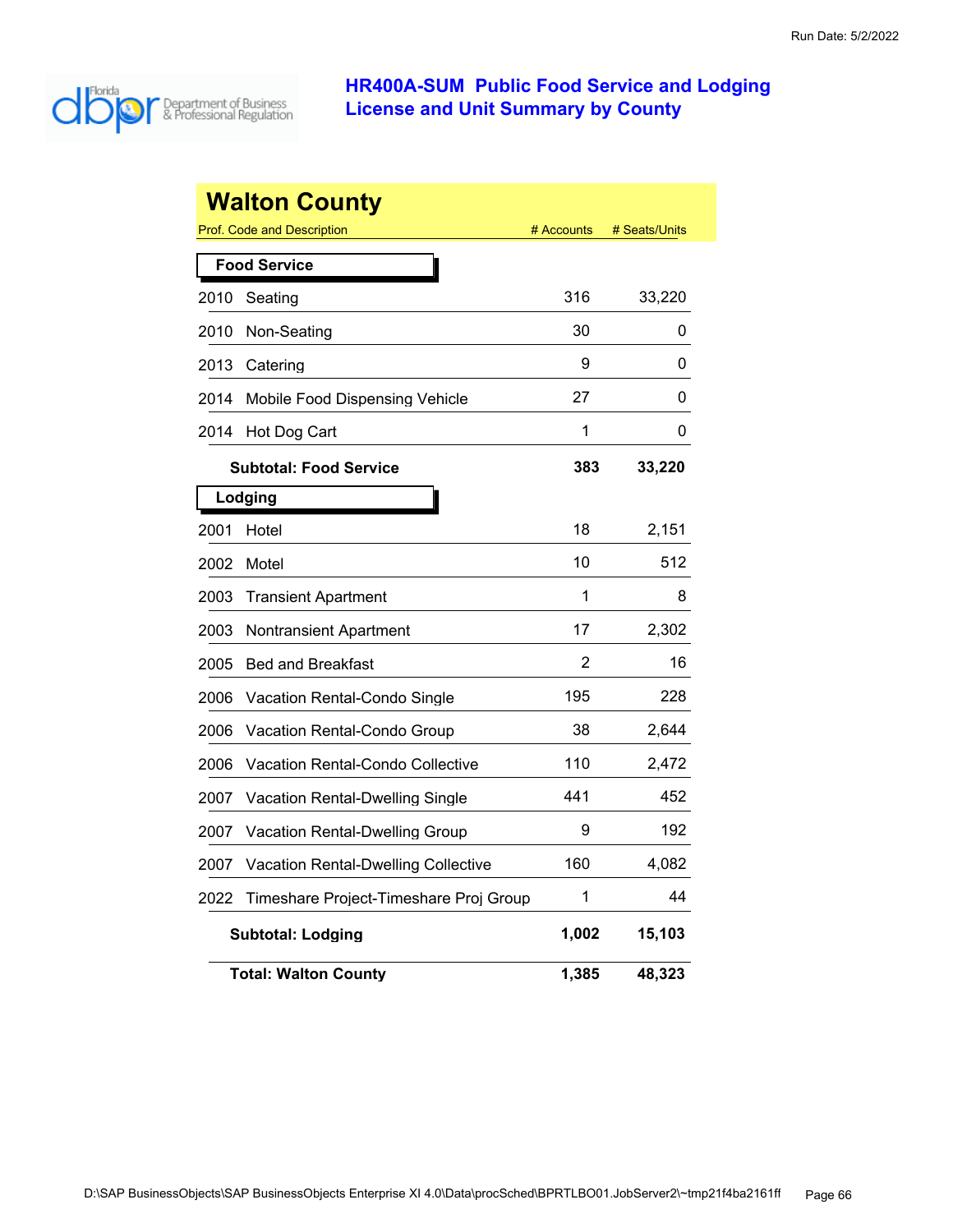# HR400A-SUM Public Food Service and Lodging License and Unit Summary by County

## Walton County

| Prof. Code and Description | # Accounts | # Seats/Units |
|---|---|---|
| **Food Service** | | |
| 2010 Seating | 316 | 33,220 |
| 2010 Non-Seating | 30 | 0 |
| 2013 Catering | 9 | 0 |
| 2014 Mobile Food Dispensing Vehicle | 27 | 0 |
| 2014 Hot Dog Cart | 1 | 0 |
| **Subtotal: Food Service** | **383** | **33,220** |
| **Lodging** | | |
| 2001 Hotel | 18 | 2,151 |
| 2002 Motel | 10 | 512 |
| 2003 Transient Apartment | 1 | 8 |
| 2003 Nontransient Apartment | 17 | 2,302 |
| 2005 Bed and Breakfast | 2 | 16 |
| 2006 Vacation Rental-Condo Single | 195 | 228 |
| 2006 Vacation Rental-Condo Group | 38 | 2,644 |
| 2006 Vacation Rental-Condo Collective | 110 | 2,472 |
| 2007 Vacation Rental-Dwelling Single | 441 | 452 |
| 2007 Vacation Rental-Dwelling Group | 9 | 192 |
| 2007 Vacation Rental-Dwelling Collective | 160 | 4,082 |
| 2022 Timeshare Project-Timeshare Proj Group | 1 | 44 |
| **Subtotal: Lodging** | **1,002** | **15,103** |
| **Total: Walton County** | **1,385** | **48,323** |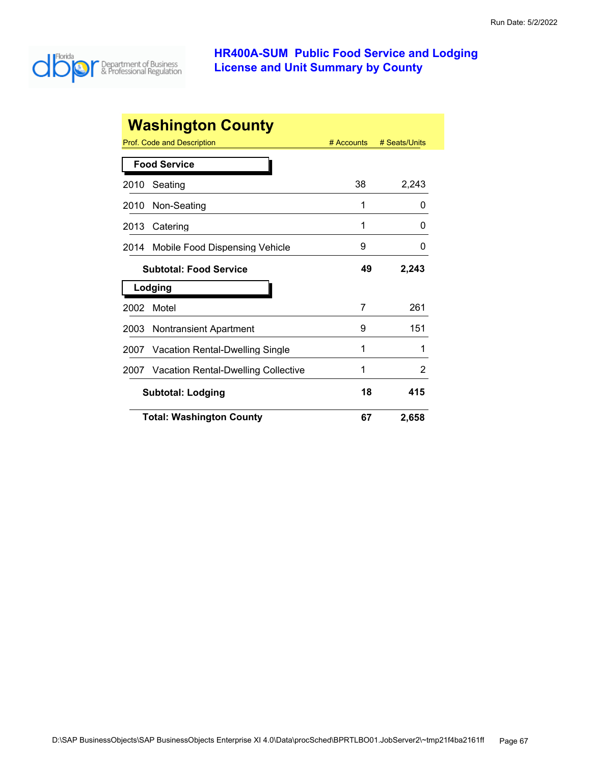Run Date: 5/2/2022

# HR400A-SUM Public Food Service and Lodging License and Unit Summary by County

## Washington County

| Prof. Code and Description | # Accounts | # Seats/Units |
|---|---|---|
| **Food Service** | | |
| 2010 Seating | 38 | 2,243 |
| 2010 Non-Seating | 1 | 0 |
| 2013 Catering | 1 | 0 |
| 2014 Mobile Food Dispensing Vehicle | 9 | 0 |
| **Subtotal: Food Service** | **49** | **2,243** |
| **Lodging** | | |
| 2002 Motel | 7 | 261 |
| 2003 Nontransient Apartment | 9 | 151 |
| 2007 Vacation Rental-Dwelling Single | 1 | 1 |
| 2007 Vacation Rental-Dwelling Collective | 1 | 2 |
| **Subtotal: Lodging** | **18** | **415** |
| **Total: Washington County** | **67** | **2,658** |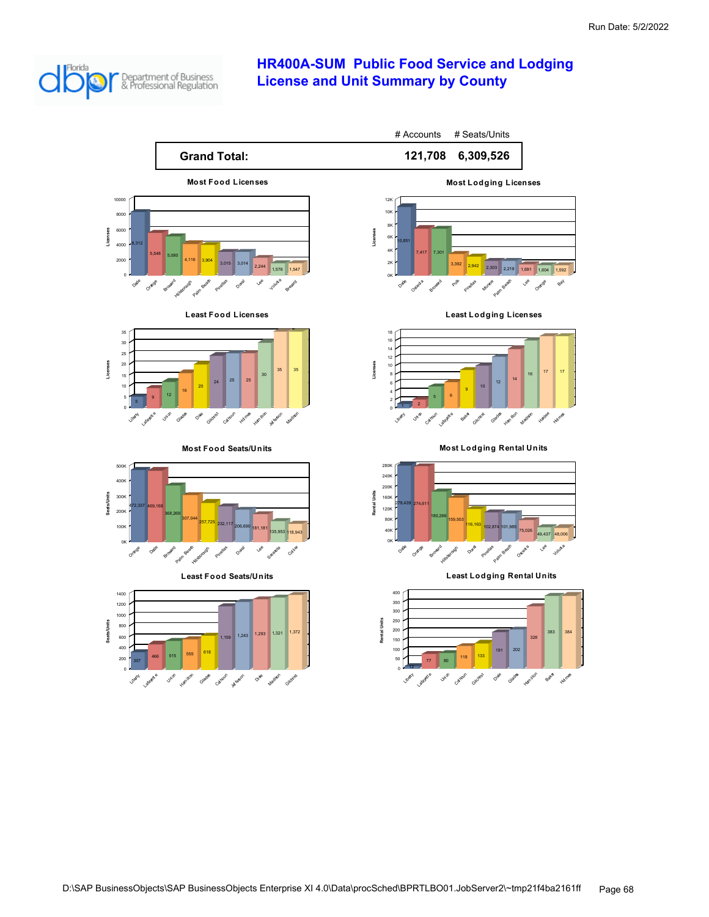Run Date: 5/2/2022

# HR400A-SUM Public Food Service and Lodging License and Unit Summary by County

| | # Accounts | # Seats/Units |
|---|---|---|
| **Grand Total:** | **121,708** | **6,309,526** |

**Most Food Licenses**

Licenses

10000
8000
6000
4000
2000
0

Dade 8,312
Orange 5,548
Broward 5,080
Hillsborough 4,116
Palm Beach 3,904
Pinellas 3,015
Duval 3,014
Lee 2,244
Volusia 1,576
Brevard 1,547

**Most Lodging Licenses**

Licenses

12K
10K
8K
6K
4K
2K
0K

Dade 10,851
Osceola 7,417
Broward 7,301
Polk 3,392
Pinellas 2,942
Monroe 2,303
Palm Beach 2,219
Lee 1,691
Orange 1,604
Bay 1,592

**Least Food Licenses**

Licenses

35
30
25
20
15
10
5
0

Liberty 5
Lafayette 9
Union 12
Glades 16
Dixie 20
Gilchrist 24
Calhoun 25
Holmes 25
Hamilton 30
Jefferson 35
Madison 35

**Least Lodging Licenses**

Licenses

18
16
14
12
10
8
6
4
2
0

Liberty 1
Union 2
Calhoun 5
Lafayette 6
Baker 9
Gilchrist 10
Glades 12
Hamilton 14
Madison 16
Hardee 17
Holmes 17

**Most Food Seats/Units**

Seats/Units

500K
400K
300K
200K
100K
0K

Orange 472,337
Dade 469,168
Broward 368,269
Palm Beach 307,044
Hillsborough 257,725
Pinellas 232,117
Duval 206,690
Lee 181,181
Sarasota 135,953
Collier 118,943

**Most Lodging Rental Units**

Rental Units

280K
240K
200K
160K
120K
80K
40K
0K

Dade 278,439
Orange 274,611
Broward 180,266
Hillsborough 159,503
Duval 116,163
Pinellas 102,874
Palm Beach 101,985
Osceola 75,026
Lee 49,437
Volusia 48,006

**Least Food Seats/Units**

Seats/Units

1400
1200
1000
800
600
400
200
0

Liberty 307
Lafayette 466
Union 515
Hamilton 555
Glades 618
Calhoun 1,159
Jefferson 1,243
Dixie 1,293
Madison 1,321
Gilchrist 1,372

**Least Lodging Rental Units**

Rental Units

400
350
300
250
200
150
100
50
0

Liberty 12
Lafayette 77
Union 80
Calhoun 118
Gilchrist 133
Dixie 191
Glades 202
Hamilton 328
Baker 383
Holmes 384

D:\SAP BusinessObjects\SAP BusinessObjects Enterprise XI 4.0\Data\procSched\BPRTLBO01.JobServer2\~tmp21f4ba2161ff